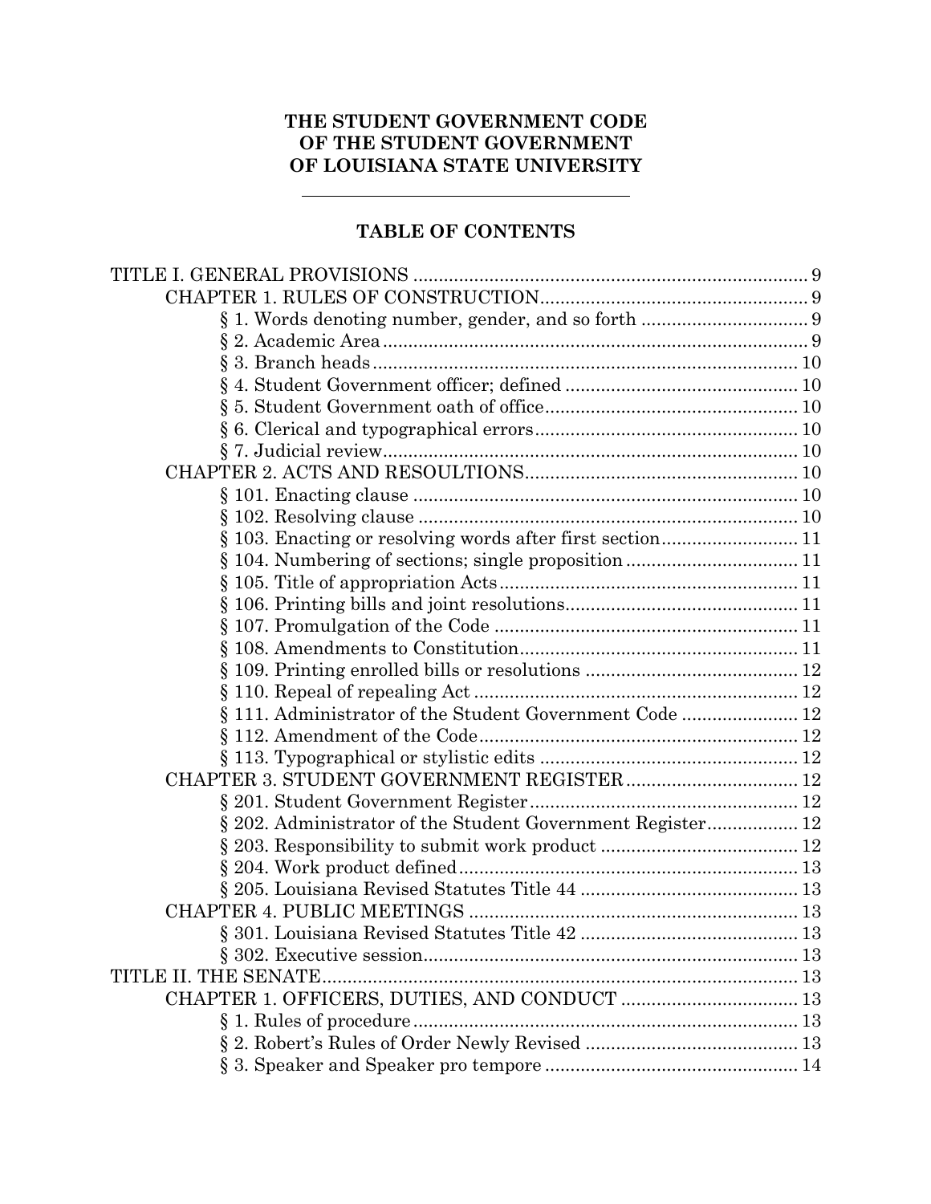# THE STUDENT GOVERNMENT CODE OF THE STUDENT GOVERNMENT OF LOUISIANA STATE UNIVERSITY

---

## TABLE OF CONTENTS

TITLE I. GENERAL PROVISIONS ........................................ 9
- CHAPTER 1. RULES OF CONSTRUCTION ........................................ 9
  - § 1. Words denoting number, gender, and so forth ........................................ 9
  - § 2. Academic Area ........................................ 9
  - § 3. Branch heads ........................................ 10
  - § 4. Student Government officer; defined ........................................ 10
  - § 5. Student Government oath of office ........................................ 10
  - § 6. Clerical and typographical errors ........................................ 10
  - § 7. Judicial review ........................................ 10
- CHAPTER 2. ACTS AND RESOULTIONS ........................................ 10
  - § 101. Enacting clause ........................................ 10
  - § 102. Resolving clause ........................................ 10
  - § 103. Enacting or resolving words after first section ........................................ 11
  - § 104. Numbering of sections; single proposition ........................................ 11
  - § 105. Title of appropriation Acts ........................................ 11
  - § 106. Printing bills and joint resolutions ........................................ 11
  - § 107. Promulgation of the Code ........................................ 11
  - § 108. Amendments to Constitution ........................................ 11
  - § 109. Printing enrolled bills or resolutions ........................................ 12
  - § 110. Repeal of repealing Act ........................................ 12
  - § 111. Administrator of the Student Government Code ........................................ 12
  - § 112. Amendment of the Code ........................................ 12
  - § 113. Typographical or stylistic edits ........................................ 12
- CHAPTER 3. STUDENT GOVERNMENT REGISTER ........................................ 12
  - § 201. Student Government Register ........................................ 12
  - § 202. Administrator of the Student Government Register ........................................ 12
  - § 203. Responsibility to submit work product ........................................ 12
  - § 204. Work product defined ........................................ 13
  - § 205. Louisiana Revised Statutes Title 44 ........................................ 13
- CHAPTER 4. PUBLIC MEETINGS ........................................ 13
  - § 301. Louisiana Revised Statutes Title 42 ........................................ 13
  - § 302. Executive session ........................................ 13

TITLE II. THE SENATE ........................................ 13
- CHAPTER 1. OFFICERS, DUTIES, AND CONDUCT ........................................ 13
  - § 1. Rules of procedure ........................................ 13
  - § 2. Robert's Rules of Order Newly Revised ........................................ 13
  - § 3. Speaker and Speaker pro tempore ........................................ 14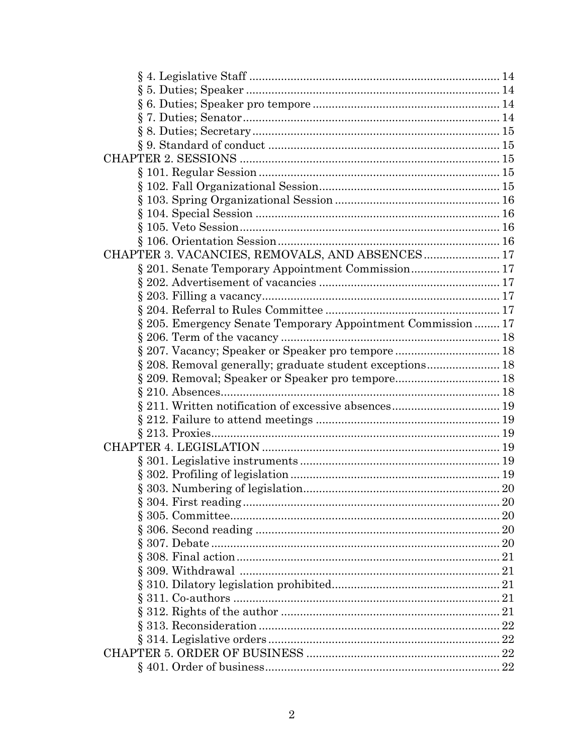§ 4. Legislative Staff ........................................................................... 14
§ 5. Duties; Speaker ............................................................................ 14
§ 6. Duties; Speaker pro tempore ........................................................ 14
§ 7. Duties; Senator.............................................................................. 14
§ 8. Duties; Secretary........................................................................... 15
§ 9. Standard of conduct ...................................................................... 15

CHAPTER 2. SESSIONS ............................................................................... 15
§ 101. Regular Session .......................................................................... 15
§ 102. Fall Organizational Session........................................................ 15
§ 103. Spring Organizational Session .................................................... 16
§ 104. Special Session ............................................................................ 16
§ 105. Veto Session................................................................................. 16
§ 106. Orientation Session...................................................................... 16

CHAPTER 3. VACANCIES, REMOVALS, AND ABSENCES ....................... 17
§ 201. Senate Temporary Appointment Commission............................ 17
§ 202. Advertisement of vacancies ........................................................ 17
§ 203. Filling a vacancy.......................................................................... 17
§ 204. Referral to Rules Committee ...................................................... 17
§ 205. Emergency Senate Temporary Appointment Commission ........ 17
§ 206. Term of the vacancy .................................................................... 18
§ 207. Vacancy; Speaker or Speaker pro tempore ................................. 18
§ 208. Removal generally; graduate student exceptions....................... 18
§ 209. Removal; Speaker or Speaker pro tempore................................. 18
§ 210. Absences....................................................................................... 18
§ 211. Written notification of excessive absences.................................. 19
§ 212. Failure to attend meetings .......................................................... 19
§ 213. Proxies.......................................................................................... 19

CHAPTER 4. LEGISLATION ........................................................................ 19
§ 301. Legislative instruments .............................................................. 19
§ 302. Profiling of legislation ................................................................. 19
§ 303. Numbering of legislation............................................................. 20
§ 304. First reading ................................................................................ 20
§ 305. Committee.................................................................................... 20
§ 306. Second reading ............................................................................ 20
§ 307. Debate .......................................................................................... 20
§ 308. Final action.................................................................................. 21
§ 309. Withdrawal ................................................................................. 21
§ 310. Dilatory legislation prohibited.................................................... 21
§ 311. Co-authors ................................................................................... 21
§ 312. Rights of the author .................................................................... 21
§ 313. Reconsideration ........................................................................... 22
§ 314. Legislative orders ........................................................................ 22

CHAPTER 5. ORDER OF BUSINESS ........................................................... 22
§ 401. Order of business......................................................................... 22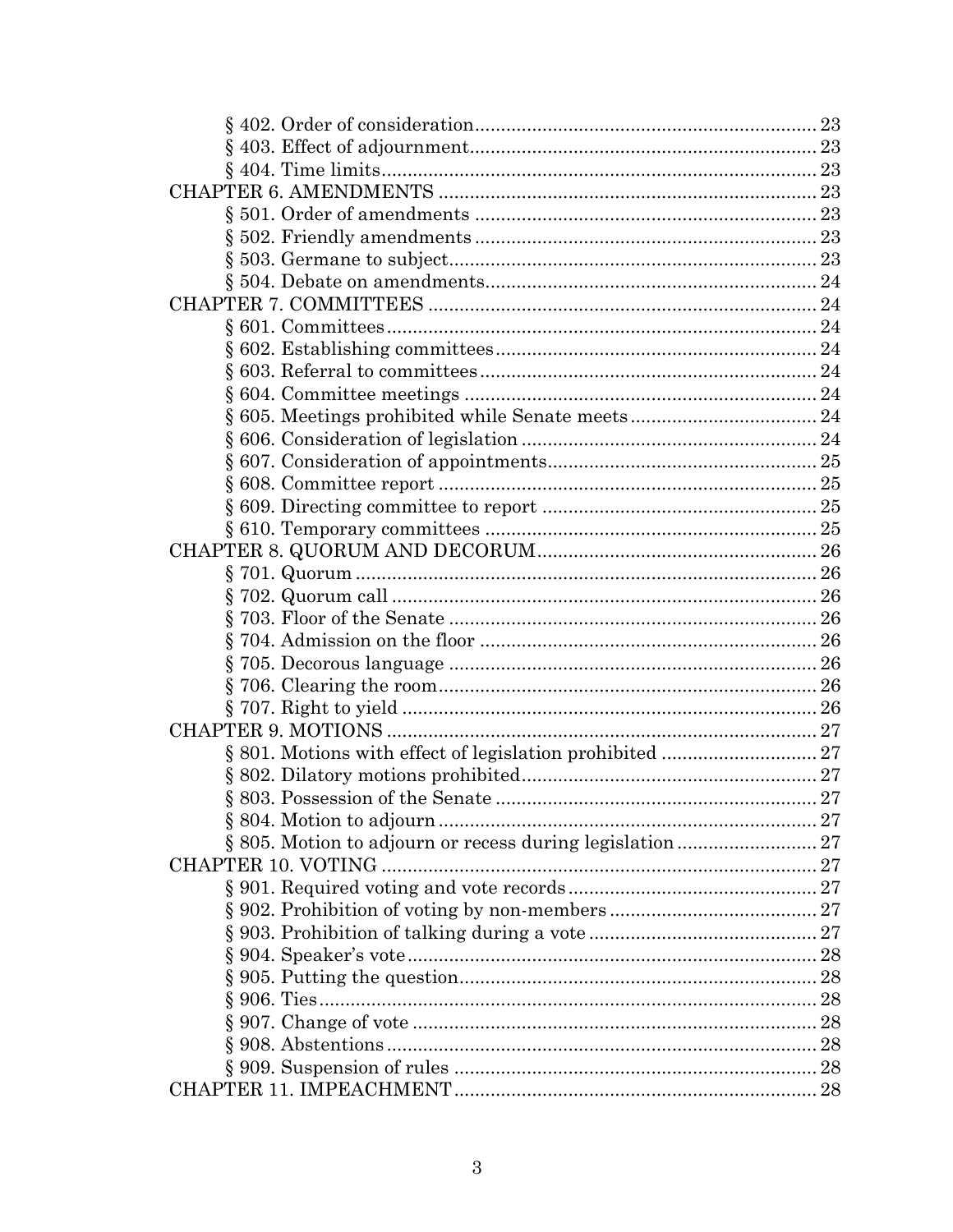§ 402. Order of consideration ........ 23
§ 403. Effect of adjournment ........ 23
§ 404. Time limits ........ 23

CHAPTER 6. AMENDMENTS ........ 23

§ 501. Order of amendments ........ 23
§ 502. Friendly amendments ........ 23
§ 503. Germane to subject ........ 23
§ 504. Debate on amendments ........ 24

CHAPTER 7. COMMITTEES ........ 24

§ 601. Committees ........ 24
§ 602. Establishing committees ........ 24
§ 603. Referral to committees ........ 24
§ 604. Committee meetings ........ 24
§ 605. Meetings prohibited while Senate meets ........ 24
§ 606. Consideration of legislation ........ 24
§ 607. Consideration of appointments ........ 25
§ 608. Committee report ........ 25
§ 609. Directing committee to report ........ 25
§ 610. Temporary committees ........ 25

CHAPTER 8. QUORUM AND DECORUM ........ 26

§ 701. Quorum ........ 26
§ 702. Quorum call ........ 26
§ 703. Floor of the Senate ........ 26
§ 704. Admission on the floor ........ 26
§ 705. Decorous language ........ 26
§ 706. Clearing the room ........ 26
§ 707. Right to yield ........ 26

CHAPTER 9. MOTIONS ........ 27

§ 801. Motions with effect of legislation prohibited ........ 27
§ 802. Dilatory motions prohibited ........ 27
§ 803. Possession of the Senate ........ 27
§ 804. Motion to adjourn ........ 27
§ 805. Motion to adjourn or recess during legislation ........ 27

CHAPTER 10. VOTING ........ 27

§ 901. Required voting and vote records ........ 27
§ 902. Prohibition of voting by non-members ........ 27
§ 903. Prohibition of talking during a vote ........ 27
§ 904. Speaker's vote ........ 28
§ 905. Putting the question ........ 28
§ 906. Ties ........ 28
§ 907. Change of vote ........ 28
§ 908. Abstentions ........ 28
§ 909. Suspension of rules ........ 28

CHAPTER 11. IMPEACHMENT ........ 28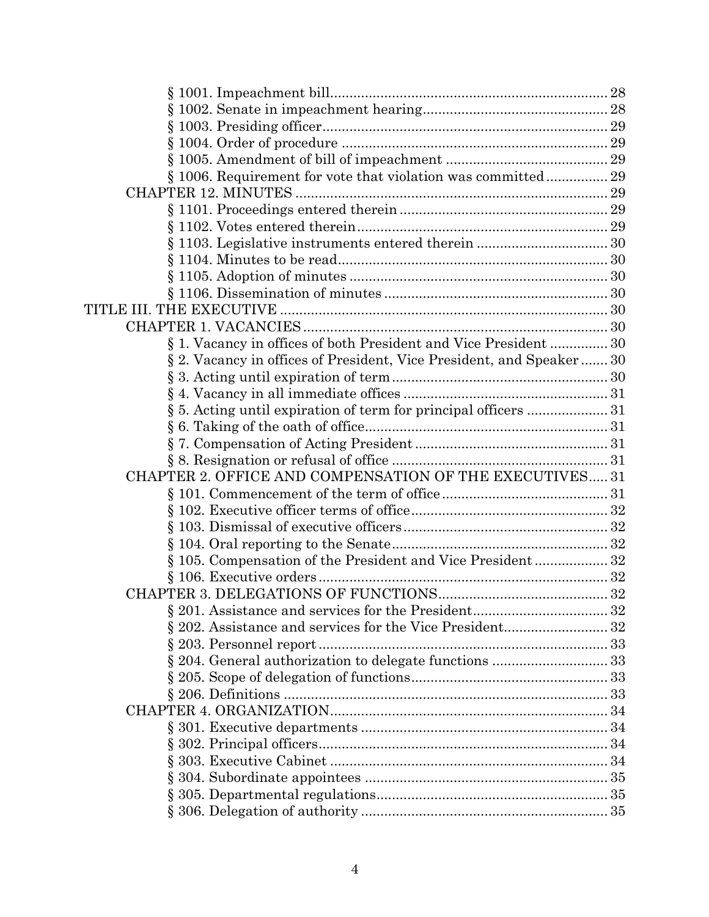- § 1001. Impeachment bill ........ 28
- § 1002. Senate in impeachment hearing ........ 28
- § 1003. Presiding officer ........ 29
- § 1004. Order of procedure ........ 29
- § 1005. Amendment of bill of impeachment ........ 29
- § 1006. Requirement for vote that violation was committed ........ 29

CHAPTER 12. MINUTES ........ 29

- § 1101. Proceedings entered therein ........ 29
- § 1102. Votes entered therein ........ 29
- § 1103. Legislative instruments entered therein ........ 30
- § 1104. Minutes to be read ........ 30
- § 1105. Adoption of minutes ........ 30
- § 1106. Dissemination of minutes ........ 30

TITLE III. THE EXECUTIVE ........ 30

CHAPTER 1. VACANCIES ........ 30

- § 1. Vacancy in offices of both President and Vice President ........ 30
- § 2. Vacancy in offices of President, Vice President, and Speaker ........ 30
- § 3. Acting until expiration of term ........ 30
- § 4. Vacancy in all immediate offices ........ 31
- § 5. Acting until expiration of term for principal officers ........ 31
- § 6. Taking of the oath of office ........ 31
- § 7. Compensation of Acting President ........ 31
- § 8. Resignation or refusal of office ........ 31

CHAPTER 2. OFFICE AND COMPENSATION OF THE EXECUTIVES ........ 31

- § 101. Commencement of the term of office ........ 31
- § 102. Executive officer terms of office ........ 32
- § 103. Dismissal of executive officers ........ 32
- § 104. Oral reporting to the Senate ........ 32
- § 105. Compensation of the President and Vice President ........ 32
- § 106. Executive orders ........ 32

CHAPTER 3. DELEGATIONS OF FUNCTIONS ........ 32

- § 201. Assistance and services for the President ........ 32
- § 202. Assistance and services for the Vice President ........ 32
- § 203. Personnel report ........ 33
- § 204. General authorization to delegate functions ........ 33
- § 205. Scope of delegation of functions ........ 33
- § 206. Definitions ........ 33

CHAPTER 4. ORGANIZATION ........ 34

- § 301. Executive departments ........ 34
- § 302. Principal officers ........ 34
- § 303. Executive Cabinet ........ 34
- § 304. Subordinate appointees ........ 35
- § 305. Departmental regulations ........ 35
- § 306. Delegation of authority ........ 35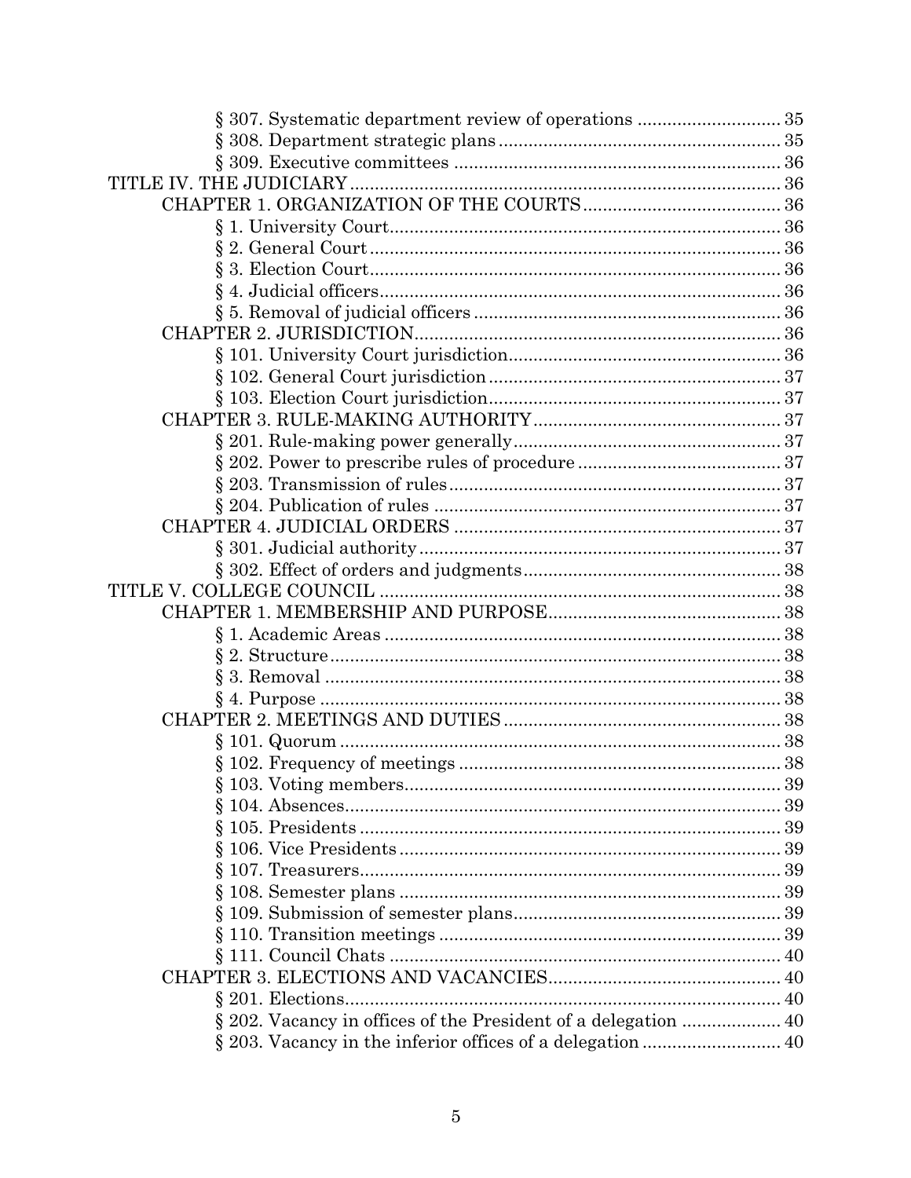§ 307. Systematic department review of operations ............................ 35
§ 308. Department strategic plans ........................................................ 35
§ 309. Executive committees ................................................................. 36
TITLE IV. THE JUDICIARY ...................................................................................... 36
CHAPTER 1. ORGANIZATION OF THE COURTS ........................................ 36
§ 1. University Court .............................................................................. 36
§ 2. General Court .................................................................................. 36
§ 3. Election Court .................................................................................. 36
§ 4. Judicial officers ................................................................................ 36
§ 5. Removal of judicial officers ............................................................. 36
CHAPTER 2. JURISDICTION .......................................................................... 36
§ 101. University Court jurisdiction ....................................................... 36
§ 102. General Court jurisdiction ........................................................... 37
§ 103. Election Court jurisdiction ........................................................... 37
CHAPTER 3. RULE-MAKING AUTHORITY .................................................. 37
§ 201. Rule-making power generally ...................................................... 37
§ 202. Power to prescribe rules of procedure ......................................... 37
§ 203. Transmission of rules .................................................................. 37
§ 204. Publication of rules ...................................................................... 37
CHAPTER 4. JUDICIAL ORDERS .................................................................. 37
§ 301. Judicial authority ......................................................................... 37
§ 302. Effect of orders and judgments .................................................... 38
TITLE V. COLLEGE COUNCIL ................................................................................ 38
CHAPTER 1. MEMBERSHIP AND PURPOSE ............................................... 38
§ 1. Academic Areas ................................................................................ 38
§ 2. Structure ........................................................................................... 38
§ 3. Removal ............................................................................................ 38
§ 4. Purpose ............................................................................................. 38
CHAPTER 2. MEETINGS AND DUTIES ........................................................ 38
§ 101. Quorum ......................................................................................... 38
§ 102. Frequency of meetings ................................................................. 38
§ 103. Voting members ............................................................................ 39
§ 104. Absences ....................................................................................... 39
§ 105. Presidents ..................................................................................... 39
§ 106. Vice Presidents ............................................................................. 39
§ 107. Treasurers ..................................................................................... 39
§ 108. Semester plans ............................................................................. 39
§ 109. Submission of semester plans ...................................................... 39
§ 110. Transition meetings ..................................................................... 39
§ 111. Council Chats ............................................................................... 40
CHAPTER 3. ELECTIONS AND VACANCIES ................................................ 40
§ 201. Elections ........................................................................................ 40
§ 202. Vacancy in offices of the President of a delegation .................... 40
§ 203. Vacancy in the inferior offices of a delegation ............................ 40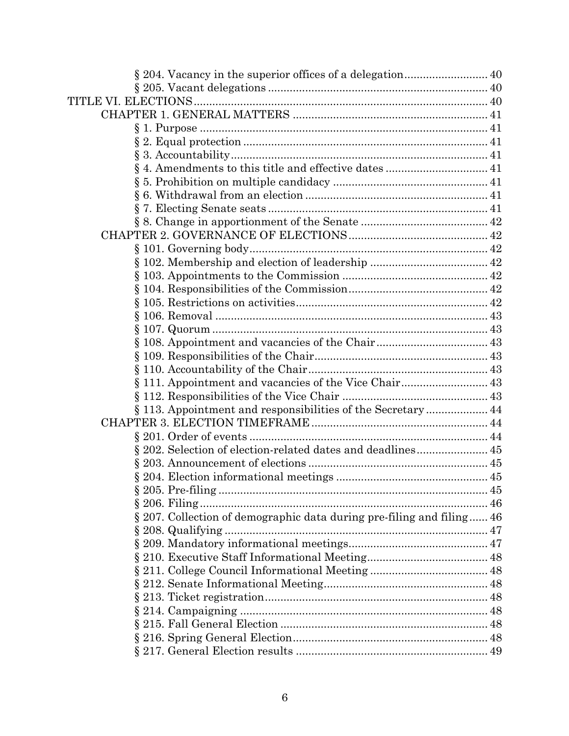§ 204. Vacancy in the superior offices of a delegation .......................... 40
§ 205. Vacant delegations ...................................................................... 40

TITLE VI. ELECTIONS ............................................................................. 40

CHAPTER 1. GENERAL MATTERS ............................................................. 41

§ 1. Purpose ........................................................................................ 41
§ 2. Equal protection .............................................................................. 41
§ 3. Accountability .................................................................................. 41
§ 4. Amendments to this title and effective dates ................................ 41
§ 5. Prohibition on multiple candidacy ................................................. 41
§ 6. Withdrawal from an election .......................................................... 41
§ 7. Electing Senate seats ...................................................................... 41
§ 8. Change in apportionment of the Senate ......................................... 42

CHAPTER 2. GOVERNANCE OF ELECTIONS ............................................ 42

§ 101. Governing body ............................................................................ 42
§ 102. Membership and election of leadership ...................................... 42
§ 103. Appointments to the Commission .............................................. 42
§ 104. Responsibilities of the Commission ............................................ 42
§ 105. Restrictions on activities ............................................................. 42
§ 106. Removal ....................................................................................... 43
§ 107. Quorum ........................................................................................ 43
§ 108. Appointment and vacancies of the Chair .................................... 43
§ 109. Responsibilities of the Chair ........................................................ 43
§ 110. Accountability of the Chair .......................................................... 43
§ 111. Appointment and vacancies of the Vice Chair ............................ 43
§ 112. Responsibilities of the Vice Chair ............................................... 43
§ 113. Appointment and responsibilities of the Secretary .................... 44

CHAPTER 3. ELECTION TIMEFRAME ........................................................ 44

§ 201. Order of events ............................................................................ 44
§ 202. Selection of election-related dates and deadlines ....................... 45
§ 203. Announcement of elections .......................................................... 45
§ 204. Election informational meetings ................................................. 45
§ 205. Pre-filing ...................................................................................... 45
§ 206. Filing ............................................................................................ 46
§ 207. Collection of demographic data during pre-filing and filing ...... 46
§ 208. Qualifying .................................................................................... 47
§ 209. Mandatory informational meetings ............................................. 47
§ 210. Executive Staff Informational Meeting ....................................... 48
§ 211. College Council Informational Meeting ...................................... 48
§ 212. Senate Informational Meeting ..................................................... 48
§ 213. Ticket registration ....................................................................... 48
§ 214. Campaigning ................................................................................ 48
§ 215. Fall General Election ................................................................... 48
§ 216. Spring General Election ............................................................... 48
§ 217. General Election results .............................................................. 49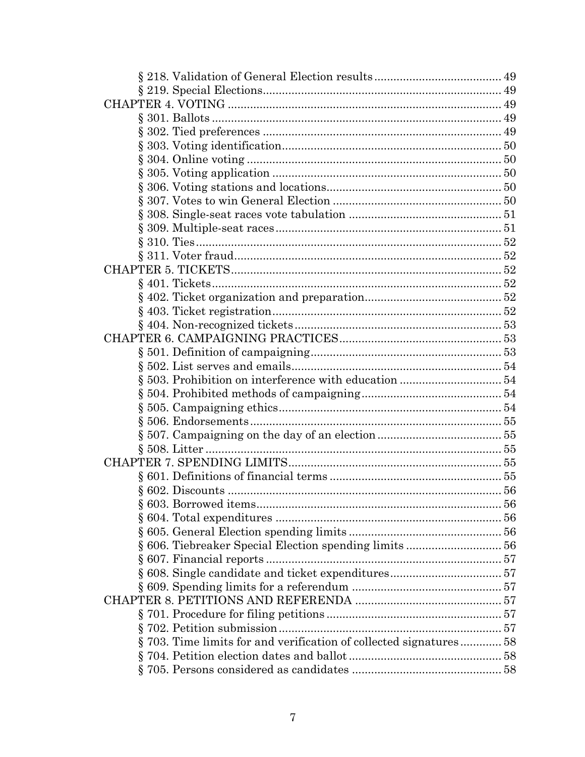§ 218. Validation of General Election results ........................................ 49
§ 219. Special Elections........................................................................ 49
CHAPTER 4. VOTING ..................................................................................... 49
§ 301. Ballots ........................................................................................ 49
§ 302. Tied preferences ........................................................................ 49
§ 303. Voting identification.................................................................... 50
§ 304. Online voting .............................................................................. 50
§ 305. Voting application ...................................................................... 50
§ 306. Voting stations and locations...................................................... 50
§ 307. Votes to win General Election .................................................... 50
§ 308. Single-seat races vote tabulation ............................................... 51
§ 309. Multiple-seat races...................................................................... 51
§ 310. Ties.............................................................................................. 52
§ 311. Voter fraud.................................................................................. 52
CHAPTER 5. TICKETS.................................................................................... 52
§ 401. Tickets......................................................................................... 52
§ 402. Ticket organization and preparation.......................................... 52
§ 403. Ticket registration...................................................................... 52
§ 404. Non-recognized tickets ............................................................... 53
CHAPTER 6. CAMPAIGNING PRACTICES.................................................. 53
§ 501. Definition of campaigning........................................................... 53
§ 502. List serves and emails................................................................ 54
§ 503. Prohibition on interference with education ............................... 54
§ 504. Prohibited methods of campaigning........................................... 54
§ 505. Campaigning ethics.................................................................... 54
§ 506. Endorsements............................................................................. 55
§ 507. Campaigning on the day of an election ...................................... 55
§ 508. Litter ........................................................................................... 55
CHAPTER 7. SPENDING LIMITS................................................................. 55
§ 601. Definitions of financial terms ..................................................... 55
§ 602. Discounts .................................................................................... 56
§ 603. Borrowed items........................................................................... 56
§ 604. Total expenditures ..................................................................... 56
§ 605. General Election spending limits ............................................... 56
§ 606. Tiebreaker Special Election spending limits ............................. 56
§ 607. Financial reports ........................................................................ 57
§ 608. Single candidate and ticket expenditures.................................. 57
§ 609. Spending limits for a referendum .............................................. 57
CHAPTER 8. PETITIONS AND REFERENDA .............................................. 57
§ 701. Procedure for filing petitions...................................................... 57
§ 702. Petition submission.................................................................... 57
§ 703. Time limits for and verification of collected signatures............ 58
§ 704. Petition election dates and ballot............................................... 58
§ 705. Persons considered as candidates .............................................. 58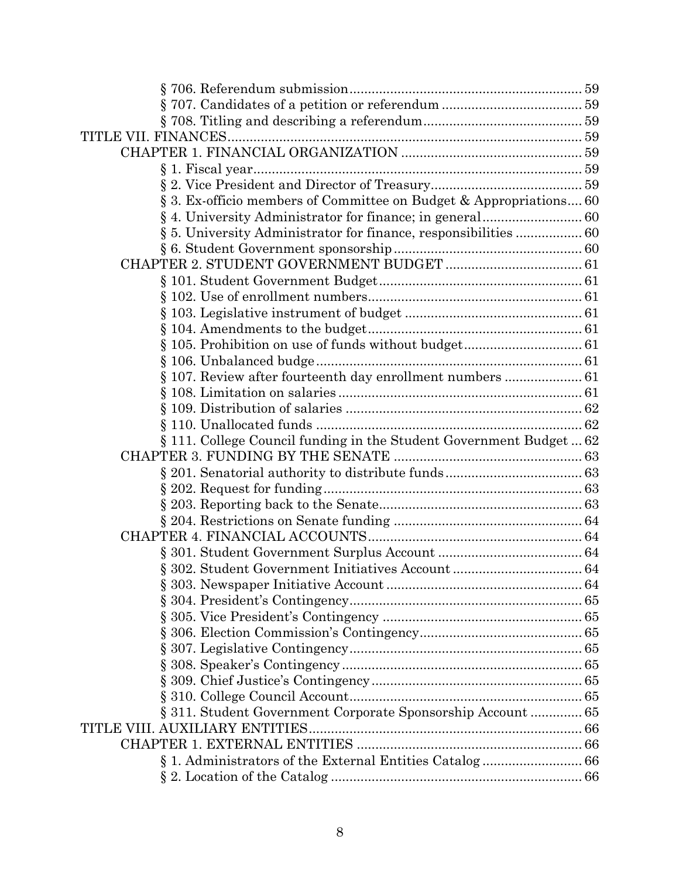§ 706. Referendum submission .............................................................. 59
§ 707. Candidates of a petition or referendum ...................................... 59
§ 708. Titling and describing a referendum .......................................... 59

TITLE VII. FINANCES ............................................................................... 59

CHAPTER 1. FINANCIAL ORGANIZATION ................................................ 59

§ 1. Fiscal year ........................................................................................ 59
§ 2. Vice President and Director of Treasury ......................................... 59
§ 3. Ex-officio members of Committee on Budget & Appropriations .... 60
§ 4. University Administrator for finance; in general ........................... 60
§ 5. University Administrator for finance, responsibilities .................. 60
§ 6. Student Government sponsorship .................................................. 60

CHAPTER 2. STUDENT GOVERNMENT BUDGET ..................................... 61

§ 101. Student Government Budget ...................................................... 61
§ 102. Use of enrollment numbers .......................................................... 61
§ 103. Legislative instrument of budget ................................................ 61
§ 104. Amendments to the budget .......................................................... 61
§ 105. Prohibition on use of funds without budget ................................ 61
§ 106. Unbalanced budge ....................................................................... 61
§ 107. Review after fourteenth day enrollment numbers ...................... 61
§ 108. Limitation on salaries ................................................................. 61
§ 109. Distribution of salaries ............................................................... 62
§ 110. Unallocated funds ....................................................................... 62
§ 111. College Council funding in the Student Government Budget ... 62

CHAPTER 3. FUNDING BY THE SENATE ................................................. 63

§ 201. Senatorial authority to distribute funds ..................................... 63
§ 202. Request for funding ..................................................................... 63
§ 203. Reporting back to the Senate ...................................................... 63
§ 204. Restrictions on Senate funding .................................................. 64

CHAPTER 4. FINANCIAL ACCOUNTS ........................................................ 64

§ 301. Student Government Surplus Account ....................................... 64
§ 302. Student Government Initiatives Account ................................... 64
§ 303. Newspaper Initiative Account ..................................................... 64
§ 304. President's Contingency .............................................................. 65
§ 305. Vice President's Contingency ...................................................... 65
§ 306. Election Commission's Contingency ........................................... 65
§ 307. Legislative Contingency .............................................................. 65
§ 308. Speaker's Contingency ................................................................ 65
§ 309. Chief Justice's Contingency ........................................................ 65
§ 310. College Council Account .............................................................. 65
§ 311. Student Government Corporate Sponsorship Account ............. 65

TITLE VIII. AUXILIARY ENTITIES ........................................................... 66

CHAPTER 1. EXTERNAL ENTITIES ........................................................... 66

§ 1. Administrators of the External Entities Catalog ........................... 66
§ 2. Location of the Catalog .................................................................... 66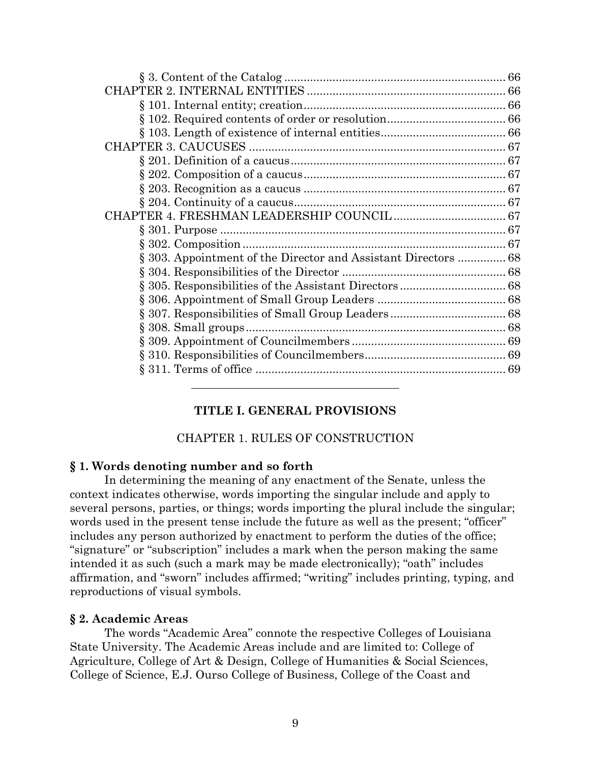§ 3. Content of the Catalog ........................................................................ 66

CHAPTER 2. INTERNAL ENTITIES ............................................................. 66

§ 101. Internal entity; creation.............................................................. 66

§ 102. Required contents of order or resolution..................................... 66

§ 103. Length of existence of internal entities....................................... 66

CHAPTER 3. CAUCUSES ................................................................................ 67

§ 201. Definition of a caucus.................................................................. 67

§ 202. Composition of a caucus.............................................................. 67

§ 203. Recognition as a caucus .............................................................. 67

§ 204. Continuity of a caucus................................................................. 67

CHAPTER 4. FRESHMAN LEADERSHIP COUNCIL ................................... 67

§ 301. Purpose ........................................................................................ 67

§ 302. Composition ................................................................................. 67

§ 303. Appointment of the Director and Assistant Directors ............... 68

§ 304. Responsibilities of the Director ................................................... 68

§ 305. Responsibilities of the Assistant Directors ................................. 68

§ 306. Appointment of Small Group Leaders ........................................ 68

§ 307. Responsibilities of Small Group Leaders .................................... 68

§ 308. Small groups ................................................................................ 68

§ 309. Appointment of Councilmembers ................................................ 69

§ 310. Responsibilities of Councilmembers ............................................ 69

§ 311. Terms of office ............................................................................. 69

---

# TITLE I. GENERAL PROVISIONS

## CHAPTER 1. RULES OF CONSTRUCTION

### § 1. Words denoting number and so forth

In determining the meaning of any enactment of the Senate, unless the context indicates otherwise, words importing the singular include and apply to several persons, parties, or things; words importing the plural include the singular; words used in the present tense include the future as well as the present; "officer" includes any person authorized by enactment to perform the duties of the office; "signature" or "subscription" includes a mark when the person making the same intended it as such (such a mark may be made electronically); "oath" includes affirmation, and "sworn" includes affirmed; "writing" includes printing, typing, and reproductions of visual symbols.

### § 2. Academic Areas

The words "Academic Area" connote the respective Colleges of Louisiana State University. The Academic Areas include and are limited to: College of Agriculture, College of Art & Design, College of Humanities & Social Sciences, College of Science, E.J. Ourso College of Business, College of the Coast and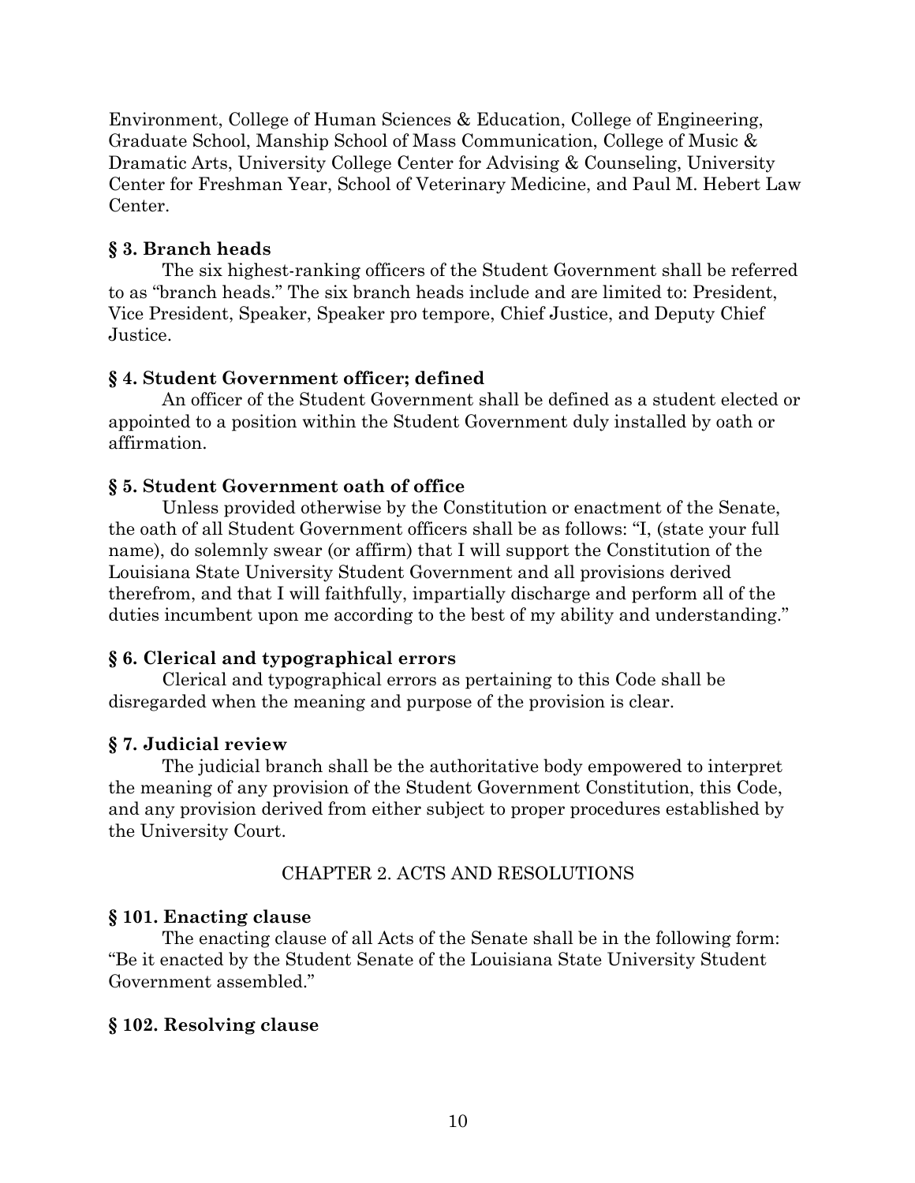Environment, College of Human Sciences & Education, College of Engineering, Graduate School, Manship School of Mass Communication, College of Music & Dramatic Arts, University College Center for Advising & Counseling, University Center for Freshman Year, School of Veterinary Medicine, and Paul M. Hebert Law Center.

**§ 3. Branch heads**

The six highest-ranking officers of the Student Government shall be referred to as "branch heads." The six branch heads include and are limited to: President, Vice President, Speaker, Speaker pro tempore, Chief Justice, and Deputy Chief Justice.

**§ 4. Student Government officer; defined**

An officer of the Student Government shall be defined as a student elected or appointed to a position within the Student Government duly installed by oath or affirmation.

**§ 5. Student Government oath of office**

Unless provided otherwise by the Constitution or enactment of the Senate, the oath of all Student Government officers shall be as follows: "I, (state your full name), do solemnly swear (or affirm) that I will support the Constitution of the Louisiana State University Student Government and all provisions derived therefrom, and that I will faithfully, impartially discharge and perform all of the duties incumbent upon me according to the best of my ability and understanding."

**§ 6. Clerical and typographical errors**

Clerical and typographical errors as pertaining to this Code shall be disregarded when the meaning and purpose of the provision is clear.

**§ 7. Judicial review**

The judicial branch shall be the authoritative body empowered to interpret the meaning of any provision of the Student Government Constitution, this Code, and any provision derived from either subject to proper procedures established by the University Court.

## CHAPTER 2. ACTS AND RESOLUTIONS

**§ 101. Enacting clause**

The enacting clause of all Acts of the Senate shall be in the following form: "Be it enacted by the Student Senate of the Louisiana State University Student Government assembled."

**§ 102. Resolving clause**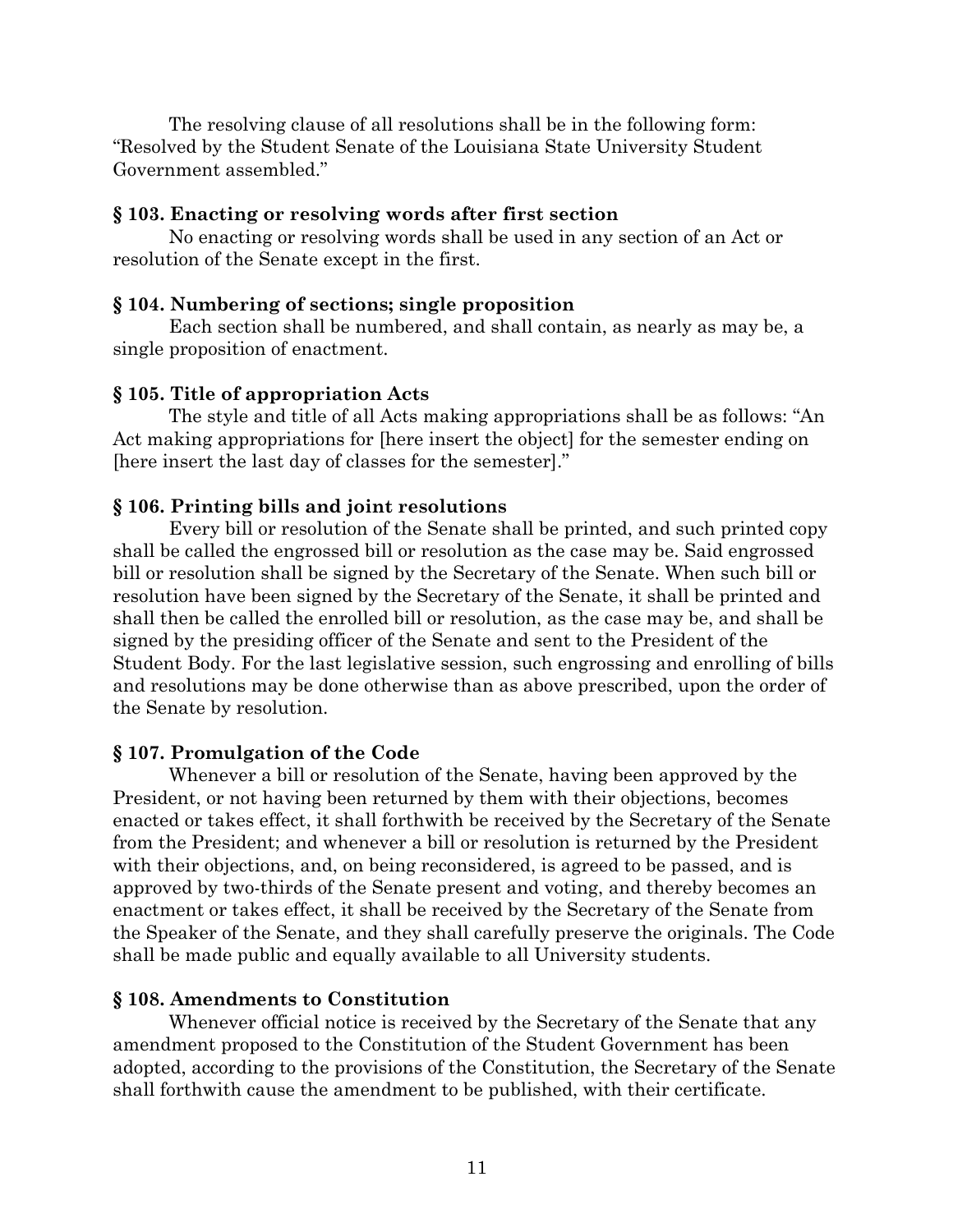The resolving clause of all resolutions shall be in the following form: "Resolved by the Student Senate of the Louisiana State University Student Government assembled."

### § 103. Enacting or resolving words after first section

No enacting or resolving words shall be used in any section of an Act or resolution of the Senate except in the first.

### § 104. Numbering of sections; single proposition

Each section shall be numbered, and shall contain, as nearly as may be, a single proposition of enactment.

### § 105. Title of appropriation Acts

The style and title of all Acts making appropriations shall be as follows: "An Act making appropriations for [here insert the object] for the semester ending on [here insert the last day of classes for the semester]."

### § 106. Printing bills and joint resolutions

Every bill or resolution of the Senate shall be printed, and such printed copy shall be called the engrossed bill or resolution as the case may be. Said engrossed bill or resolution shall be signed by the Secretary of the Senate. When such bill or resolution have been signed by the Secretary of the Senate, it shall be printed and shall then be called the enrolled bill or resolution, as the case may be, and shall be signed by the presiding officer of the Senate and sent to the President of the Student Body. For the last legislative session, such engrossing and enrolling of bills and resolutions may be done otherwise than as above prescribed, upon the order of the Senate by resolution.

### § 107. Promulgation of the Code

Whenever a bill or resolution of the Senate, having been approved by the President, or not having been returned by them with their objections, becomes enacted or takes effect, it shall forthwith be received by the Secretary of the Senate from the President; and whenever a bill or resolution is returned by the President with their objections, and, on being reconsidered, is agreed to be passed, and is approved by two-thirds of the Senate present and voting, and thereby becomes an enactment or takes effect, it shall be received by the Secretary of the Senate from the Speaker of the Senate, and they shall carefully preserve the originals. The Code shall be made public and equally available to all University students.

### § 108. Amendments to Constitution

Whenever official notice is received by the Secretary of the Senate that any amendment proposed to the Constitution of the Student Government has been adopted, according to the provisions of the Constitution, the Secretary of the Senate shall forthwith cause the amendment to be published, with their certificate.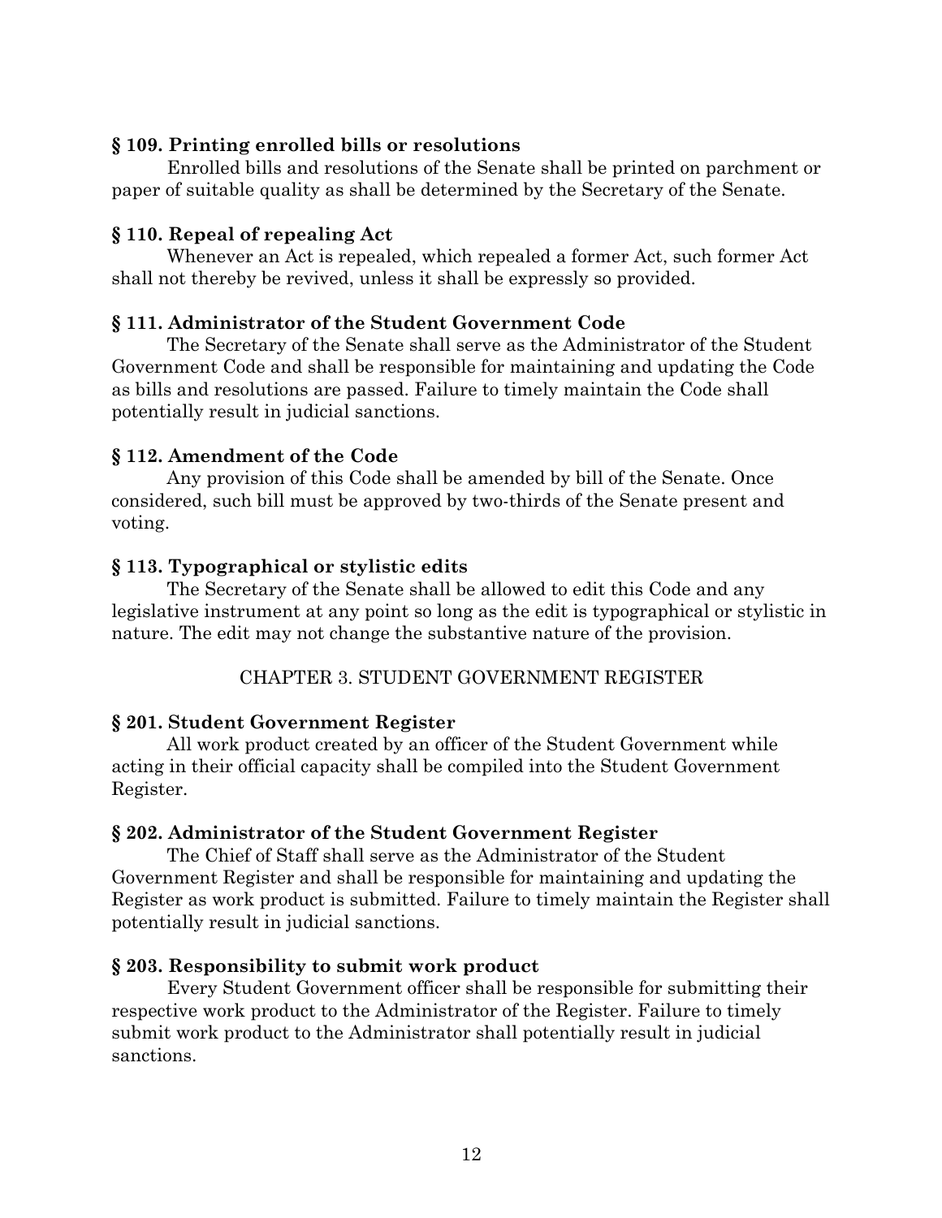**§ 109. Printing enrolled bills or resolutions**

Enrolled bills and resolutions of the Senate shall be printed on parchment or paper of suitable quality as shall be determined by the Secretary of the Senate.

**§ 110. Repeal of repealing Act**

Whenever an Act is repealed, which repealed a former Act, such former Act shall not thereby be revived, unless it shall be expressly so provided.

**§ 111. Administrator of the Student Government Code**

The Secretary of the Senate shall serve as the Administrator of the Student Government Code and shall be responsible for maintaining and updating the Code as bills and resolutions are passed. Failure to timely maintain the Code shall potentially result in judicial sanctions.

**§ 112. Amendment of the Code**

Any provision of this Code shall be amended by bill of the Senate. Once considered, such bill must be approved by two-thirds of the Senate present and voting.

**§ 113. Typographical or stylistic edits**

The Secretary of the Senate shall be allowed to edit this Code and any legislative instrument at any point so long as the edit is typographical or stylistic in nature. The edit may not change the substantive nature of the provision.

## CHAPTER 3. STUDENT GOVERNMENT REGISTER

**§ 201. Student Government Register**

All work product created by an officer of the Student Government while acting in their official capacity shall be compiled into the Student Government Register.

**§ 202. Administrator of the Student Government Register**

The Chief of Staff shall serve as the Administrator of the Student Government Register and shall be responsible for maintaining and updating the Register as work product is submitted. Failure to timely maintain the Register shall potentially result in judicial sanctions.

**§ 203. Responsibility to submit work product**

Every Student Government officer shall be responsible for submitting their respective work product to the Administrator of the Register. Failure to timely submit work product to the Administrator shall potentially result in judicial sanctions.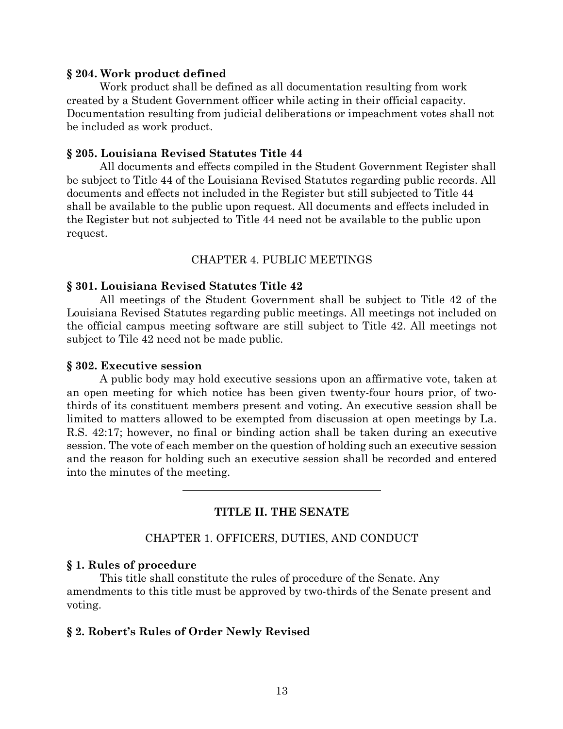### § 204. Work product defined

Work product shall be defined as all documentation resulting from work created by a Student Government officer while acting in their official capacity. Documentation resulting from judicial deliberations or impeachment votes shall not be included as work product.

### § 205. Louisiana Revised Statutes Title 44

All documents and effects compiled in the Student Government Register shall be subject to Title 44 of the Louisiana Revised Statutes regarding public records. All documents and effects not included in the Register but still subjected to Title 44 shall be available to the public upon request. All documents and effects included in the Register but not subjected to Title 44 need not be available to the public upon request.

CHAPTER 4. PUBLIC MEETINGS

### § 301. Louisiana Revised Statutes Title 42

All meetings of the Student Government shall be subject to Title 42 of the Louisiana Revised Statutes regarding public meetings. All meetings not included on the official campus meeting software are still subject to Title 42. All meetings not subject to Tile 42 need not be made public.

### § 302. Executive session

A public body may hold executive sessions upon an affirmative vote, taken at an open meeting for which notice has been given twenty-four hours prior, of two-thirds of its constituent members present and voting. An executive session shall be limited to matters allowed to be exempted from discussion at open meetings by La. R.S. 42:17; however, no final or binding action shall be taken during an executive session. The vote of each member on the question of holding such an executive session and the reason for holding such an executive session shall be recorded and entered into the minutes of the meeting.

---

## TITLE II. THE SENATE

CHAPTER 1. OFFICERS, DUTIES, AND CONDUCT

### § 1. Rules of procedure

This title shall constitute the rules of procedure of the Senate. Any amendments to this title must be approved by two-thirds of the Senate present and voting.

### § 2. Robert's Rules of Order Newly Revised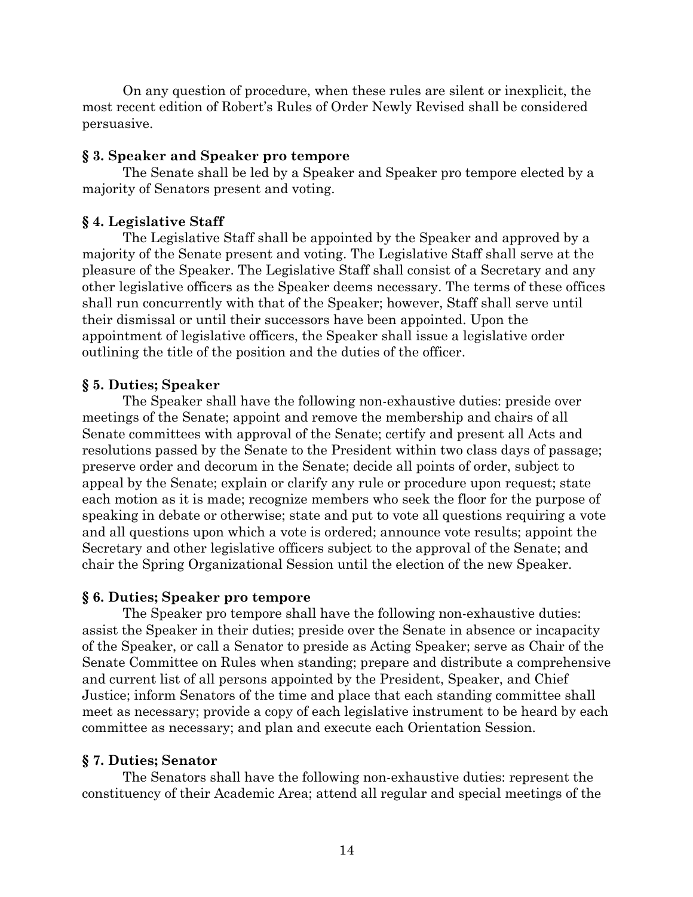On any question of procedure, when these rules are silent or inexplicit, the most recent edition of Robert's Rules of Order Newly Revised shall be considered persuasive.

**§ 3. Speaker and Speaker pro tempore**

The Senate shall be led by a Speaker and Speaker pro tempore elected by a majority of Senators present and voting.

**§ 4. Legislative Staff**

The Legislative Staff shall be appointed by the Speaker and approved by a majority of the Senate present and voting. The Legislative Staff shall serve at the pleasure of the Speaker. The Legislative Staff shall consist of a Secretary and any other legislative officers as the Speaker deems necessary. The terms of these offices shall run concurrently with that of the Speaker; however, Staff shall serve until their dismissal or until their successors have been appointed. Upon the appointment of legislative officers, the Speaker shall issue a legislative order outlining the title of the position and the duties of the officer.

**§ 5. Duties; Speaker**

The Speaker shall have the following non-exhaustive duties: preside over meetings of the Senate; appoint and remove the membership and chairs of all Senate committees with approval of the Senate; certify and present all Acts and resolutions passed by the Senate to the President within two class days of passage; preserve order and decorum in the Senate; decide all points of order, subject to appeal by the Senate; explain or clarify any rule or procedure upon request; state each motion as it is made; recognize members who seek the floor for the purpose of speaking in debate or otherwise; state and put to vote all questions requiring a vote and all questions upon which a vote is ordered; announce vote results; appoint the Secretary and other legislative officers subject to the approval of the Senate; and chair the Spring Organizational Session until the election of the new Speaker.

**§ 6. Duties; Speaker pro tempore**

The Speaker pro tempore shall have the following non-exhaustive duties: assist the Speaker in their duties; preside over the Senate in absence or incapacity of the Speaker, or call a Senator to preside as Acting Speaker; serve as Chair of the Senate Committee on Rules when standing; prepare and distribute a comprehensive and current list of all persons appointed by the President, Speaker, and Chief Justice; inform Senators of the time and place that each standing committee shall meet as necessary; provide a copy of each legislative instrument to be heard by each committee as necessary; and plan and execute each Orientation Session.

**§ 7. Duties; Senator**

The Senators shall have the following non-exhaustive duties: represent the constituency of their Academic Area; attend all regular and special meetings of the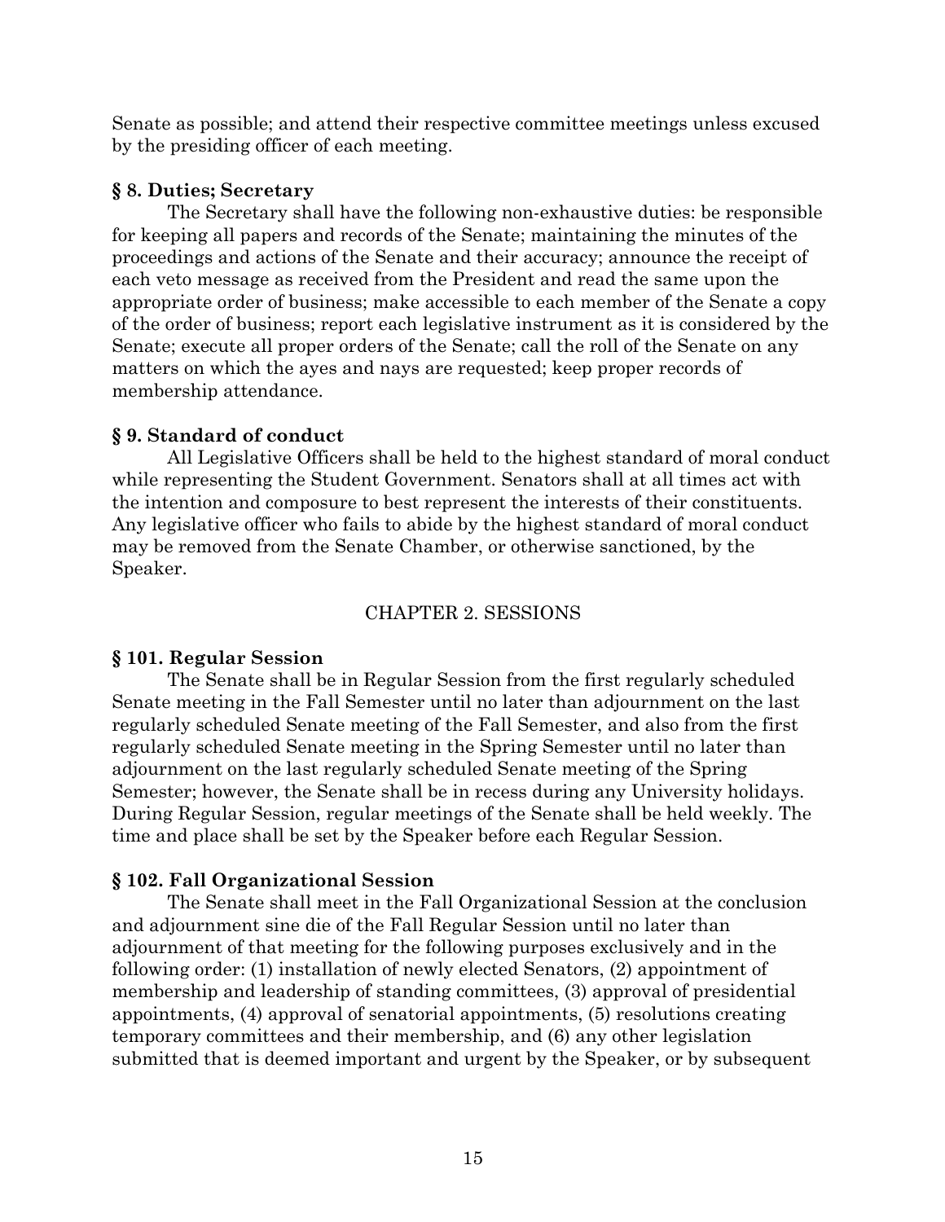Senate as possible; and attend their respective committee meetings unless excused by the presiding officer of each meeting.

**§ 8. Duties; Secretary**

The Secretary shall have the following non-exhaustive duties: be responsible for keeping all papers and records of the Senate; maintaining the minutes of the proceedings and actions of the Senate and their accuracy; announce the receipt of each veto message as received from the President and read the same upon the appropriate order of business; make accessible to each member of the Senate a copy of the order of business; report each legislative instrument as it is considered by the Senate; execute all proper orders of the Senate; call the roll of the Senate on any matters on which the ayes and nays are requested; keep proper records of membership attendance.

**§ 9. Standard of conduct**

All Legislative Officers shall be held to the highest standard of moral conduct while representing the Student Government. Senators shall at all times act with the intention and composure to best represent the interests of their constituents. Any legislative officer who fails to abide by the highest standard of moral conduct may be removed from the Senate Chamber, or otherwise sanctioned, by the Speaker.

## CHAPTER 2. SESSIONS

**§ 101. Regular Session**

The Senate shall be in Regular Session from the first regularly scheduled Senate meeting in the Fall Semester until no later than adjournment on the last regularly scheduled Senate meeting of the Fall Semester, and also from the first regularly scheduled Senate meeting in the Spring Semester until no later than adjournment on the last regularly scheduled Senate meeting of the Spring Semester; however, the Senate shall be in recess during any University holidays. During Regular Session, regular meetings of the Senate shall be held weekly. The time and place shall be set by the Speaker before each Regular Session.

**§ 102. Fall Organizational Session**

The Senate shall meet in the Fall Organizational Session at the conclusion and adjournment sine die of the Fall Regular Session until no later than adjournment of that meeting for the following purposes exclusively and in the following order: (1) installation of newly elected Senators, (2) appointment of membership and leadership of standing committees, (3) approval of presidential appointments, (4) approval of senatorial appointments, (5) resolutions creating temporary committees and their membership, and (6) any other legislation submitted that is deemed important and urgent by the Speaker, or by subsequent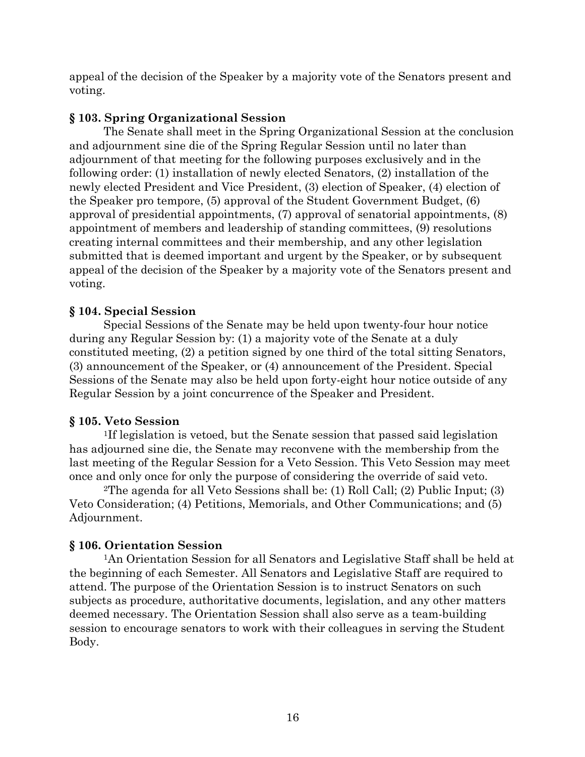appeal of the decision of the Speaker by a majority vote of the Senators present and voting.

### § 103. Spring Organizational Session

The Senate shall meet in the Spring Organizational Session at the conclusion and adjournment sine die of the Spring Regular Session until no later than adjournment of that meeting for the following purposes exclusively and in the following order: (1) installation of newly elected Senators, (2) installation of the newly elected President and Vice President, (3) election of Speaker, (4) election of the Speaker pro tempore, (5) approval of the Student Government Budget, (6) approval of presidential appointments, (7) approval of senatorial appointments, (8) appointment of members and leadership of standing committees, (9) resolutions creating internal committees and their membership, and any other legislation submitted that is deemed important and urgent by the Speaker, or by subsequent appeal of the decision of the Speaker by a majority vote of the Senators present and voting.

### § 104. Special Session

Special Sessions of the Senate may be held upon twenty-four hour notice during any Regular Session by: (1) a majority vote of the Senate at a duly constituted meeting, (2) a petition signed by one third of the total sitting Senators, (3) announcement of the Speaker, or (4) announcement of the President. Special Sessions of the Senate may also be held upon forty-eight hour notice outside of any Regular Session by a joint concurrence of the Speaker and President.

### § 105. Veto Session

[1]If legislation is vetoed, but the Senate session that passed said legislation has adjourned sine die, the Senate may reconvene with the membership from the last meeting of the Regular Session for a Veto Session. This Veto Session may meet once and only once for only the purpose of considering the override of said veto.

[2]The agenda for all Veto Sessions shall be: (1) Roll Call; (2) Public Input; (3) Veto Consideration; (4) Petitions, Memorials, and Other Communications; and (5) Adjournment.

### § 106. Orientation Session

[1]An Orientation Session for all Senators and Legislative Staff shall be held at the beginning of each Semester. All Senators and Legislative Staff are required to attend. The purpose of the Orientation Session is to instruct Senators on such subjects as procedure, authoritative documents, legislation, and any other matters deemed necessary. The Orientation Session shall also serve as a team-building session to encourage senators to work with their colleagues in serving the Student Body.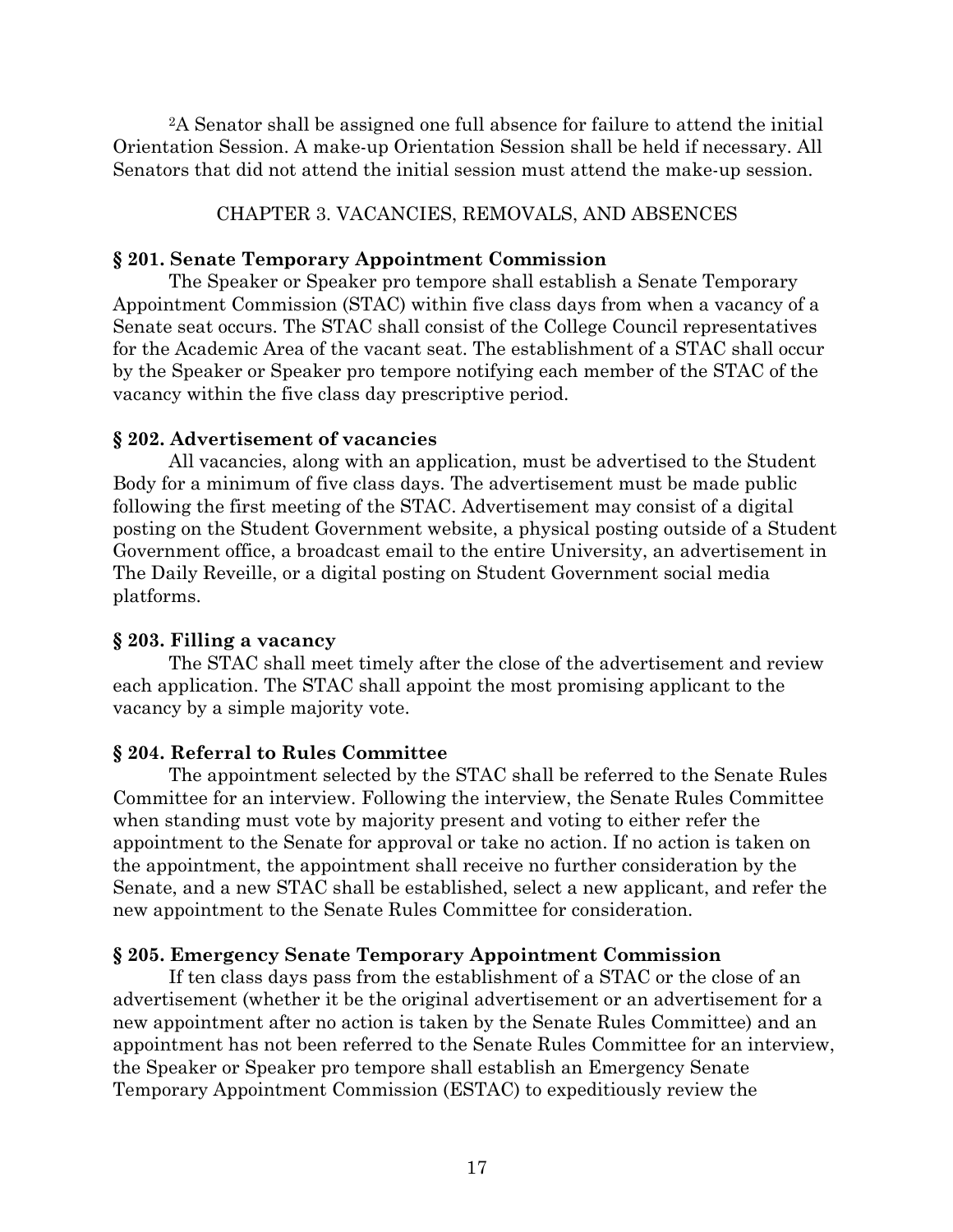[2]A Senator shall be assigned one full absence for failure to attend the initial Orientation Session. A make-up Orientation Session shall be held if necessary. All Senators that did not attend the initial session must attend the make-up session.

CHAPTER 3. VACANCIES, REMOVALS, AND ABSENCES

**§ 201. Senate Temporary Appointment Commission**

The Speaker or Speaker pro tempore shall establish a Senate Temporary Appointment Commission (STAC) within five class days from when a vacancy of a Senate seat occurs. The STAC shall consist of the College Council representatives for the Academic Area of the vacant seat. The establishment of a STAC shall occur by the Speaker or Speaker pro tempore notifying each member of the STAC of the vacancy within the five class day prescriptive period.

**§ 202. Advertisement of vacancies**

All vacancies, along with an application, must be advertised to the Student Body for a minimum of five class days. The advertisement must be made public following the first meeting of the STAC. Advertisement may consist of a digital posting on the Student Government website, a physical posting outside of a Student Government office, a broadcast email to the entire University, an advertisement in The Daily Reveille, or a digital posting on Student Government social media platforms.

**§ 203. Filling a vacancy**

The STAC shall meet timely after the close of the advertisement and review each application. The STAC shall appoint the most promising applicant to the vacancy by a simple majority vote.

**§ 204. Referral to Rules Committee**

The appointment selected by the STAC shall be referred to the Senate Rules Committee for an interview. Following the interview, the Senate Rules Committee when standing must vote by majority present and voting to either refer the appointment to the Senate for approval or take no action. If no action is taken on the appointment, the appointment shall receive no further consideration by the Senate, and a new STAC shall be established, select a new applicant, and refer the new appointment to the Senate Rules Committee for consideration.

**§ 205. Emergency Senate Temporary Appointment Commission**

If ten class days pass from the establishment of a STAC or the close of an advertisement (whether it be the original advertisement or an advertisement for a new appointment after no action is taken by the Senate Rules Committee) and an appointment has not been referred to the Senate Rules Committee for an interview, the Speaker or Speaker pro tempore shall establish an Emergency Senate Temporary Appointment Commission (ESTAC) to expeditiously review the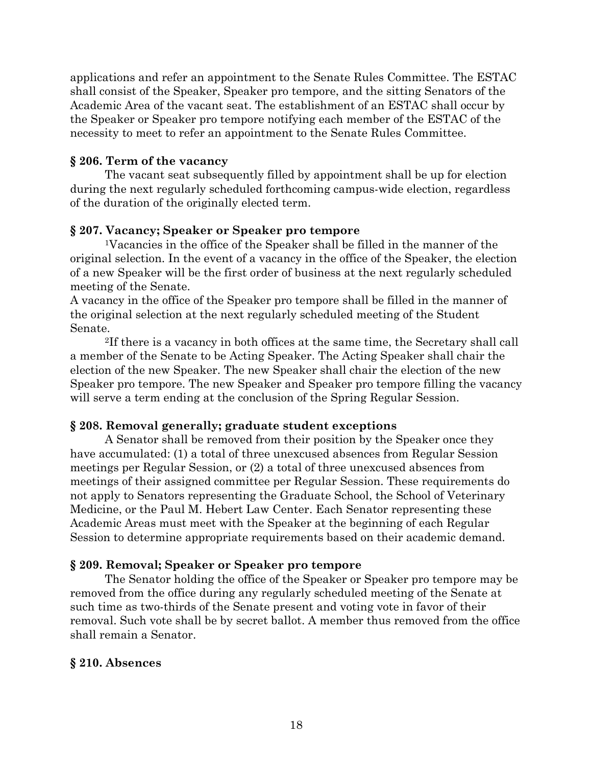applications and refer an appointment to the Senate Rules Committee. The ESTAC shall consist of the Speaker, Speaker pro tempore, and the sitting Senators of the Academic Area of the vacant seat. The establishment of an ESTAC shall occur by the Speaker or Speaker pro tempore notifying each member of the ESTAC of the necessity to meet to refer an appointment to the Senate Rules Committee.

**§ 206. Term of the vacancy**

The vacant seat subsequently filled by appointment shall be up for election during the next regularly scheduled forthcoming campus-wide election, regardless of the duration of the originally elected term.

**§ 207. Vacancy; Speaker or Speaker pro tempore**

[1]Vacancies in the office of the Speaker shall be filled in the manner of the original selection. In the event of a vacancy in the office of the Speaker, the election of a new Speaker will be the first order of business at the next regularly scheduled meeting of the Senate.

A vacancy in the office of the Speaker pro tempore shall be filled in the manner of the original selection at the next regularly scheduled meeting of the Student Senate.

[2]If there is a vacancy in both offices at the same time, the Secretary shall call a member of the Senate to be Acting Speaker. The Acting Speaker shall chair the election of the new Speaker. The new Speaker shall chair the election of the new Speaker pro tempore. The new Speaker and Speaker pro tempore filling the vacancy will serve a term ending at the conclusion of the Spring Regular Session.

**§ 208. Removal generally; graduate student exceptions**

A Senator shall be removed from their position by the Speaker once they have accumulated: (1) a total of three unexcused absences from Regular Session meetings per Regular Session, or (2) a total of three unexcused absences from meetings of their assigned committee per Regular Session. These requirements do not apply to Senators representing the Graduate School, the School of Veterinary Medicine, or the Paul M. Hebert Law Center. Each Senator representing these Academic Areas must meet with the Speaker at the beginning of each Regular Session to determine appropriate requirements based on their academic demand.

**§ 209. Removal; Speaker or Speaker pro tempore**

The Senator holding the office of the Speaker or Speaker pro tempore may be removed from the office during any regularly scheduled meeting of the Senate at such time as two-thirds of the Senate present and voting vote in favor of their removal. Such vote shall be by secret ballot. A member thus removed from the office shall remain a Senator.

**§ 210. Absences**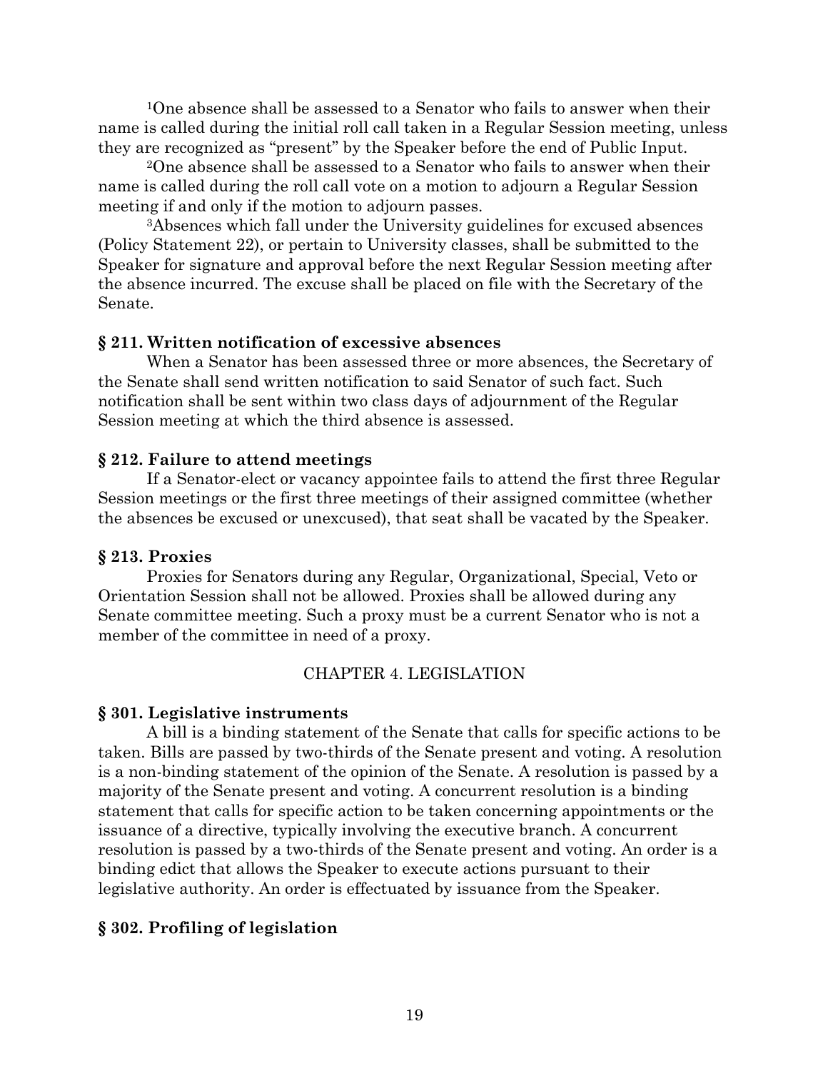[1]One absence shall be assessed to a Senator who fails to answer when their name is called during the initial roll call taken in a Regular Session meeting, unless they are recognized as "present" by the Speaker before the end of Public Input.

[2]One absence shall be assessed to a Senator who fails to answer when their name is called during the roll call vote on a motion to adjourn a Regular Session meeting if and only if the motion to adjourn passes.

[3]Absences which fall under the University guidelines for excused absences (Policy Statement 22), or pertain to University classes, shall be submitted to the Speaker for signature and approval before the next Regular Session meeting after the absence incurred. The excuse shall be placed on file with the Secretary of the Senate.

**§ 211. Written notification of excessive absences**

When a Senator has been assessed three or more absences, the Secretary of the Senate shall send written notification to said Senator of such fact. Such notification shall be sent within two class days of adjournment of the Regular Session meeting at which the third absence is assessed.

**§ 212. Failure to attend meetings**

If a Senator-elect or vacancy appointee fails to attend the first three Regular Session meetings or the first three meetings of their assigned committee (whether the absences be excused or unexcused), that seat shall be vacated by the Speaker.

**§ 213. Proxies**

Proxies for Senators during any Regular, Organizational, Special, Veto or Orientation Session shall not be allowed. Proxies shall be allowed during any Senate committee meeting. Such a proxy must be a current Senator who is not a member of the committee in need of a proxy.

## CHAPTER 4. LEGISLATION

**§ 301. Legislative instruments**

A bill is a binding statement of the Senate that calls for specific actions to be taken. Bills are passed by two-thirds of the Senate present and voting. A resolution is a non-binding statement of the opinion of the Senate. A resolution is passed by a majority of the Senate present and voting. A concurrent resolution is a binding statement that calls for specific action to be taken concerning appointments or the issuance of a directive, typically involving the executive branch. A concurrent resolution is passed by a two-thirds of the Senate present and voting. An order is a binding edict that allows the Speaker to execute actions pursuant to their legislative authority. An order is effectuated by issuance from the Speaker.

**§ 302. Profiling of legislation**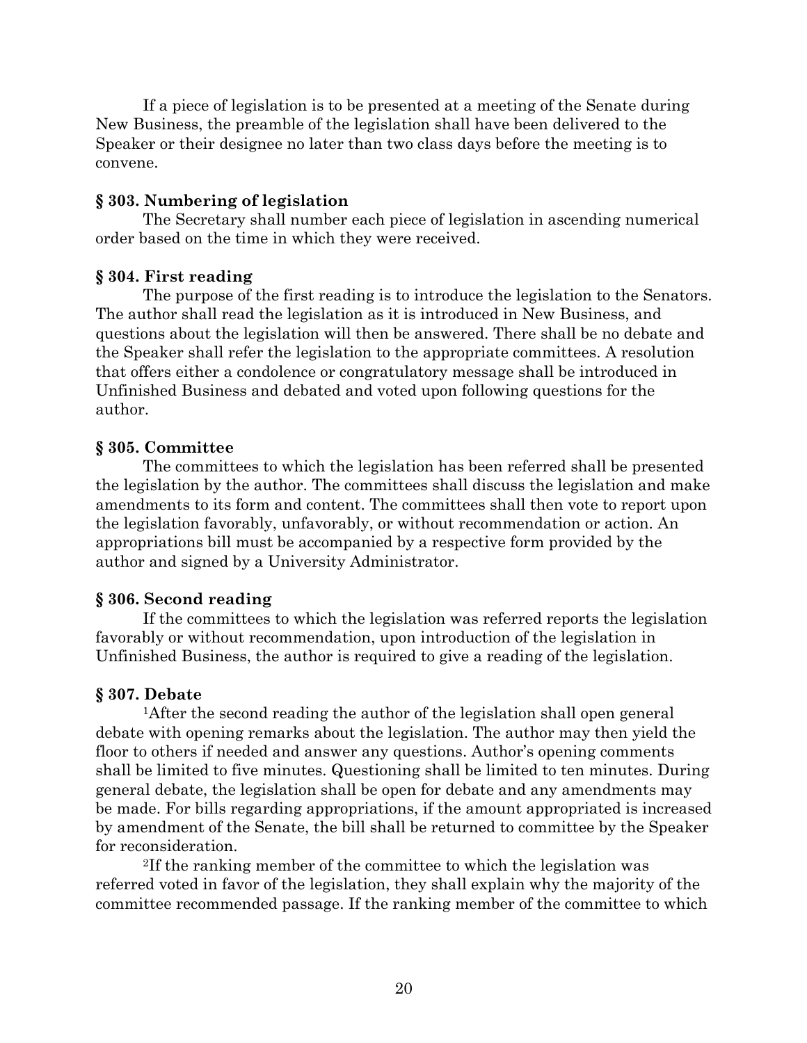If a piece of legislation is to be presented at a meeting of the Senate during New Business, the preamble of the legislation shall have been delivered to the Speaker or their designee no later than two class days before the meeting is to convene.

**§ 303. Numbering of legislation**

The Secretary shall number each piece of legislation in ascending numerical order based on the time in which they were received.

**§ 304. First reading**

The purpose of the first reading is to introduce the legislation to the Senators. The author shall read the legislation as it is introduced in New Business, and questions about the legislation will then be answered. There shall be no debate and the Speaker shall refer the legislation to the appropriate committees. A resolution that offers either a condolence or congratulatory message shall be introduced in Unfinished Business and debated and voted upon following questions for the author.

**§ 305. Committee**

The committees to which the legislation has been referred shall be presented the legislation by the author. The committees shall discuss the legislation and make amendments to its form and content. The committees shall then vote to report upon the legislation favorably, unfavorably, or without recommendation or action. An appropriations bill must be accompanied by a respective form provided by the author and signed by a University Administrator.

**§ 306. Second reading**

If the committees to which the legislation was referred reports the legislation favorably or without recommendation, upon introduction of the legislation in Unfinished Business, the author is required to give a reading of the legislation.

**§ 307. Debate**

[1]After the second reading the author of the legislation shall open general debate with opening remarks about the legislation. The author may then yield the floor to others if needed and answer any questions. Author's opening comments shall be limited to five minutes. Questioning shall be limited to ten minutes. During general debate, the legislation shall be open for debate and any amendments may be made. For bills regarding appropriations, if the amount appropriated is increased by amendment of the Senate, the bill shall be returned to committee by the Speaker for reconsideration.

[2]If the ranking member of the committee to which the legislation was referred voted in favor of the legislation, they shall explain why the majority of the committee recommended passage. If the ranking member of the committee to which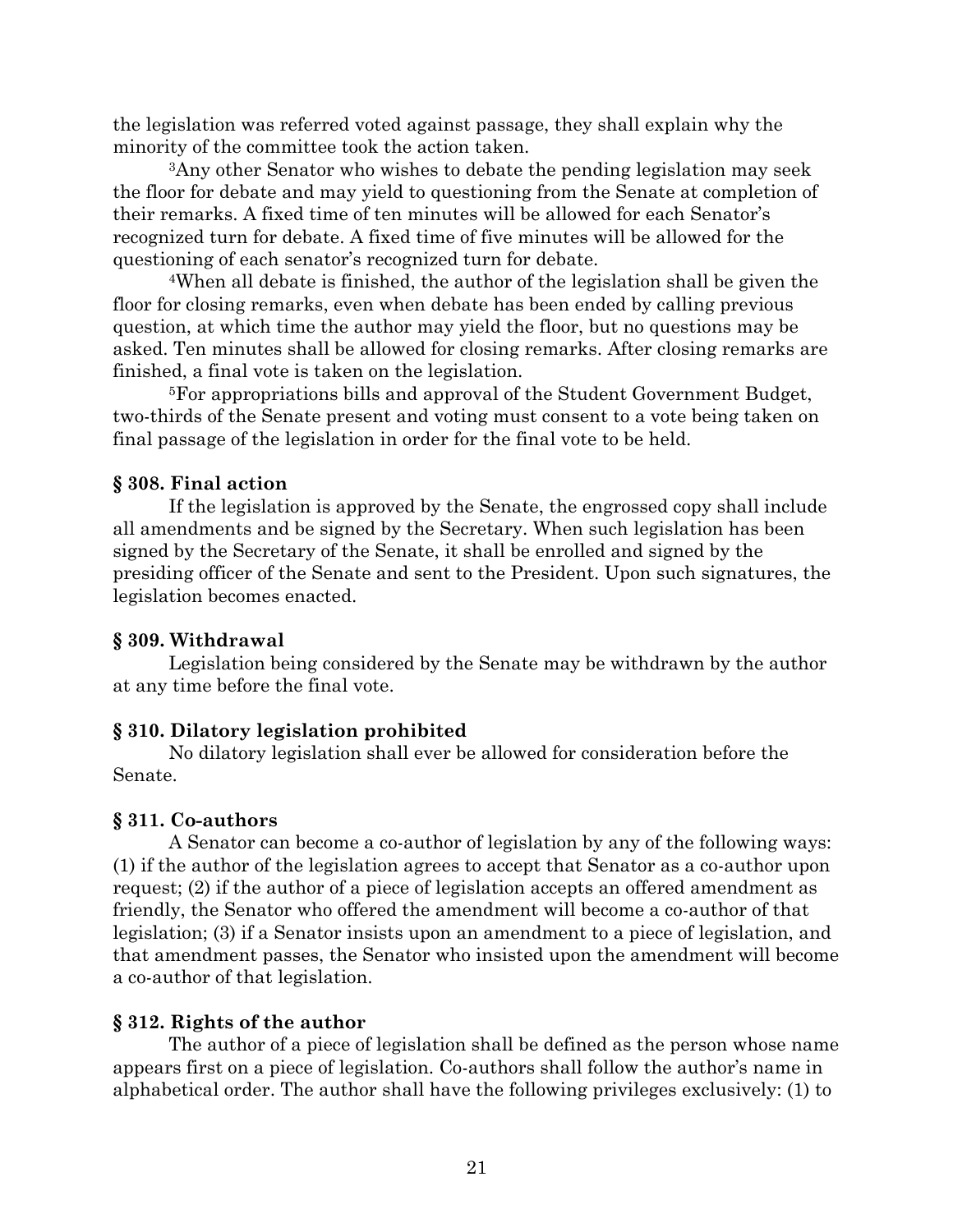the legislation was referred voted against passage, they shall explain why the minority of the committee took the action taken.

[3]Any other Senator who wishes to debate the pending legislation may seek the floor for debate and may yield to questioning from the Senate at completion of their remarks. A fixed time of ten minutes will be allowed for each Senator's recognized turn for debate. A fixed time of five minutes will be allowed for the questioning of each senator's recognized turn for debate.

[4]When all debate is finished, the author of the legislation shall be given the floor for closing remarks, even when debate has been ended by calling previous question, at which time the author may yield the floor, but no questions may be asked. Ten minutes shall be allowed for closing remarks. After closing remarks are finished, a final vote is taken on the legislation.

[5]For appropriations bills and approval of the Student Government Budget, two-thirds of the Senate present and voting must consent to a vote being taken on final passage of the legislation in order for the final vote to be held.

**§ 308. Final action**

If the legislation is approved by the Senate, the engrossed copy shall include all amendments and be signed by the Secretary. When such legislation has been signed by the Secretary of the Senate, it shall be enrolled and signed by the presiding officer of the Senate and sent to the President. Upon such signatures, the legislation becomes enacted.

**§ 309. Withdrawal**

Legislation being considered by the Senate may be withdrawn by the author at any time before the final vote.

**§ 310. Dilatory legislation prohibited**

No dilatory legislation shall ever be allowed for consideration before the Senate.

**§ 311. Co-authors**

A Senator can become a co-author of legislation by any of the following ways: (1) if the author of the legislation agrees to accept that Senator as a co-author upon request; (2) if the author of a piece of legislation accepts an offered amendment as friendly, the Senator who offered the amendment will become a co-author of that legislation; (3) if a Senator insists upon an amendment to a piece of legislation, and that amendment passes, the Senator who insisted upon the amendment will become a co-author of that legislation.

**§ 312. Rights of the author**

The author of a piece of legislation shall be defined as the person whose name appears first on a piece of legislation. Co-authors shall follow the author's name in alphabetical order. The author shall have the following privileges exclusively: (1) to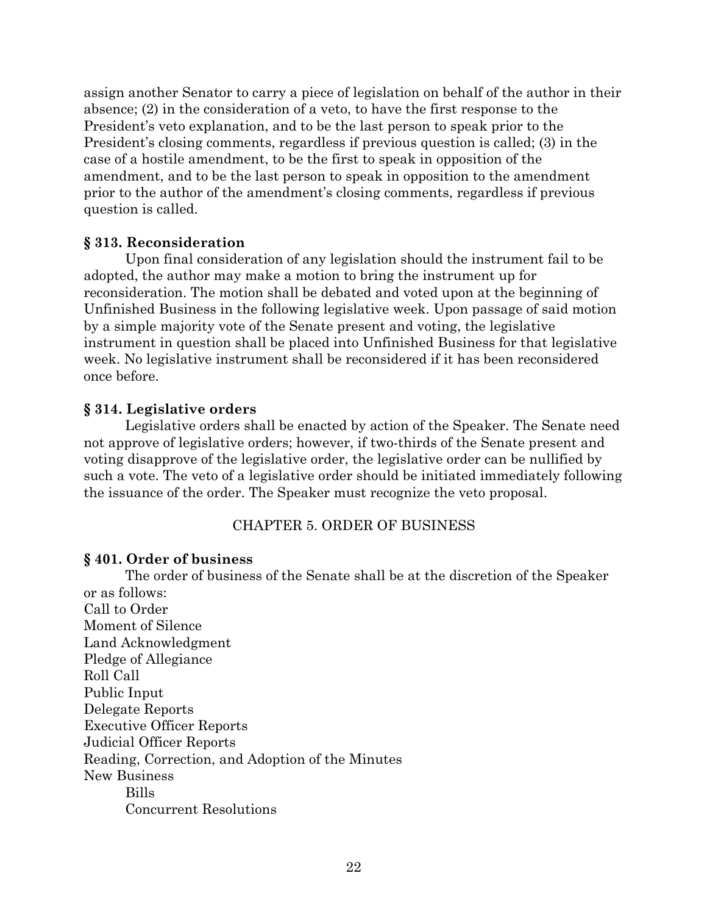assign another Senator to carry a piece of legislation on behalf of the author in their absence; (2) in the consideration of a veto, to have the first response to the President's veto explanation, and to be the last person to speak prior to the President's closing comments, regardless if previous question is called; (3) in the case of a hostile amendment, to be the first to speak in opposition of the amendment, and to be the last person to speak in opposition to the amendment prior to the author of the amendment's closing comments, regardless if previous question is called.

### § 313. Reconsideration

Upon final consideration of any legislation should the instrument fail to be adopted, the author may make a motion to bring the instrument up for reconsideration. The motion shall be debated and voted upon at the beginning of Unfinished Business in the following legislative week. Upon passage of said motion by a simple majority vote of the Senate present and voting, the legislative instrument in question shall be placed into Unfinished Business for that legislative week. No legislative instrument shall be reconsidered if it has been reconsidered once before.

### § 314. Legislative orders

Legislative orders shall be enacted by action of the Speaker. The Senate need not approve of legislative orders; however, if two-thirds of the Senate present and voting disapprove of the legislative order, the legislative order can be nullified by such a vote. The veto of a legislative order should be initiated immediately following the issuance of the order. The Speaker must recognize the veto proposal.

## CHAPTER 5. ORDER OF BUSINESS

### § 401. Order of business

The order of business of the Senate shall be at the discretion of the Speaker or as follows:

Call to Order
Moment of Silence
Land Acknowledgment
Pledge of Allegiance
Roll Call
Public Input
Delegate Reports
Executive Officer Reports
Judicial Officer Reports
Reading, Correction, and Adoption of the Minutes
New Business
- Bills
- Concurrent Resolutions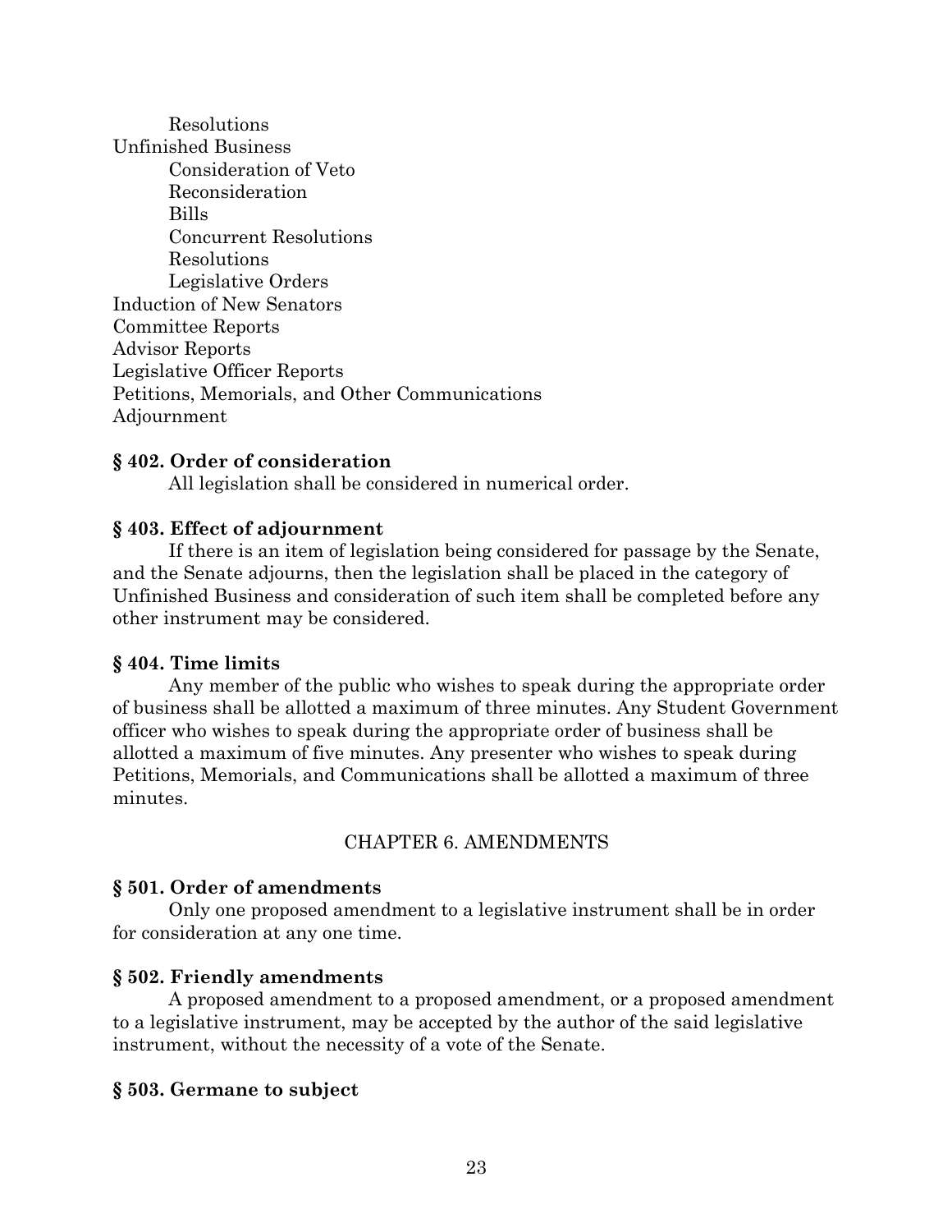- Resolutions

Unfinished Business

- Consideration of Veto
- Reconsideration
- Bills
- Concurrent Resolutions
- Resolutions
- Legislative Orders

Induction of New Senators

Committee Reports

Advisor Reports

Legislative Officer Reports

Petitions, Memorials, and Other Communications

Adjournment

**§ 402. Order of consideration**

All legislation shall be considered in numerical order.

**§ 403. Effect of adjournment**

If there is an item of legislation being considered for passage by the Senate, and the Senate adjourns, then the legislation shall be placed in the category of Unfinished Business and consideration of such item shall be completed before any other instrument may be considered.

**§ 404. Time limits**

Any member of the public who wishes to speak during the appropriate order of business shall be allotted a maximum of three minutes. Any Student Government officer who wishes to speak during the appropriate order of business shall be allotted a maximum of five minutes. Any presenter who wishes to speak during Petitions, Memorials, and Communications shall be allotted a maximum of three minutes.

## CHAPTER 6. AMENDMENTS

**§ 501. Order of amendments**

Only one proposed amendment to a legislative instrument shall be in order for consideration at any one time.

**§ 502. Friendly amendments**

A proposed amendment to a proposed amendment, or a proposed amendment to a legislative instrument, may be accepted by the author of the said legislative instrument, without the necessity of a vote of the Senate.

**§ 503. Germane to subject**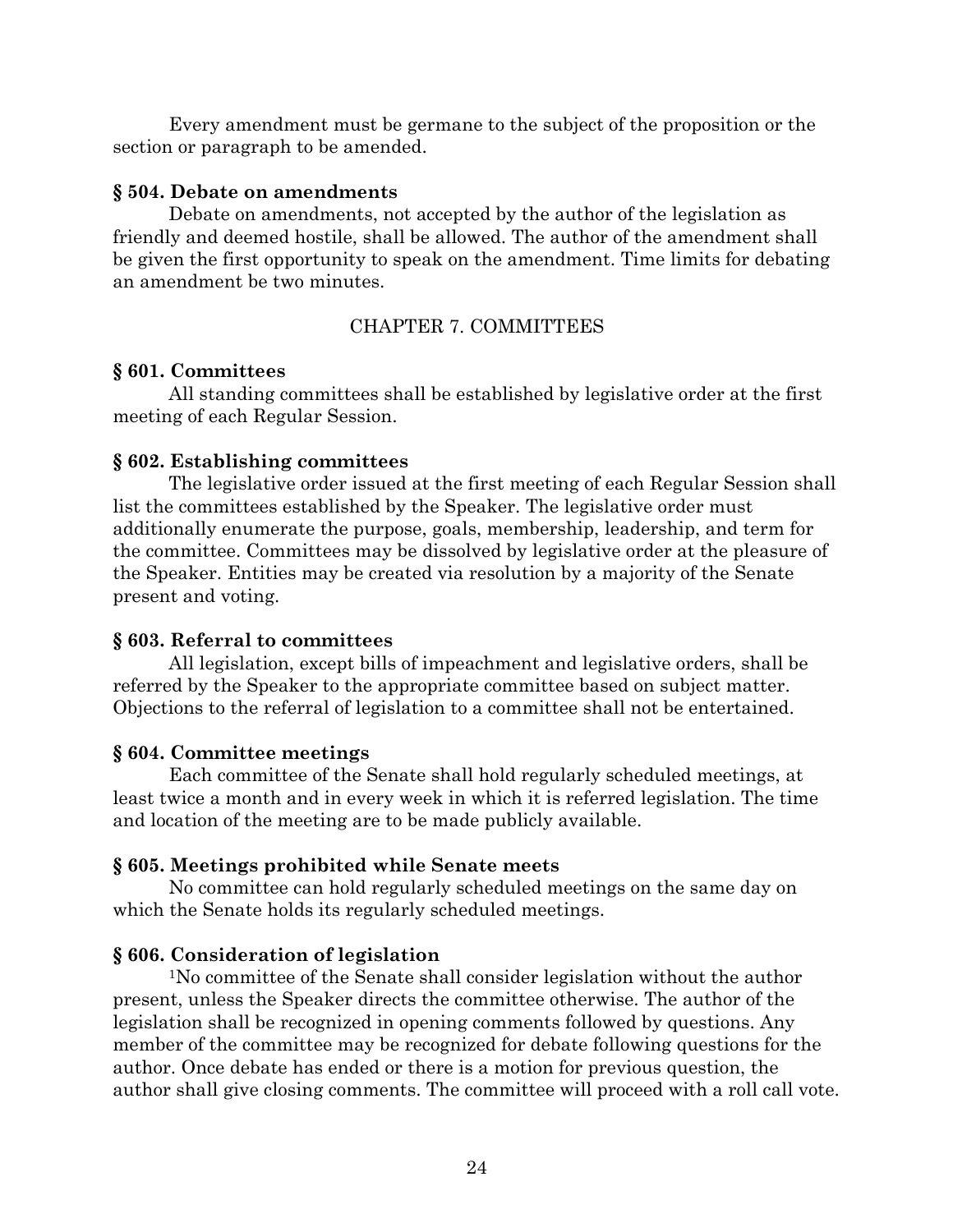Every amendment must be germane to the subject of the proposition or the section or paragraph to be amended.

**§ 504. Debate on amendments**

Debate on amendments, not accepted by the author of the legislation as friendly and deemed hostile, shall be allowed. The author of the amendment shall be given the first opportunity to speak on the amendment. Time limits for debating an amendment be two minutes.

## CHAPTER 7. COMMITTEES

**§ 601. Committees**

All standing committees shall be established by legislative order at the first meeting of each Regular Session.

**§ 602. Establishing committees**

The legislative order issued at the first meeting of each Regular Session shall list the committees established by the Speaker. The legislative order must additionally enumerate the purpose, goals, membership, leadership, and term for the committee. Committees may be dissolved by legislative order at the pleasure of the Speaker. Entities may be created via resolution by a majority of the Senate present and voting.

**§ 603. Referral to committees**

All legislation, except bills of impeachment and legislative orders, shall be referred by the Speaker to the appropriate committee based on subject matter. Objections to the referral of legislation to a committee shall not be entertained.

**§ 604. Committee meetings**

Each committee of the Senate shall hold regularly scheduled meetings, at least twice a month and in every week in which it is referred legislation. The time and location of the meeting are to be made publicly available.

**§ 605. Meetings prohibited while Senate meets**

No committee can hold regularly scheduled meetings on the same day on which the Senate holds its regularly scheduled meetings.

**§ 606. Consideration of legislation**

[1]No committee of the Senate shall consider legislation without the author present, unless the Speaker directs the committee otherwise. The author of the legislation shall be recognized in opening comments followed by questions. Any member of the committee may be recognized for debate following questions for the author. Once debate has ended or there is a motion for previous question, the author shall give closing comments. The committee will proceed with a roll call vote.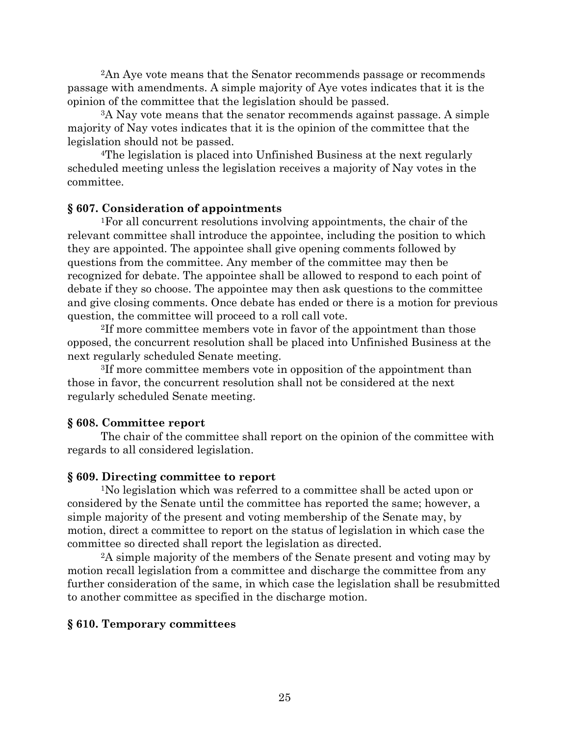[2]An Aye vote means that the Senator recommends passage or recommends passage with amendments. A simple majority of Aye votes indicates that it is the opinion of the committee that the legislation should be passed.

[3]A Nay vote means that the senator recommends against passage. A simple majority of Nay votes indicates that it is the opinion of the committee that the legislation should not be passed.

[4]The legislation is placed into Unfinished Business at the next regularly scheduled meeting unless the legislation receives a majority of Nay votes in the committee.

### § 607. Consideration of appointments

[1]For all concurrent resolutions involving appointments, the chair of the relevant committee shall introduce the appointee, including the position to which they are appointed. The appointee shall give opening comments followed by questions from the committee. Any member of the committee may then be recognized for debate. The appointee shall be allowed to respond to each point of debate if they so choose. The appointee may then ask questions to the committee and give closing comments. Once debate has ended or there is a motion for previous question, the committee will proceed to a roll call vote.

[2]If more committee members vote in favor of the appointment than those opposed, the concurrent resolution shall be placed into Unfinished Business at the next regularly scheduled Senate meeting.

[3]If more committee members vote in opposition of the appointment than those in favor, the concurrent resolution shall not be considered at the next regularly scheduled Senate meeting.

### § 608. Committee report

The chair of the committee shall report on the opinion of the committee with regards to all considered legislation.

### § 609. Directing committee to report

[1]No legislation which was referred to a committee shall be acted upon or considered by the Senate until the committee has reported the same; however, a simple majority of the present and voting membership of the Senate may, by motion, direct a committee to report on the status of legislation in which case the committee so directed shall report the legislation as directed.

[2]A simple majority of the members of the Senate present and voting may by motion recall legislation from a committee and discharge the committee from any further consideration of the same, in which case the legislation shall be resubmitted to another committee as specified in the discharge motion.

### § 610. Temporary committees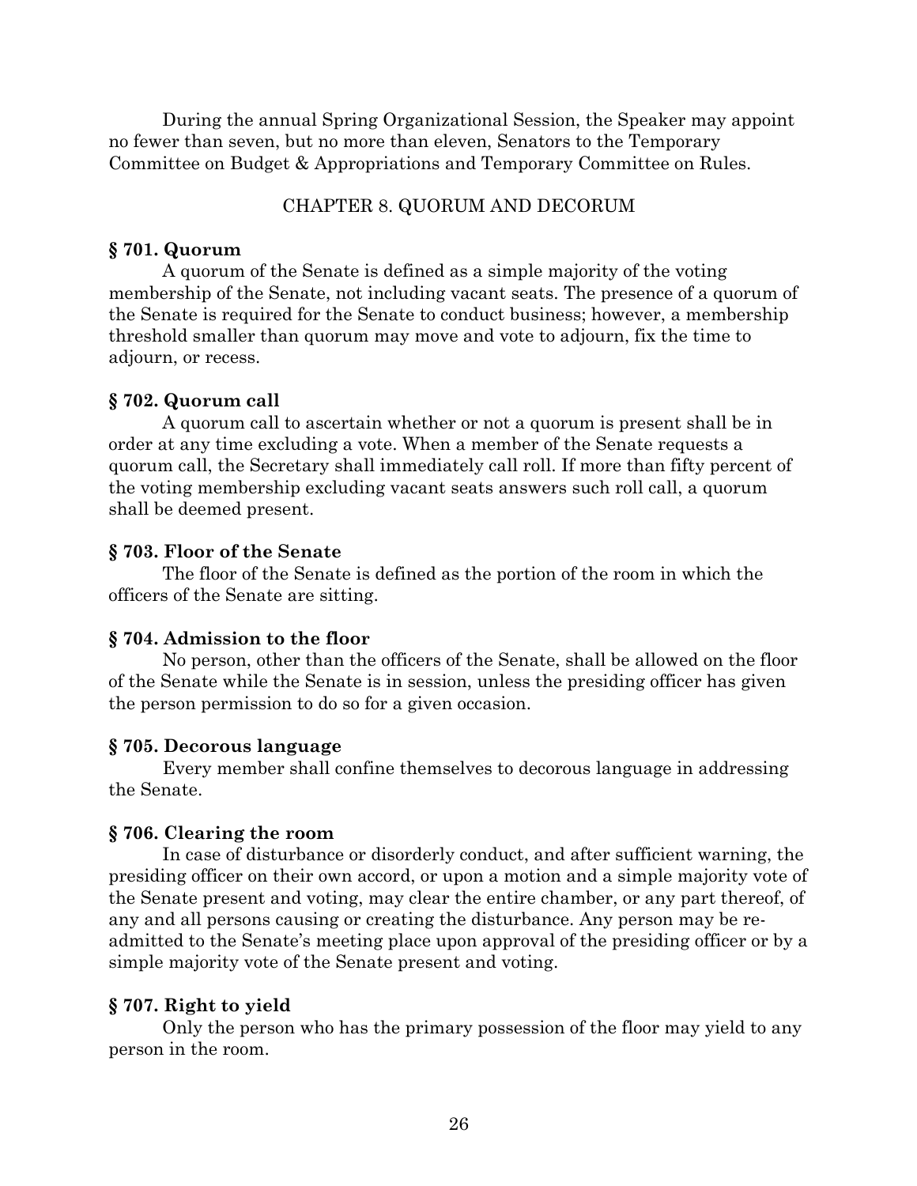During the annual Spring Organizational Session, the Speaker may appoint no fewer than seven, but no more than eleven, Senators to the Temporary Committee on Budget & Appropriations and Temporary Committee on Rules.

## CHAPTER 8. QUORUM AND DECORUM

### § 701. Quorum

A quorum of the Senate is defined as a simple majority of the voting membership of the Senate, not including vacant seats. The presence of a quorum of the Senate is required for the Senate to conduct business; however, a membership threshold smaller than quorum may move and vote to adjourn, fix the time to adjourn, or recess.

### § 702. Quorum call

A quorum call to ascertain whether or not a quorum is present shall be in order at any time excluding a vote. When a member of the Senate requests a quorum call, the Secretary shall immediately call roll. If more than fifty percent of the voting membership excluding vacant seats answers such roll call, a quorum shall be deemed present.

### § 703. Floor of the Senate

The floor of the Senate is defined as the portion of the room in which the officers of the Senate are sitting.

### § 704. Admission to the floor

No person, other than the officers of the Senate, shall be allowed on the floor of the Senate while the Senate is in session, unless the presiding officer has given the person permission to do so for a given occasion.

### § 705. Decorous language

Every member shall confine themselves to decorous language in addressing the Senate.

### § 706. Clearing the room

In case of disturbance or disorderly conduct, and after sufficient warning, the presiding officer on their own accord, or upon a motion and a simple majority vote of the Senate present and voting, may clear the entire chamber, or any part thereof, of any and all persons causing or creating the disturbance. Any person may be re-admitted to the Senate's meeting place upon approval of the presiding officer or by a simple majority vote of the Senate present and voting.

### § 707. Right to yield

Only the person who has the primary possession of the floor may yield to any person in the room.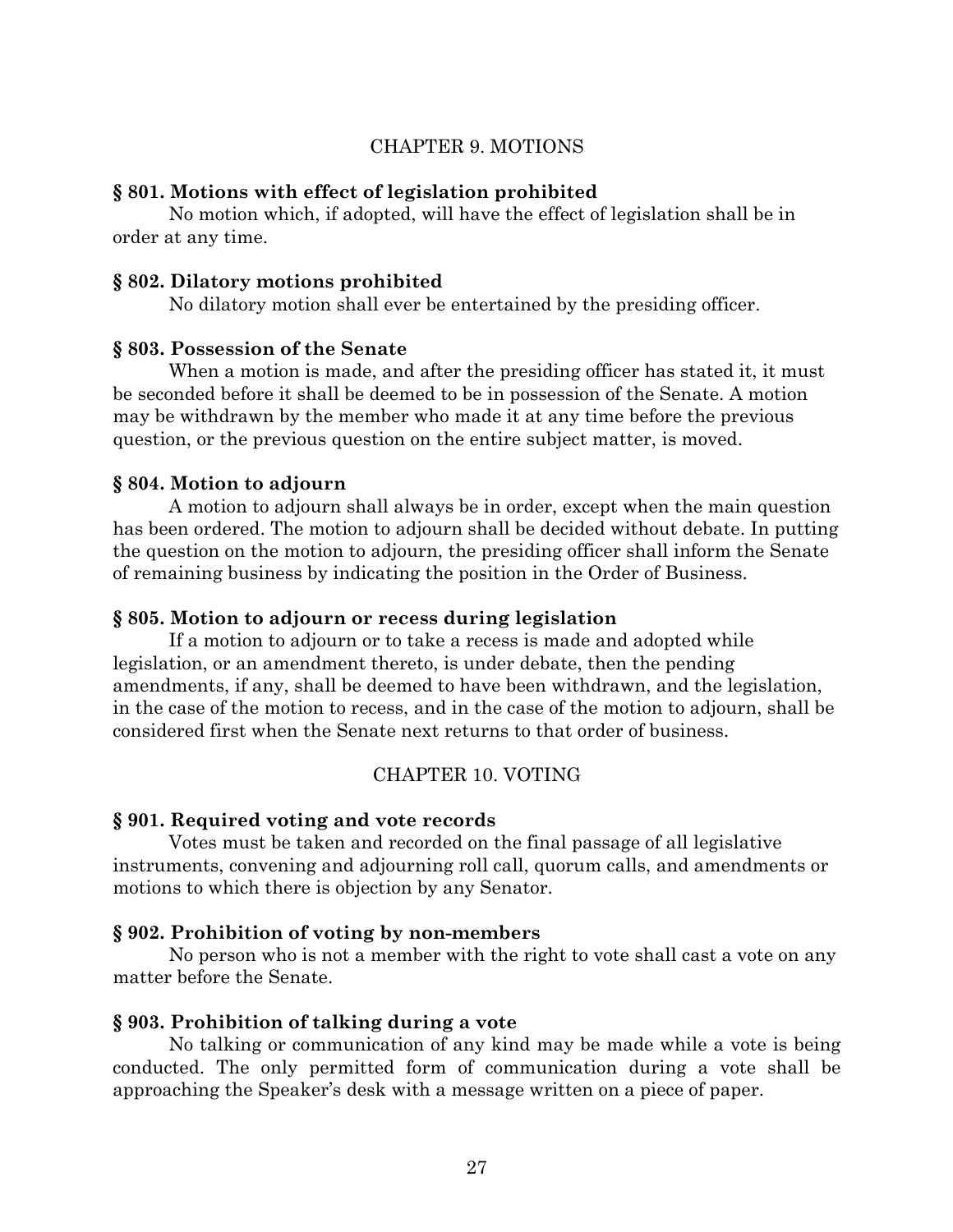## CHAPTER 9. MOTIONS

### § 801. Motions with effect of legislation prohibited

No motion which, if adopted, will have the effect of legislation shall be in order at any time.

### § 802. Dilatory motions prohibited

No dilatory motion shall ever be entertained by the presiding officer.

### § 803. Possession of the Senate

When a motion is made, and after the presiding officer has stated it, it must be seconded before it shall be deemed to be in possession of the Senate. A motion may be withdrawn by the member who made it at any time before the previous question, or the previous question on the entire subject matter, is moved.

### § 804. Motion to adjourn

A motion to adjourn shall always be in order, except when the main question has been ordered. The motion to adjourn shall be decided without debate. In putting the question on the motion to adjourn, the presiding officer shall inform the Senate of remaining business by indicating the position in the Order of Business.

### § 805. Motion to adjourn or recess during legislation

If a motion to adjourn or to take a recess is made and adopted while legislation, or an amendment thereto, is under debate, then the pending amendments, if any, shall be deemed to have been withdrawn, and the legislation, in the case of the motion to recess, and in the case of the motion to adjourn, shall be considered first when the Senate next returns to that order of business.

## CHAPTER 10. VOTING

### § 901. Required voting and vote records

Votes must be taken and recorded on the final passage of all legislative instruments, convening and adjourning roll call, quorum calls, and amendments or motions to which there is objection by any Senator.

### § 902. Prohibition of voting by non-members

No person who is not a member with the right to vote shall cast a vote on any matter before the Senate.

### § 903. Prohibition of talking during a vote

No talking or communication of any kind may be made while a vote is being conducted. The only permitted form of communication during a vote shall be approaching the Speaker's desk with a message written on a piece of paper.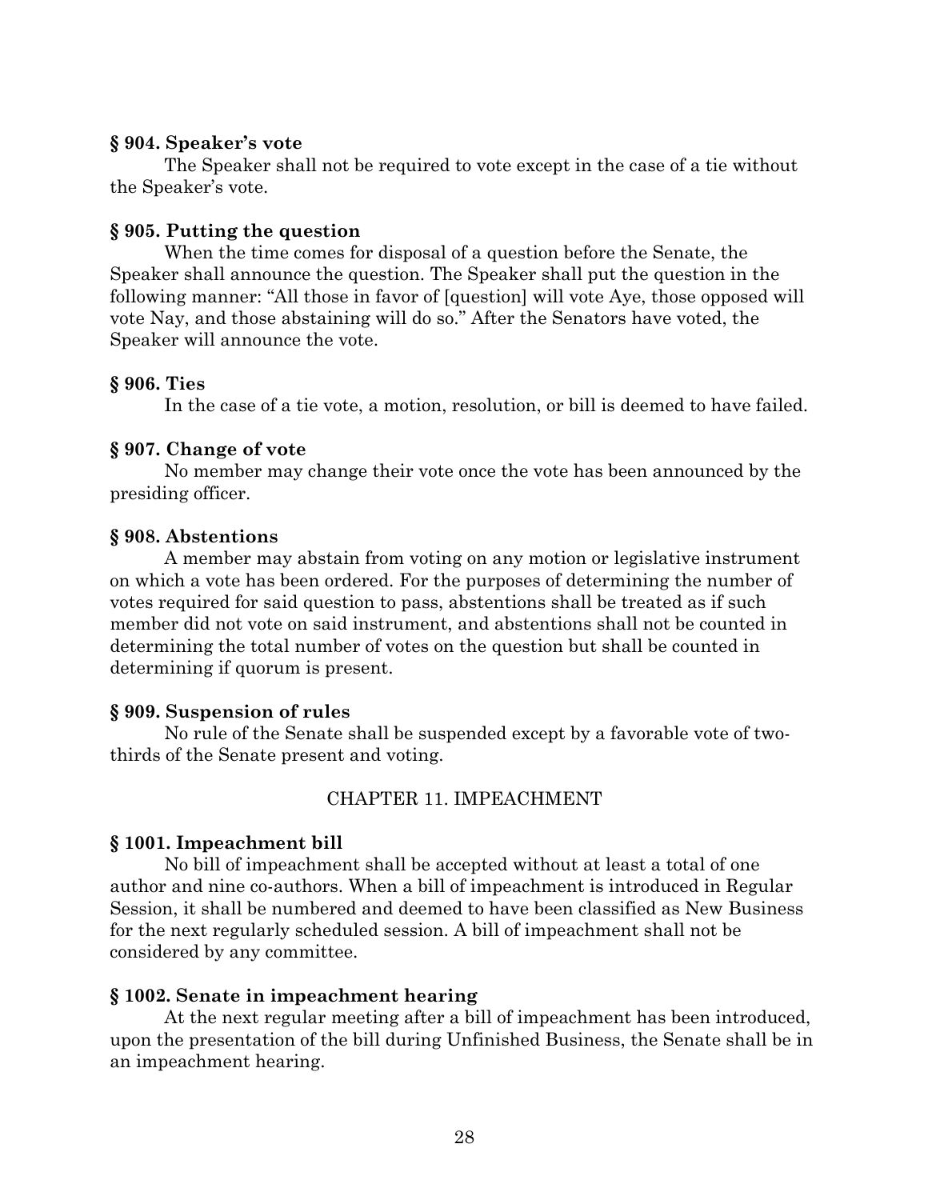### § 904. Speaker's vote

The Speaker shall not be required to vote except in the case of a tie without the Speaker's vote.

### § 905. Putting the question

When the time comes for disposal of a question before the Senate, the Speaker shall announce the question. The Speaker shall put the question in the following manner: "All those in favor of [question] will vote Aye, those opposed will vote Nay, and those abstaining will do so." After the Senators have voted, the Speaker will announce the vote.

### § 906. Ties

In the case of a tie vote, a motion, resolution, or bill is deemed to have failed.

### § 907. Change of vote

No member may change their vote once the vote has been announced by the presiding officer.

### § 908. Abstentions

A member may abstain from voting on any motion or legislative instrument on which a vote has been ordered. For the purposes of determining the number of votes required for said question to pass, abstentions shall be treated as if such member did not vote on said instrument, and abstentions shall not be counted in determining the total number of votes on the question but shall be counted in determining if quorum is present.

### § 909. Suspension of rules

No rule of the Senate shall be suspended except by a favorable vote of two-thirds of the Senate present and voting.

## CHAPTER 11. IMPEACHMENT

### § 1001. Impeachment bill

No bill of impeachment shall be accepted without at least a total of one author and nine co-authors. When a bill of impeachment is introduced in Regular Session, it shall be numbered and deemed to have been classified as New Business for the next regularly scheduled session. A bill of impeachment shall not be considered by any committee.

### § 1002. Senate in impeachment hearing

At the next regular meeting after a bill of impeachment has been introduced, upon the presentation of the bill during Unfinished Business, the Senate shall be in an impeachment hearing.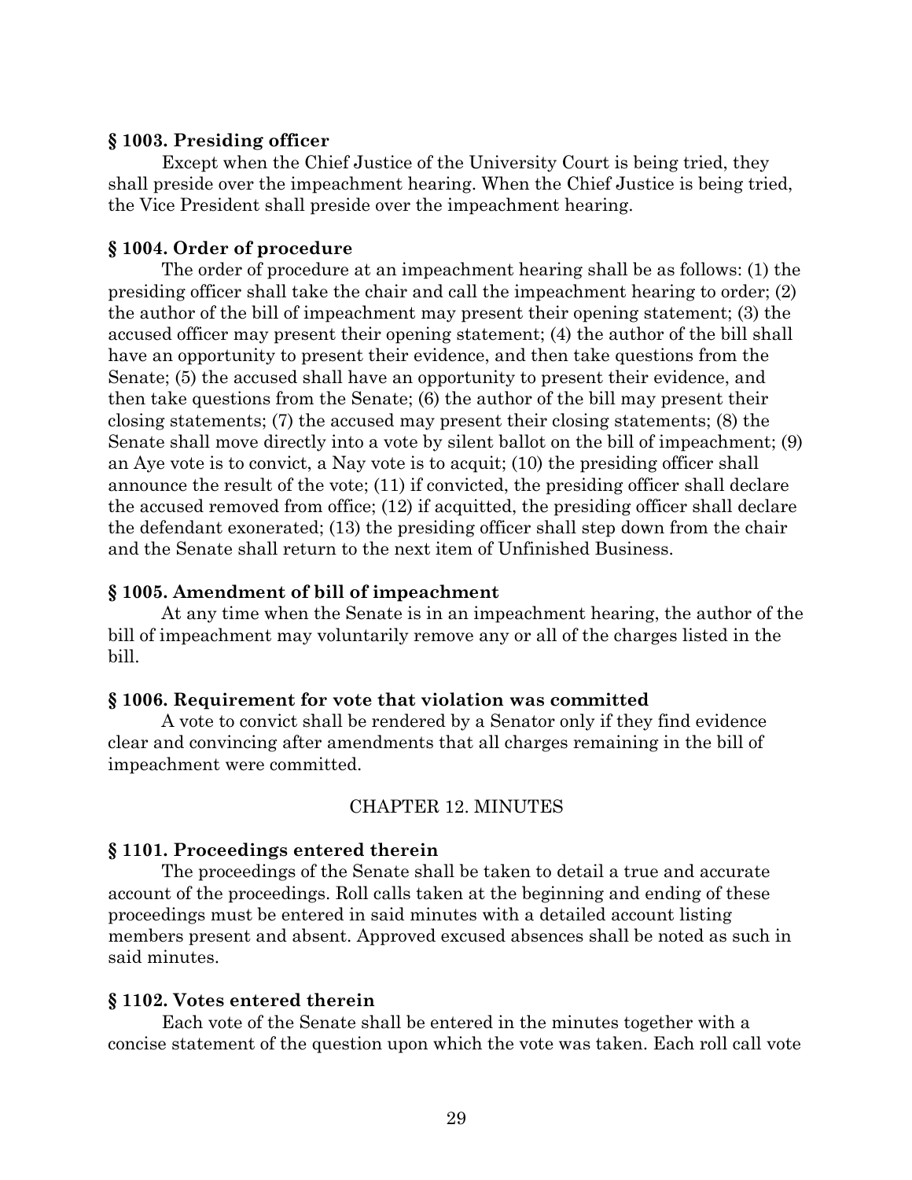### § 1003. Presiding officer

Except when the Chief Justice of the University Court is being tried, they shall preside over the impeachment hearing. When the Chief Justice is being tried, the Vice President shall preside over the impeachment hearing.

### § 1004. Order of procedure

The order of procedure at an impeachment hearing shall be as follows: (1) the presiding officer shall take the chair and call the impeachment hearing to order; (2) the author of the bill of impeachment may present their opening statement; (3) the accused officer may present their opening statement; (4) the author of the bill shall have an opportunity to present their evidence, and then take questions from the Senate; (5) the accused shall have an opportunity to present their evidence, and then take questions from the Senate; (6) the author of the bill may present their closing statements; (7) the accused may present their closing statements; (8) the Senate shall move directly into a vote by silent ballot on the bill of impeachment; (9) an Aye vote is to convict, a Nay vote is to acquit; (10) the presiding officer shall announce the result of the vote; (11) if convicted, the presiding officer shall declare the accused removed from office; (12) if acquitted, the presiding officer shall declare the defendant exonerated; (13) the presiding officer shall step down from the chair and the Senate shall return to the next item of Unfinished Business.

### § 1005. Amendment of bill of impeachment

At any time when the Senate is in an impeachment hearing, the author of the bill of impeachment may voluntarily remove any or all of the charges listed in the bill.

### § 1006. Requirement for vote that violation was committed

A vote to convict shall be rendered by a Senator only if they find evidence clear and convincing after amendments that all charges remaining in the bill of impeachment were committed.

## CHAPTER 12. MINUTES

### § 1101. Proceedings entered therein

The proceedings of the Senate shall be taken to detail a true and accurate account of the proceedings. Roll calls taken at the beginning and ending of these proceedings must be entered in said minutes with a detailed account listing members present and absent. Approved excused absences shall be noted as such in said minutes.

### § 1102. Votes entered therein

Each vote of the Senate shall be entered in the minutes together with a concise statement of the question upon which the vote was taken. Each roll call vote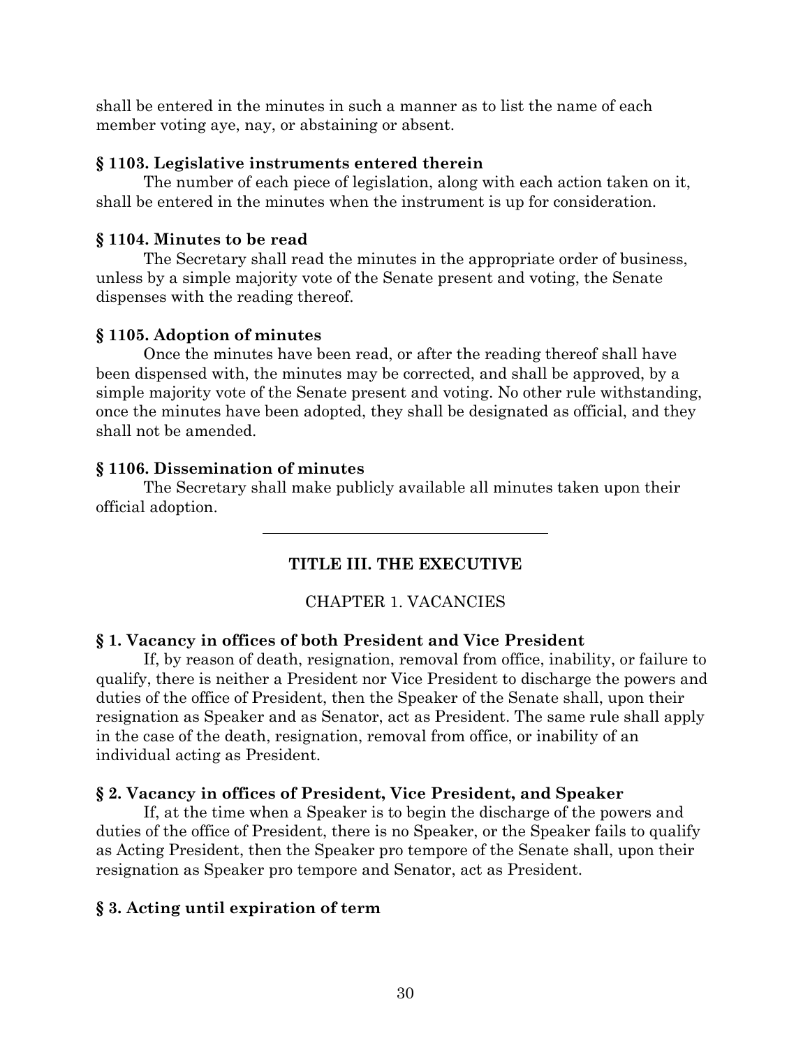shall be entered in the minutes in such a manner as to list the name of each member voting aye, nay, or abstaining or absent.

### § 1103. Legislative instruments entered therein

The number of each piece of legislation, along with each action taken on it, shall be entered in the minutes when the instrument is up for consideration.

### § 1104. Minutes to be read

The Secretary shall read the minutes in the appropriate order of business, unless by a simple majority vote of the Senate present and voting, the Senate dispenses with the reading thereof.

### § 1105. Adoption of minutes

Once the minutes have been read, or after the reading thereof shall have been dispensed with, the minutes may be corrected, and shall be approved, by a simple majority vote of the Senate present and voting. No other rule withstanding, once the minutes have been adopted, they shall be designated as official, and they shall not be amended.

### § 1106. Dissemination of minutes

The Secretary shall make publicly available all minutes taken upon their official adoption.

---

## TITLE III. THE EXECUTIVE

### CHAPTER 1. VACANCIES

### § 1. Vacancy in offices of both President and Vice President

If, by reason of death, resignation, removal from office, inability, or failure to qualify, there is neither a President nor Vice President to discharge the powers and duties of the office of President, then the Speaker of the Senate shall, upon their resignation as Speaker and as Senator, act as President. The same rule shall apply in the case of the death, resignation, removal from office, or inability of an individual acting as President.

### § 2. Vacancy in offices of President, Vice President, and Speaker

If, at the time when a Speaker is to begin the discharge of the powers and duties of the office of President, there is no Speaker, or the Speaker fails to qualify as Acting President, then the Speaker pro tempore of the Senate shall, upon their resignation as Speaker pro tempore and Senator, act as President.

### § 3. Acting until expiration of term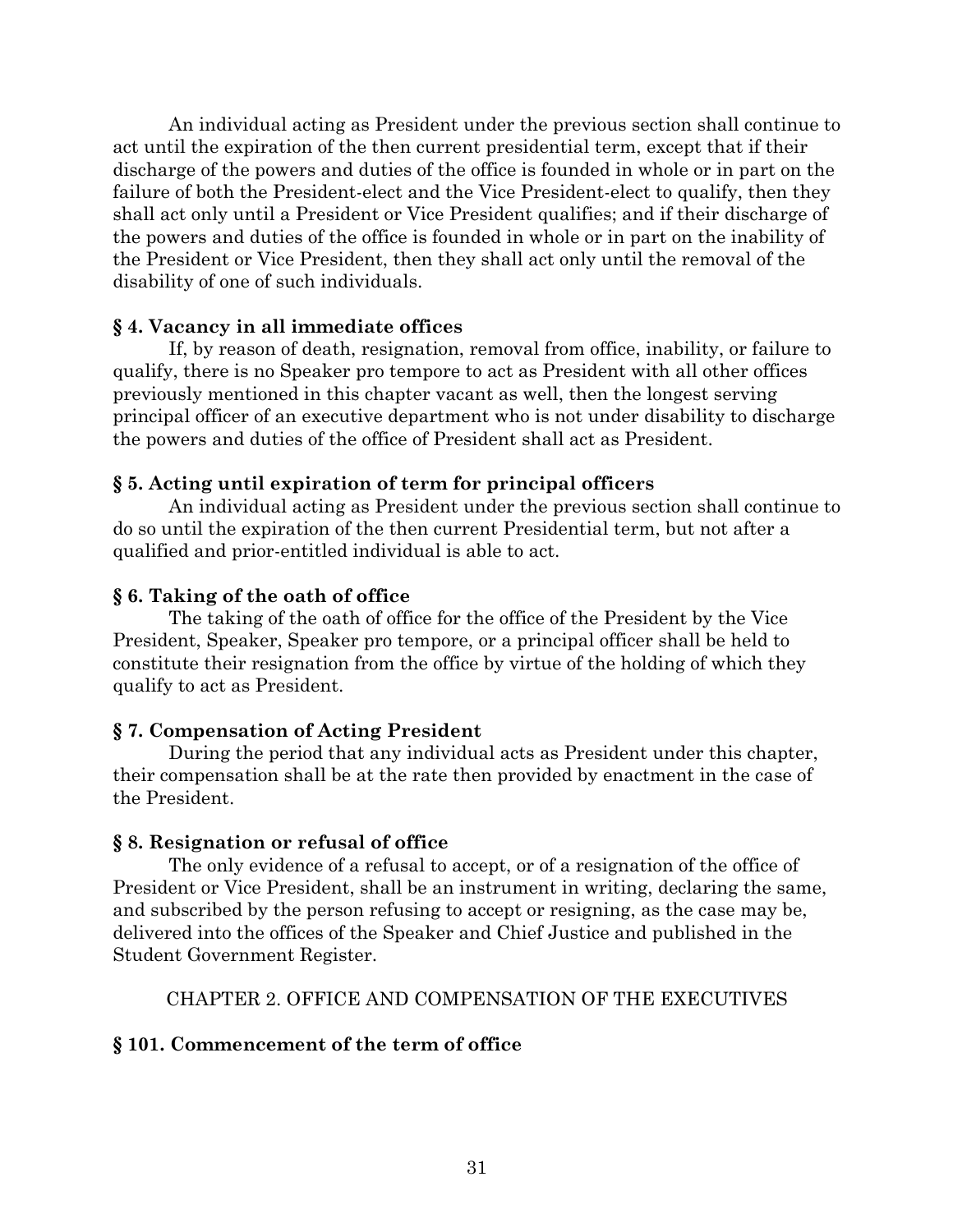An individual acting as President under the previous section shall continue to act until the expiration of the then current presidential term, except that if their discharge of the powers and duties of the office is founded in whole or in part on the failure of both the President-elect and the Vice President-elect to qualify, then they shall act only until a President or Vice President qualifies; and if their discharge of the powers and duties of the office is founded in whole or in part on the inability of the President or Vice President, then they shall act only until the removal of the disability of one of such individuals.

### § 4. Vacancy in all immediate offices

If, by reason of death, resignation, removal from office, inability, or failure to qualify, there is no Speaker pro tempore to act as President with all other offices previously mentioned in this chapter vacant as well, then the longest serving principal officer of an executive department who is not under disability to discharge the powers and duties of the office of President shall act as President.

### § 5. Acting until expiration of term for principal officers

An individual acting as President under the previous section shall continue to do so until the expiration of the then current Presidential term, but not after a qualified and prior-entitled individual is able to act.

### § 6. Taking of the oath of office

The taking of the oath of office for the office of the President by the Vice President, Speaker, Speaker pro tempore, or a principal officer shall be held to constitute their resignation from the office by virtue of the holding of which they qualify to act as President.

### § 7. Compensation of Acting President

During the period that any individual acts as President under this chapter, their compensation shall be at the rate then provided by enactment in the case of the President.

### § 8. Resignation or refusal of office

The only evidence of a refusal to accept, or of a resignation of the office of President or Vice President, shall be an instrument in writing, declaring the same, and subscribed by the person refusing to accept or resigning, as the case may be, delivered into the offices of the Speaker and Chief Justice and published in the Student Government Register.

## CHAPTER 2. OFFICE AND COMPENSATION OF THE EXECUTIVES

### § 101. Commencement of the term of office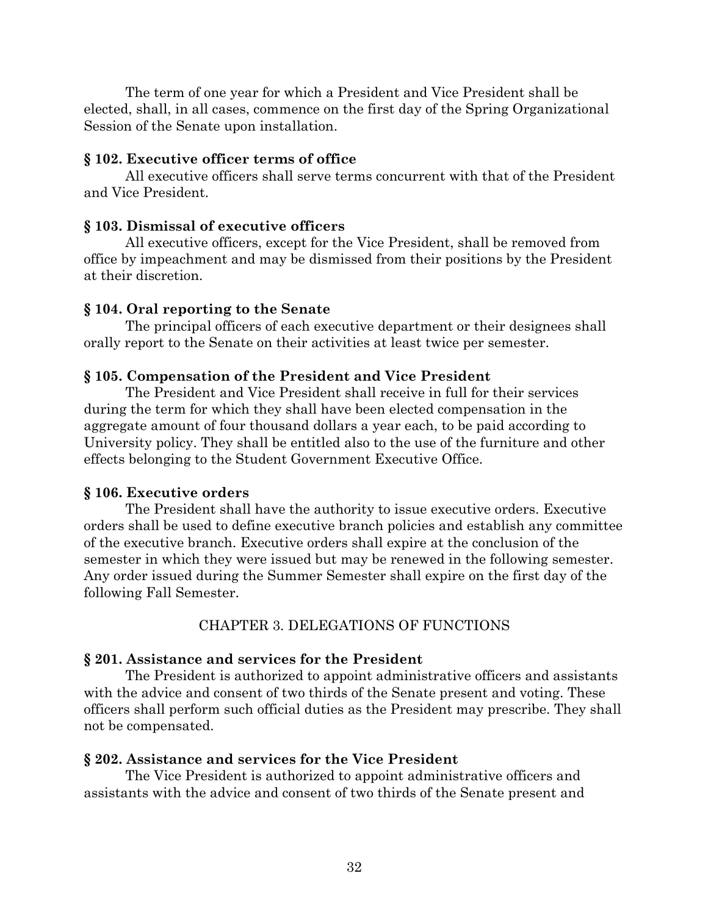The term of one year for which a President and Vice President shall be elected, shall, in all cases, commence on the first day of the Spring Organizational Session of the Senate upon installation.

**§ 102. Executive officer terms of office**

All executive officers shall serve terms concurrent with that of the President and Vice President.

**§ 103. Dismissal of executive officers**

All executive officers, except for the Vice President, shall be removed from office by impeachment and may be dismissed from their positions by the President at their discretion.

**§ 104. Oral reporting to the Senate**

The principal officers of each executive department or their designees shall orally report to the Senate on their activities at least twice per semester.

**§ 105. Compensation of the President and Vice President**

The President and Vice President shall receive in full for their services during the term for which they shall have been elected compensation in the aggregate amount of four thousand dollars a year each, to be paid according to University policy. They shall be entitled also to the use of the furniture and other effects belonging to the Student Government Executive Office.

**§ 106. Executive orders**

The President shall have the authority to issue executive orders. Executive orders shall be used to define executive branch policies and establish any committee of the executive branch. Executive orders shall expire at the conclusion of the semester in which they were issued but may be renewed in the following semester. Any order issued during the Summer Semester shall expire on the first day of the following Fall Semester.

## CHAPTER 3. DELEGATIONS OF FUNCTIONS

**§ 201. Assistance and services for the President**

The President is authorized to appoint administrative officers and assistants with the advice and consent of two thirds of the Senate present and voting. These officers shall perform such official duties as the President may prescribe. They shall not be compensated.

**§ 202. Assistance and services for the Vice President**

The Vice President is authorized to appoint administrative officers and assistants with the advice and consent of two thirds of the Senate present and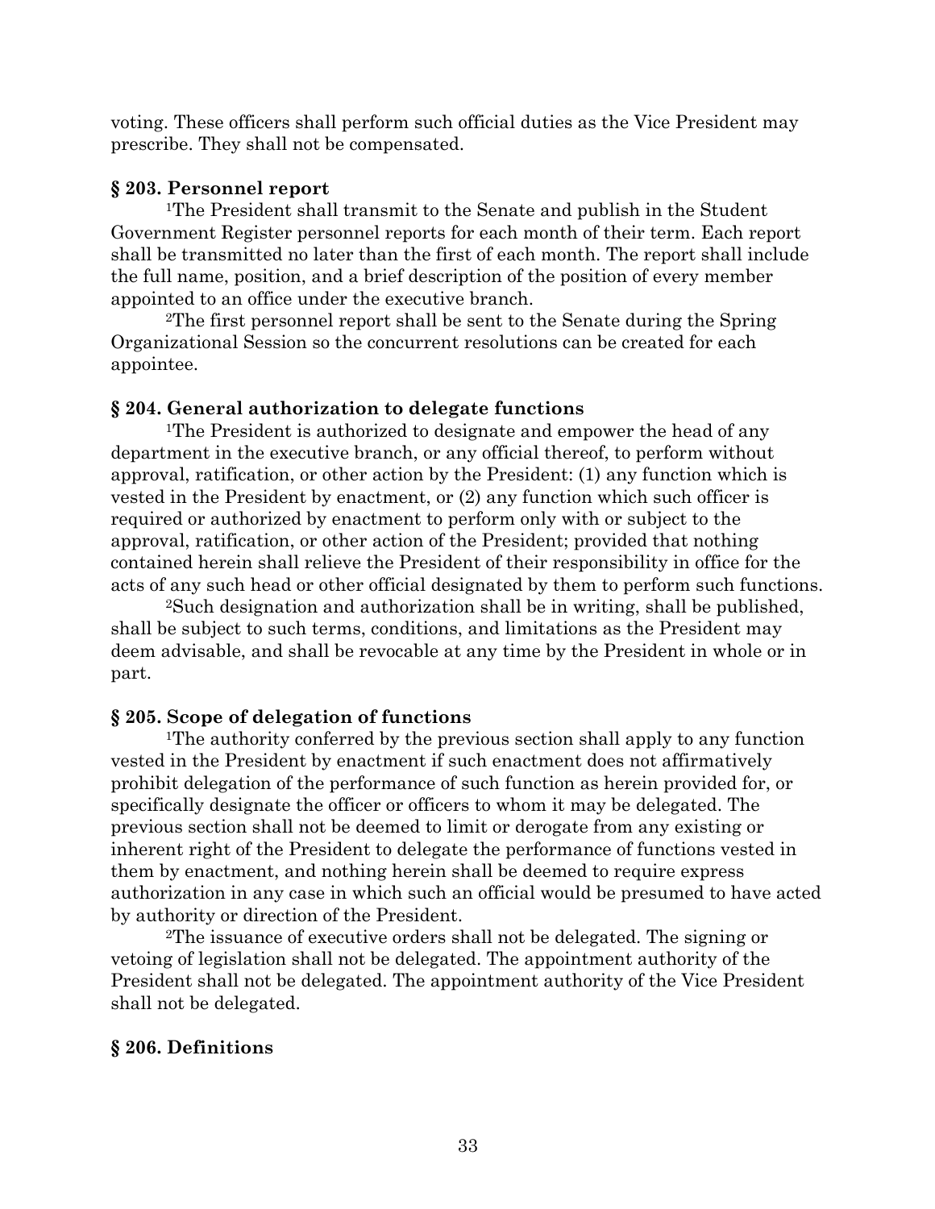voting. These officers shall perform such official duties as the Vice President may prescribe. They shall not be compensated.

**§ 203. Personnel report**

[1]The President shall transmit to the Senate and publish in the Student Government Register personnel reports for each month of their term. Each report shall be transmitted no later than the first of each month. The report shall include the full name, position, and a brief description of the position of every member appointed to an office under the executive branch.

[2]The first personnel report shall be sent to the Senate during the Spring Organizational Session so the concurrent resolutions can be created for each appointee.

**§ 204. General authorization to delegate functions**

[1]The President is authorized to designate and empower the head of any department in the executive branch, or any official thereof, to perform without approval, ratification, or other action by the President: (1) any function which is vested in the President by enactment, or (2) any function which such officer is required or authorized by enactment to perform only with or subject to the approval, ratification, or other action of the President; provided that nothing contained herein shall relieve the President of their responsibility in office for the acts of any such head or other official designated by them to perform such functions.

[2]Such designation and authorization shall be in writing, shall be published, shall be subject to such terms, conditions, and limitations as the President may deem advisable, and shall be revocable at any time by the President in whole or in part.

**§ 205. Scope of delegation of functions**

[1]The authority conferred by the previous section shall apply to any function vested in the President by enactment if such enactment does not affirmatively prohibit delegation of the performance of such function as herein provided for, or specifically designate the officer or officers to whom it may be delegated. The previous section shall not be deemed to limit or derogate from any existing or inherent right of the President to delegate the performance of functions vested in them by enactment, and nothing herein shall be deemed to require express authorization in any case in which such an official would be presumed to have acted by authority or direction of the President.

[2]The issuance of executive orders shall not be delegated. The signing or vetoing of legislation shall not be delegated. The appointment authority of the President shall not be delegated. The appointment authority of the Vice President shall not be delegated.

**§ 206. Definitions**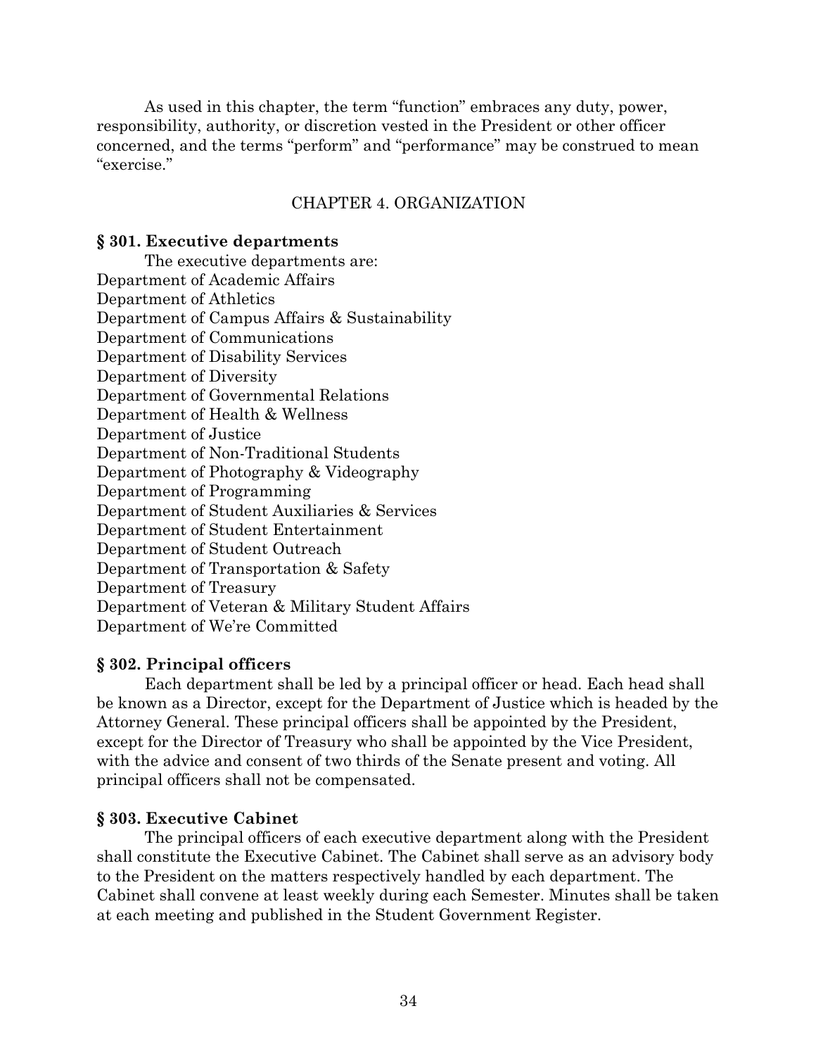As used in this chapter, the term "function" embraces any duty, power, responsibility, authority, or discretion vested in the President or other officer concerned, and the terms "perform" and "performance" may be construed to mean "exercise."

## CHAPTER 4. ORGANIZATION

### § 301. Executive departments

The executive departments are:
Department of Academic Affairs
Department of Athletics
Department of Campus Affairs & Sustainability
Department of Communications
Department of Disability Services
Department of Diversity
Department of Governmental Relations
Department of Health & Wellness
Department of Justice
Department of Non-Traditional Students
Department of Photography & Videography
Department of Programming
Department of Student Auxiliaries & Services
Department of Student Entertainment
Department of Student Outreach
Department of Transportation & Safety
Department of Treasury
Department of Veteran & Military Student Affairs
Department of We're Committed

### § 302. Principal officers

Each department shall be led by a principal officer or head. Each head shall be known as a Director, except for the Department of Justice which is headed by the Attorney General. These principal officers shall be appointed by the President, except for the Director of Treasury who shall be appointed by the Vice President, with the advice and consent of two thirds of the Senate present and voting. All principal officers shall not be compensated.

### § 303. Executive Cabinet

The principal officers of each executive department along with the President shall constitute the Executive Cabinet. The Cabinet shall serve as an advisory body to the President on the matters respectively handled by each department. The Cabinet shall convene at least weekly during each Semester. Minutes shall be taken at each meeting and published in the Student Government Register.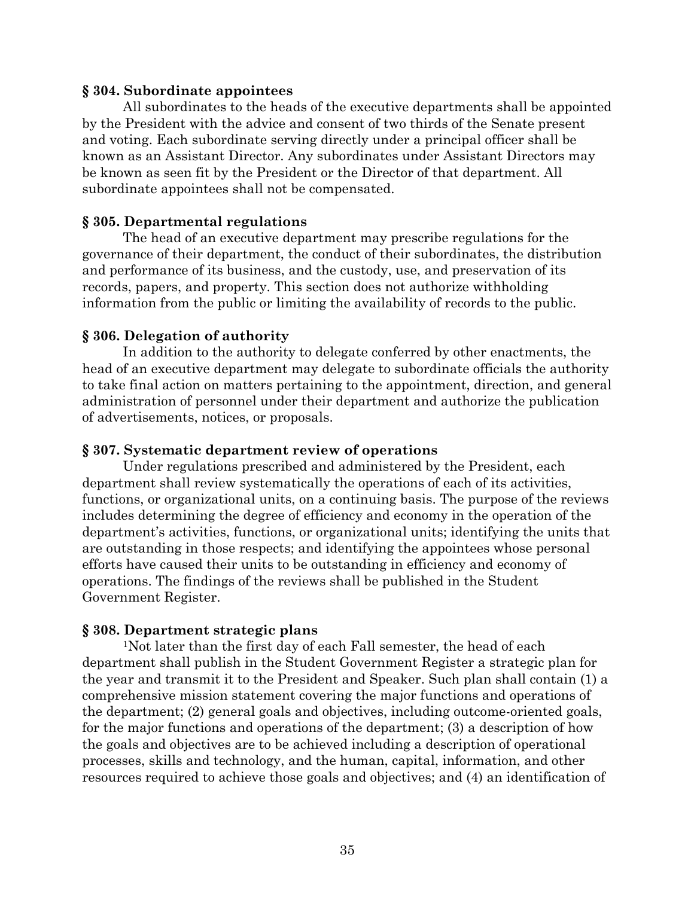### § 304. Subordinate appointees

All subordinates to the heads of the executive departments shall be appointed by the President with the advice and consent of two thirds of the Senate present and voting. Each subordinate serving directly under a principal officer shall be known as an Assistant Director. Any subordinates under Assistant Directors may be known as seen fit by the President or the Director of that department. All subordinate appointees shall not be compensated.

### § 305. Departmental regulations

The head of an executive department may prescribe regulations for the governance of their department, the conduct of their subordinates, the distribution and performance of its business, and the custody, use, and preservation of its records, papers, and property. This section does not authorize withholding information from the public or limiting the availability of records to the public.

### § 306. Delegation of authority

In addition to the authority to delegate conferred by other enactments, the head of an executive department may delegate to subordinate officials the authority to take final action on matters pertaining to the appointment, direction, and general administration of personnel under their department and authorize the publication of advertisements, notices, or proposals.

### § 307. Systematic department review of operations

Under regulations prescribed and administered by the President, each department shall review systematically the operations of each of its activities, functions, or organizational units, on a continuing basis. The purpose of the reviews includes determining the degree of efficiency and economy in the operation of the department's activities, functions, or organizational units; identifying the units that are outstanding in those respects; and identifying the appointees whose personal efforts have caused their units to be outstanding in efficiency and economy of operations. The findings of the reviews shall be published in the Student Government Register.

### § 308. Department strategic plans

[1]Not later than the first day of each Fall semester, the head of each department shall publish in the Student Government Register a strategic plan for the year and transmit it to the President and Speaker. Such plan shall contain (1) a comprehensive mission statement covering the major functions and operations of the department; (2) general goals and objectives, including outcome-oriented goals, for the major functions and operations of the department; (3) a description of how the goals and objectives are to be achieved including a description of operational processes, skills and technology, and the human, capital, information, and other resources required to achieve those goals and objectives; and (4) an identification of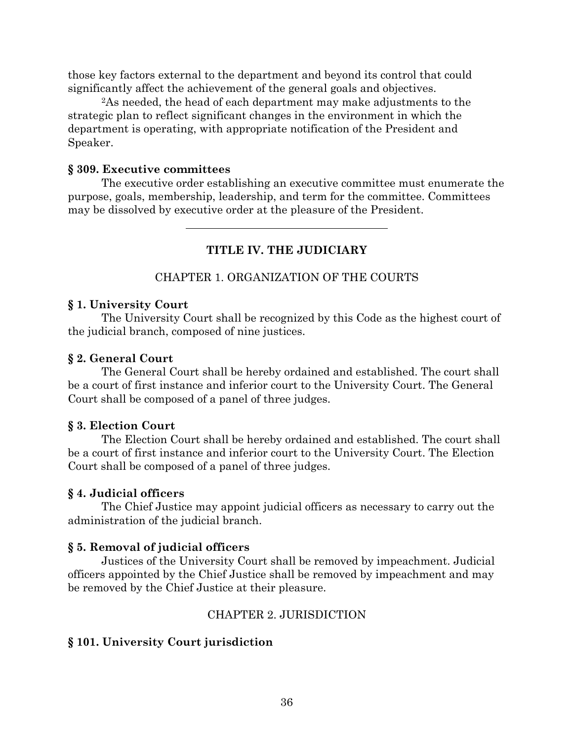those key factors external to the department and beyond its control that could significantly affect the achievement of the general goals and objectives.

[2]As needed, the head of each department may make adjustments to the strategic plan to reflect significant changes in the environment in which the department is operating, with appropriate notification of the President and Speaker.

**§ 309. Executive committees**

The executive order establishing an executive committee must enumerate the purpose, goals, membership, leadership, and term for the committee. Committees may be dissolved by executive order at the pleasure of the President.

---

# TITLE IV. THE JUDICIARY

## CHAPTER 1. ORGANIZATION OF THE COURTS

**§ 1. University Court**

The University Court shall be recognized by this Code as the highest court of the judicial branch, composed of nine justices.

**§ 2. General Court**

The General Court shall be hereby ordained and established. The court shall be a court of first instance and inferior court to the University Court. The General Court shall be composed of a panel of three judges.

**§ 3. Election Court**

The Election Court shall be hereby ordained and established. The court shall be a court of first instance and inferior court to the University Court. The Election Court shall be composed of a panel of three judges.

**§ 4. Judicial officers**

The Chief Justice may appoint judicial officers as necessary to carry out the administration of the judicial branch.

**§ 5. Removal of judicial officers**

Justices of the University Court shall be removed by impeachment. Judicial officers appointed by the Chief Justice shall be removed by impeachment and may be removed by the Chief Justice at their pleasure.

## CHAPTER 2. JURISDICTION

**§ 101. University Court jurisdiction**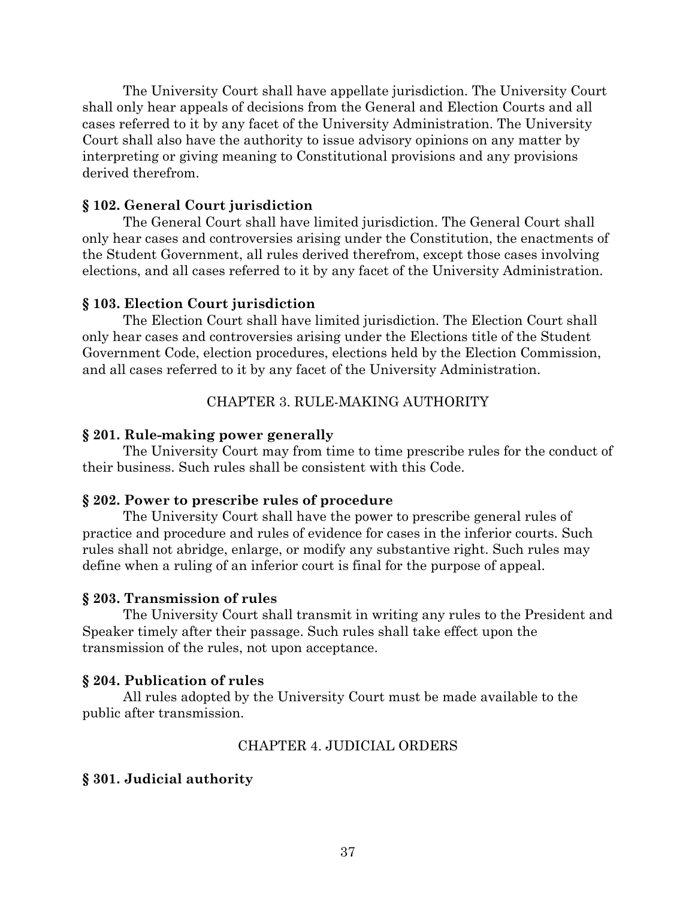The University Court shall have appellate jurisdiction. The University Court shall only hear appeals of decisions from the General and Election Courts and all cases referred to it by any facet of the University Administration. The University Court shall also have the authority to issue advisory opinions on any matter by interpreting or giving meaning to Constitutional provisions and any provisions derived therefrom.

### § 102. General Court jurisdiction

The General Court shall have limited jurisdiction. The General Court shall only hear cases and controversies arising under the Constitution, the enactments of the Student Government, all rules derived therefrom, except those cases involving elections, and all cases referred to it by any facet of the University Administration.

### § 103. Election Court jurisdiction

The Election Court shall have limited jurisdiction. The Election Court shall only hear cases and controversies arising under the Elections title of the Student Government Code, election procedures, elections held by the Election Commission, and all cases referred to it by any facet of the University Administration.

## CHAPTER 3. RULE-MAKING AUTHORITY

### § 201. Rule-making power generally

The University Court may from time to time prescribe rules for the conduct of their business. Such rules shall be consistent with this Code.

### § 202. Power to prescribe rules of procedure

The University Court shall have the power to prescribe general rules of practice and procedure and rules of evidence for cases in the inferior courts. Such rules shall not abridge, enlarge, or modify any substantive right. Such rules may define when a ruling of an inferior court is final for the purpose of appeal.

### § 203. Transmission of rules

The University Court shall transmit in writing any rules to the President and Speaker timely after their passage. Such rules shall take effect upon the transmission of the rules, not upon acceptance.

### § 204. Publication of rules

All rules adopted by the University Court must be made available to the public after transmission.

## CHAPTER 4. JUDICIAL ORDERS

### § 301. Judicial authority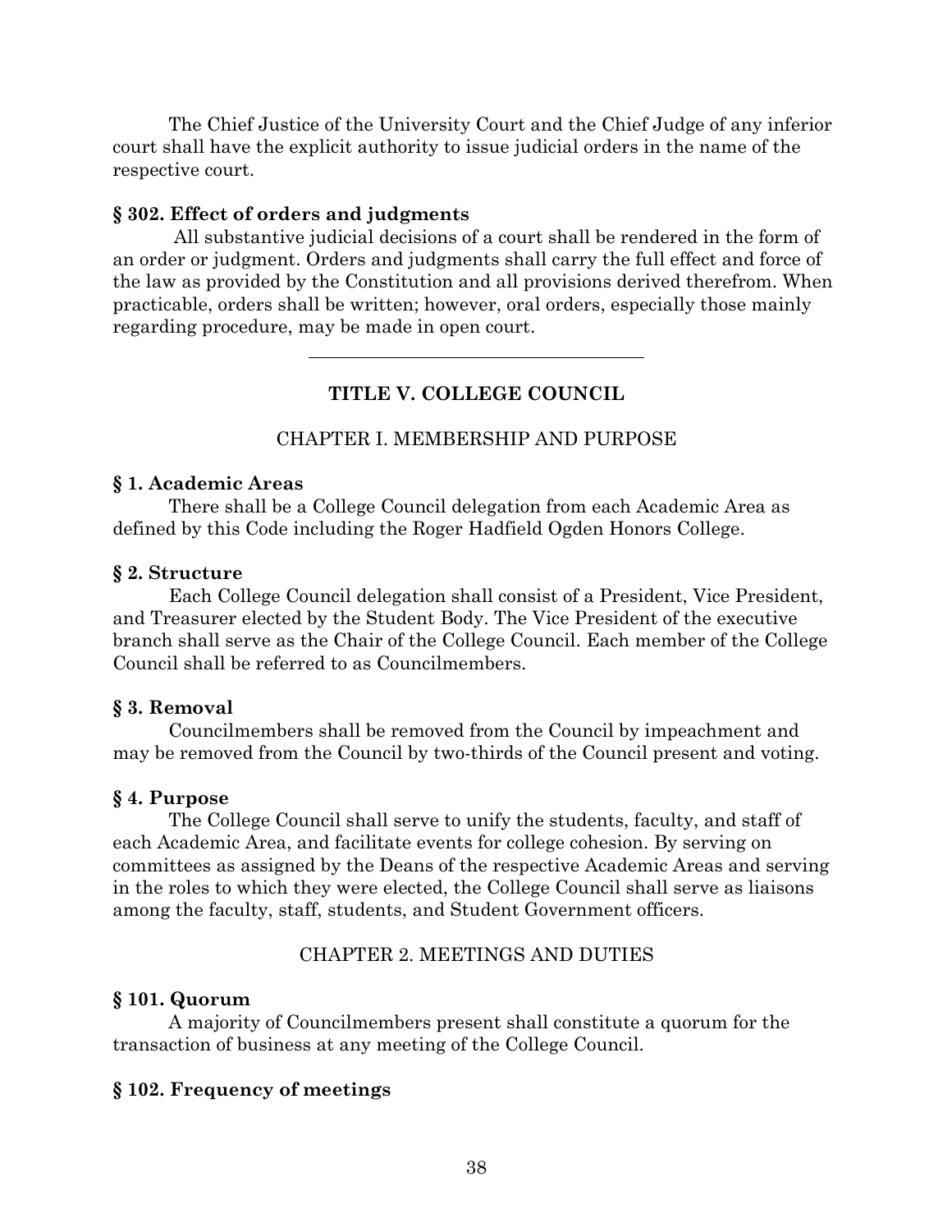The Chief Justice of the University Court and the Chief Judge of any inferior court shall have the explicit authority to issue judicial orders in the name of the respective court.

**§ 302. Effect of orders and judgments**

All substantive judicial decisions of a court shall be rendered in the form of an order or judgment. Orders and judgments shall carry the full effect and force of the law as provided by the Constitution and all provisions derived therefrom. When practicable, orders shall be written; however, oral orders, especially those mainly regarding procedure, may be made in open court.

---

## TITLE V. COLLEGE COUNCIL

### CHAPTER I. MEMBERSHIP AND PURPOSE

**§ 1. Academic Areas**

There shall be a College Council delegation from each Academic Area as defined by this Code including the Roger Hadfield Ogden Honors College.

**§ 2. Structure**

Each College Council delegation shall consist of a President, Vice President, and Treasurer elected by the Student Body. The Vice President of the executive branch shall serve as the Chair of the College Council. Each member of the College Council shall be referred to as Councilmembers.

**§ 3. Removal**

Councilmembers shall be removed from the Council by impeachment and may be removed from the Council by two-thirds of the Council present and voting.

**§ 4. Purpose**

The College Council shall serve to unify the students, faculty, and staff of each Academic Area, and facilitate events for college cohesion. By serving on committees as assigned by the Deans of the respective Academic Areas and serving in the roles to which they were elected, the College Council shall serve as liaisons among the faculty, staff, students, and Student Government officers.

### CHAPTER 2. MEETINGS AND DUTIES

**§ 101. Quorum**

A majority of Councilmembers present shall constitute a quorum for the transaction of business at any meeting of the College Council.

**§ 102. Frequency of meetings**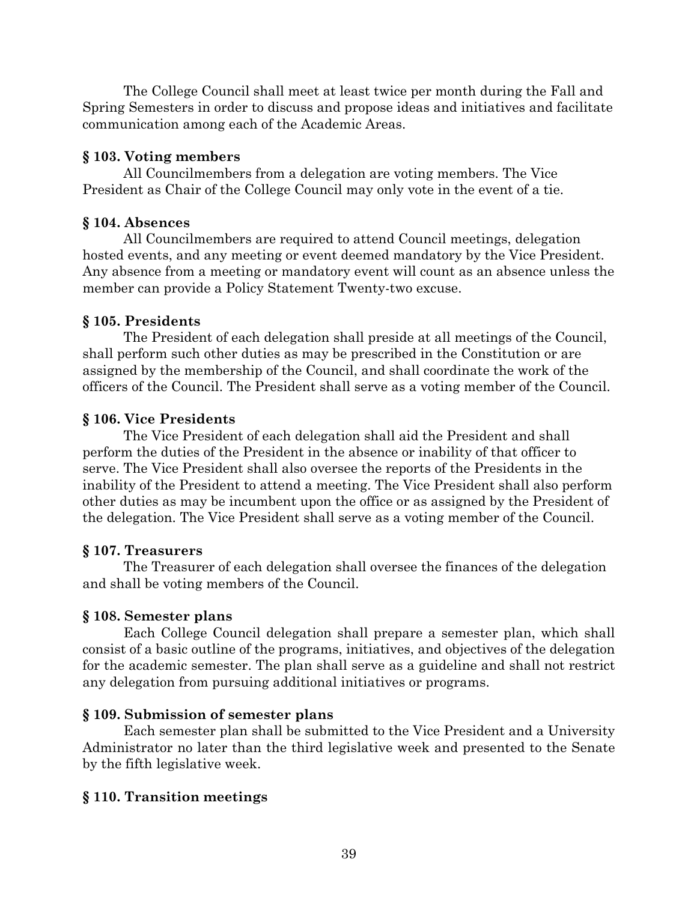The College Council shall meet at least twice per month during the Fall and Spring Semesters in order to discuss and propose ideas and initiatives and facilitate communication among each of the Academic Areas.

**§ 103. Voting members**

All Councilmembers from a delegation are voting members. The Vice President as Chair of the College Council may only vote in the event of a tie.

**§ 104. Absences**

All Councilmembers are required to attend Council meetings, delegation hosted events, and any meeting or event deemed mandatory by the Vice President. Any absence from a meeting or mandatory event will count as an absence unless the member can provide a Policy Statement Twenty-two excuse.

**§ 105. Presidents**

The President of each delegation shall preside at all meetings of the Council, shall perform such other duties as may be prescribed in the Constitution or are assigned by the membership of the Council, and shall coordinate the work of the officers of the Council. The President shall serve as a voting member of the Council.

**§ 106. Vice Presidents**

The Vice President of each delegation shall aid the President and shall perform the duties of the President in the absence or inability of that officer to serve. The Vice President shall also oversee the reports of the Presidents in the inability of the President to attend a meeting. The Vice President shall also perform other duties as may be incumbent upon the office or as assigned by the President of the delegation. The Vice President shall serve as a voting member of the Council.

**§ 107. Treasurers**

The Treasurer of each delegation shall oversee the finances of the delegation and shall be voting members of the Council.

**§ 108. Semester plans**

Each College Council delegation shall prepare a semester plan, which shall consist of a basic outline of the programs, initiatives, and objectives of the delegation for the academic semester. The plan shall serve as a guideline and shall not restrict any delegation from pursuing additional initiatives or programs.

**§ 109. Submission of semester plans**

Each semester plan shall be submitted to the Vice President and a University Administrator no later than the third legislative week and presented to the Senate by the fifth legislative week.

**§ 110. Transition meetings**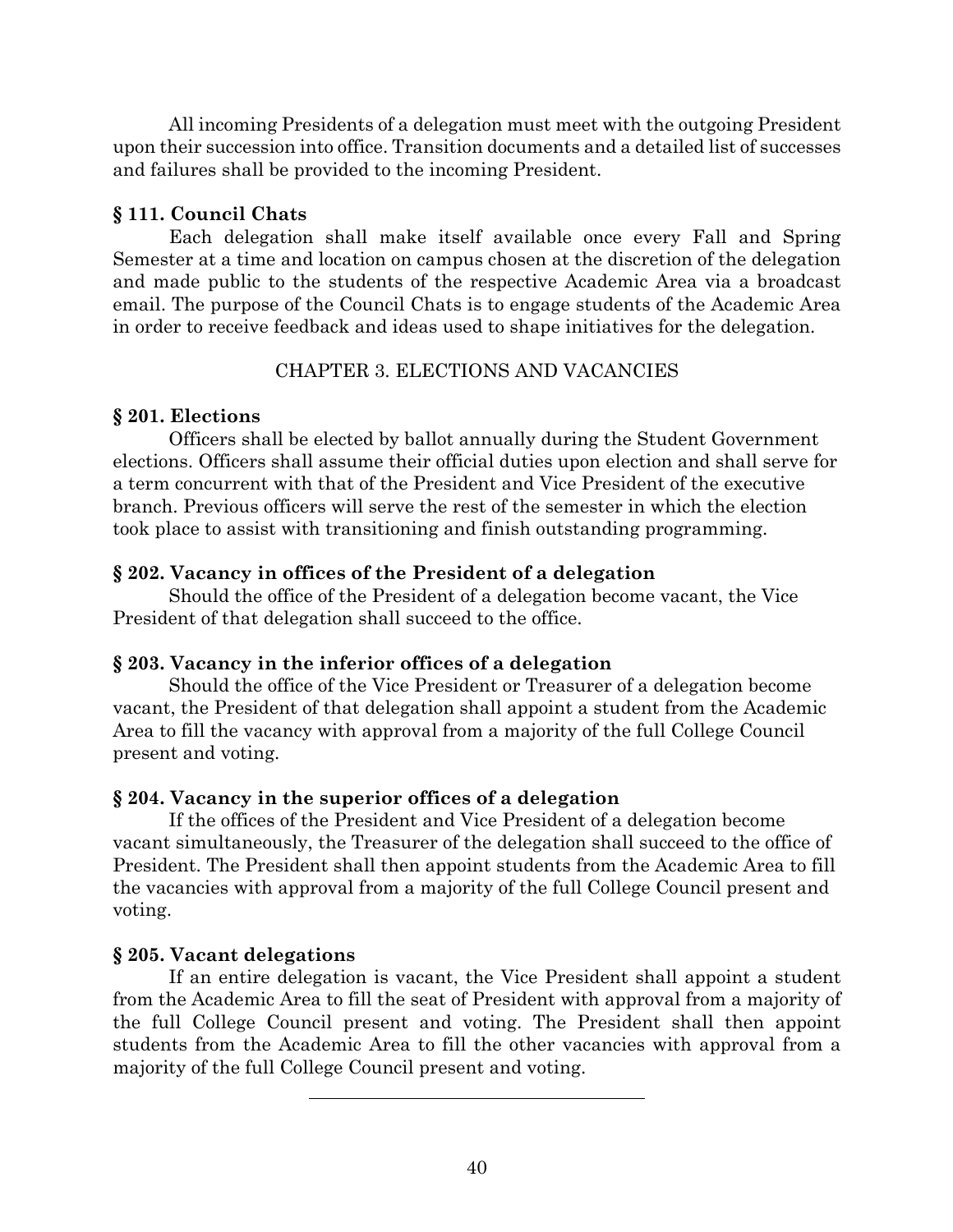All incoming Presidents of a delegation must meet with the outgoing President upon their succession into office. Transition documents and a detailed list of successes and failures shall be provided to the incoming President.

**§ 111. Council Chats**

Each delegation shall make itself available once every Fall and Spring Semester at a time and location on campus chosen at the discretion of the delegation and made public to the students of the respective Academic Area via a broadcast email. The purpose of the Council Chats is to engage students of the Academic Area in order to receive feedback and ideas used to shape initiatives for the delegation.

## CHAPTER 3. ELECTIONS AND VACANCIES

**§ 201. Elections**

Officers shall be elected by ballot annually during the Student Government elections. Officers shall assume their official duties upon election and shall serve for a term concurrent with that of the President and Vice President of the executive branch. Previous officers will serve the rest of the semester in which the election took place to assist with transitioning and finish outstanding programming.

**§ 202. Vacancy in offices of the President of a delegation**

Should the office of the President of a delegation become vacant, the Vice President of that delegation shall succeed to the office.

**§ 203. Vacancy in the inferior offices of a delegation**

Should the office of the Vice President or Treasurer of a delegation become vacant, the President of that delegation shall appoint a student from the Academic Area to fill the vacancy with approval from a majority of the full College Council present and voting.

**§ 204. Vacancy in the superior offices of a delegation**

If the offices of the President and Vice President of a delegation become vacant simultaneously, the Treasurer of the delegation shall succeed to the office of President. The President shall then appoint students from the Academic Area to fill the vacancies with approval from a majority of the full College Council present and voting.

**§ 205. Vacant delegations**

If an entire delegation is vacant, the Vice President shall appoint a student from the Academic Area to fill the seat of President with approval from a majority of the full College Council present and voting. The President shall then appoint students from the Academic Area to fill the other vacancies with approval from a majority of the full College Council present and voting.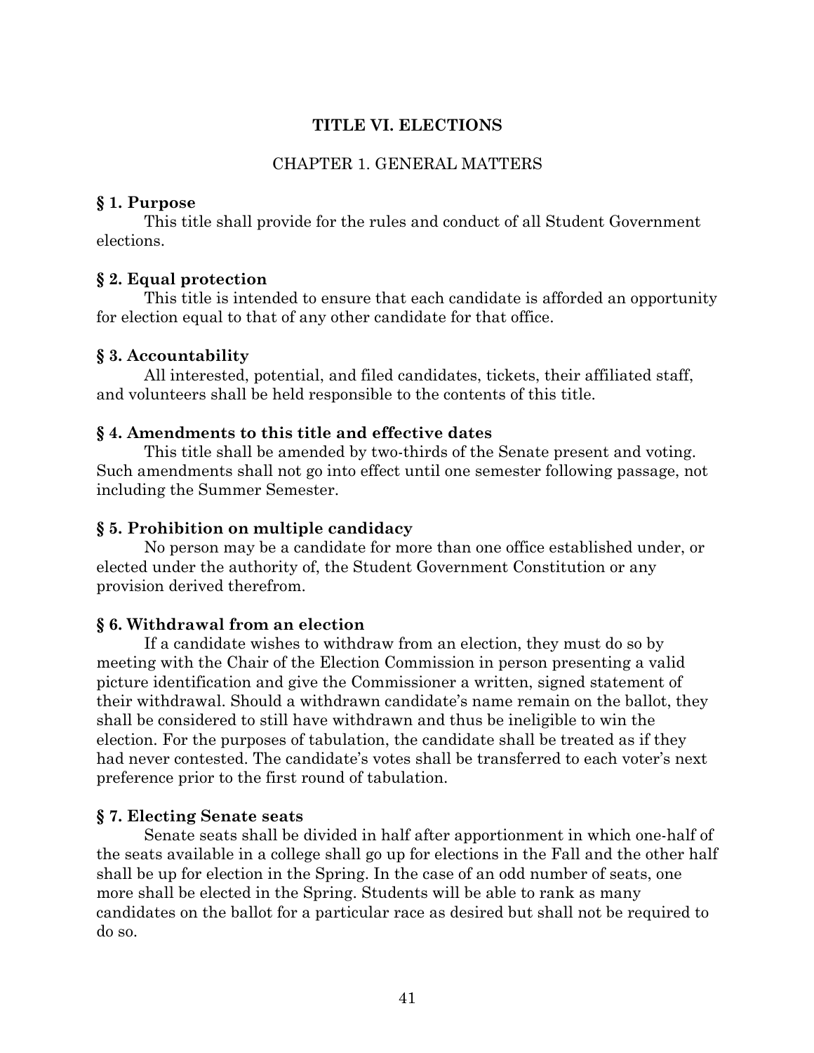# TITLE VI. ELECTIONS

## CHAPTER 1. GENERAL MATTERS

### § 1. Purpose

This title shall provide for the rules and conduct of all Student Government elections.

### § 2. Equal protection

This title is intended to ensure that each candidate is afforded an opportunity for election equal to that of any other candidate for that office.

### § 3. Accountability

All interested, potential, and filed candidates, tickets, their affiliated staff, and volunteers shall be held responsible to the contents of this title.

### § 4. Amendments to this title and effective dates

This title shall be amended by two-thirds of the Senate present and voting. Such amendments shall not go into effect until one semester following passage, not including the Summer Semester.

### § 5. Prohibition on multiple candidacy

No person may be a candidate for more than one office established under, or elected under the authority of, the Student Government Constitution or any provision derived therefrom.

### § 6. Withdrawal from an election

If a candidate wishes to withdraw from an election, they must do so by meeting with the Chair of the Election Commission in person presenting a valid picture identification and give the Commissioner a written, signed statement of their withdrawal. Should a withdrawn candidate's name remain on the ballot, they shall be considered to still have withdrawn and thus be ineligible to win the election. For the purposes of tabulation, the candidate shall be treated as if they had never contested. The candidate's votes shall be transferred to each voter's next preference prior to the first round of tabulation.

### § 7. Electing Senate seats

Senate seats shall be divided in half after apportionment in which one-half of the seats available in a college shall go up for elections in the Fall and the other half shall be up for election in the Spring. In the case of an odd number of seats, one more shall be elected in the Spring. Students will be able to rank as many candidates on the ballot for a particular race as desired but shall not be required to do so.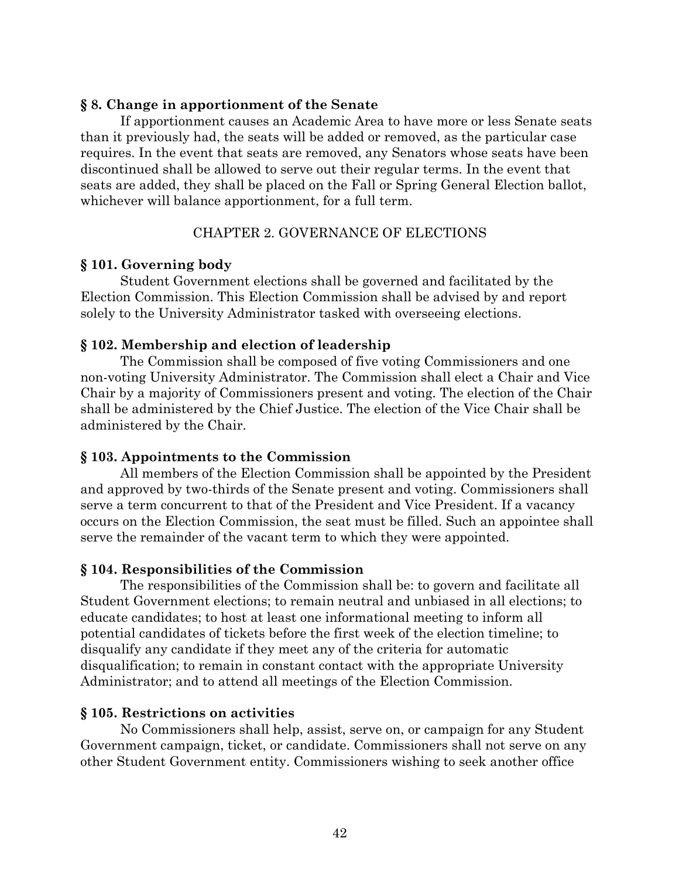**§ 8. Change in apportionment of the Senate**

If apportionment causes an Academic Area to have more or less Senate seats than it previously had, the seats will be added or removed, as the particular case requires. In the event that seats are removed, any Senators whose seats have been discontinued shall be allowed to serve out their regular terms. In the event that seats are added, they shall be placed on the Fall or Spring General Election ballot, whichever will balance apportionment, for a full term.

## CHAPTER 2. GOVERNANCE OF ELECTIONS

**§ 101. Governing body**

Student Government elections shall be governed and facilitated by the Election Commission. This Election Commission shall be advised by and report solely to the University Administrator tasked with overseeing elections.

**§ 102. Membership and election of leadership**

The Commission shall be composed of five voting Commissioners and one non-voting University Administrator. The Commission shall elect a Chair and Vice Chair by a majority of Commissioners present and voting. The election of the Chair shall be administered by the Chief Justice. The election of the Vice Chair shall be administered by the Chair.

**§ 103. Appointments to the Commission**

All members of the Election Commission shall be appointed by the President and approved by two-thirds of the Senate present and voting. Commissioners shall serve a term concurrent to that of the President and Vice President. If a vacancy occurs on the Election Commission, the seat must be filled. Such an appointee shall serve the remainder of the vacant term to which they were appointed.

**§ 104. Responsibilities of the Commission**

The responsibilities of the Commission shall be: to govern and facilitate all Student Government elections; to remain neutral and unbiased in all elections; to educate candidates; to host at least one informational meeting to inform all potential candidates of tickets before the first week of the election timeline; to disqualify any candidate if they meet any of the criteria for automatic disqualification; to remain in constant contact with the appropriate University Administrator; and to attend all meetings of the Election Commission.

**§ 105. Restrictions on activities**

No Commissioners shall help, assist, serve on, or campaign for any Student Government campaign, ticket, or candidate. Commissioners shall not serve on any other Student Government entity. Commissioners wishing to seek another office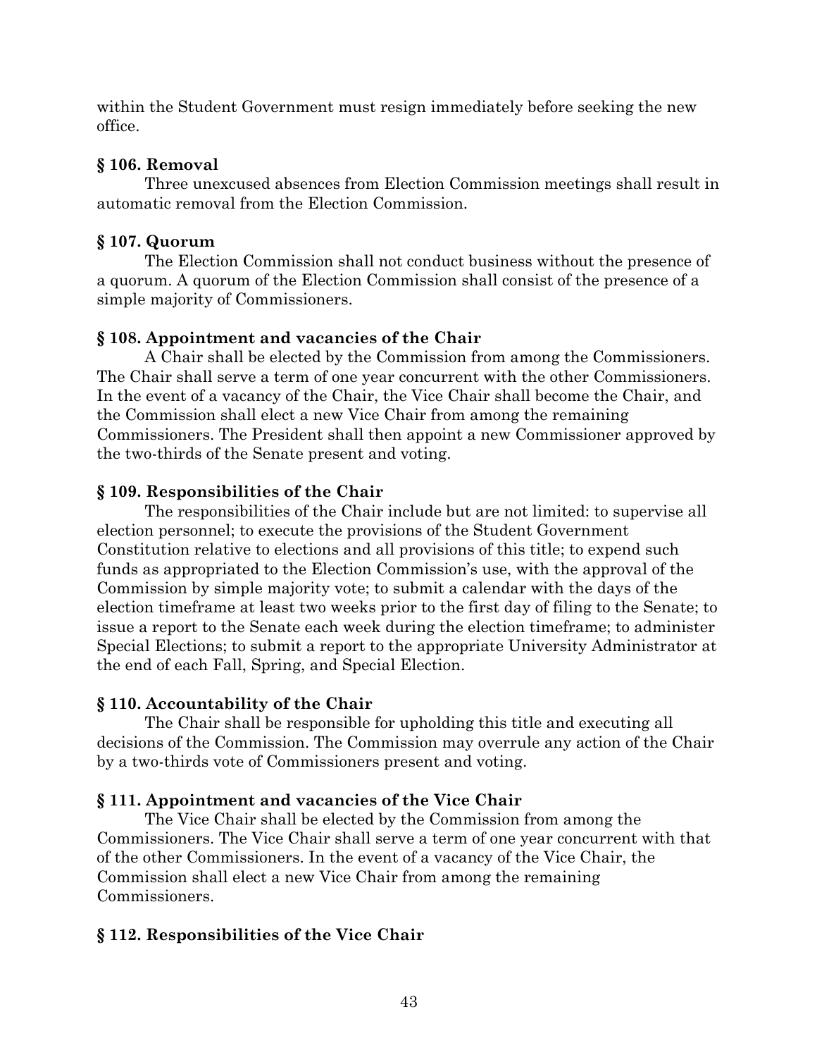within the Student Government must resign immediately before seeking the new office.

### § 106. Removal

Three unexcused absences from Election Commission meetings shall result in automatic removal from the Election Commission.

### § 107. Quorum

The Election Commission shall not conduct business without the presence of a quorum. A quorum of the Election Commission shall consist of the presence of a simple majority of Commissioners.

### § 108. Appointment and vacancies of the Chair

A Chair shall be elected by the Commission from among the Commissioners. The Chair shall serve a term of one year concurrent with the other Commissioners. In the event of a vacancy of the Chair, the Vice Chair shall become the Chair, and the Commission shall elect a new Vice Chair from among the remaining Commissioners. The President shall then appoint a new Commissioner approved by the two-thirds of the Senate present and voting.

### § 109. Responsibilities of the Chair

The responsibilities of the Chair include but are not limited: to supervise all election personnel; to execute the provisions of the Student Government Constitution relative to elections and all provisions of this title; to expend such funds as appropriated to the Election Commission's use, with the approval of the Commission by simple majority vote; to submit a calendar with the days of the election timeframe at least two weeks prior to the first day of filing to the Senate; to issue a report to the Senate each week during the election timeframe; to administer Special Elections; to submit a report to the appropriate University Administrator at the end of each Fall, Spring, and Special Election.

### § 110. Accountability of the Chair

The Chair shall be responsible for upholding this title and executing all decisions of the Commission. The Commission may overrule any action of the Chair by a two-thirds vote of Commissioners present and voting.

### § 111. Appointment and vacancies of the Vice Chair

The Vice Chair shall be elected by the Commission from among the Commissioners. The Vice Chair shall serve a term of one year concurrent with that of the other Commissioners. In the event of a vacancy of the Vice Chair, the Commission shall elect a new Vice Chair from among the remaining Commissioners.

### § 112. Responsibilities of the Vice Chair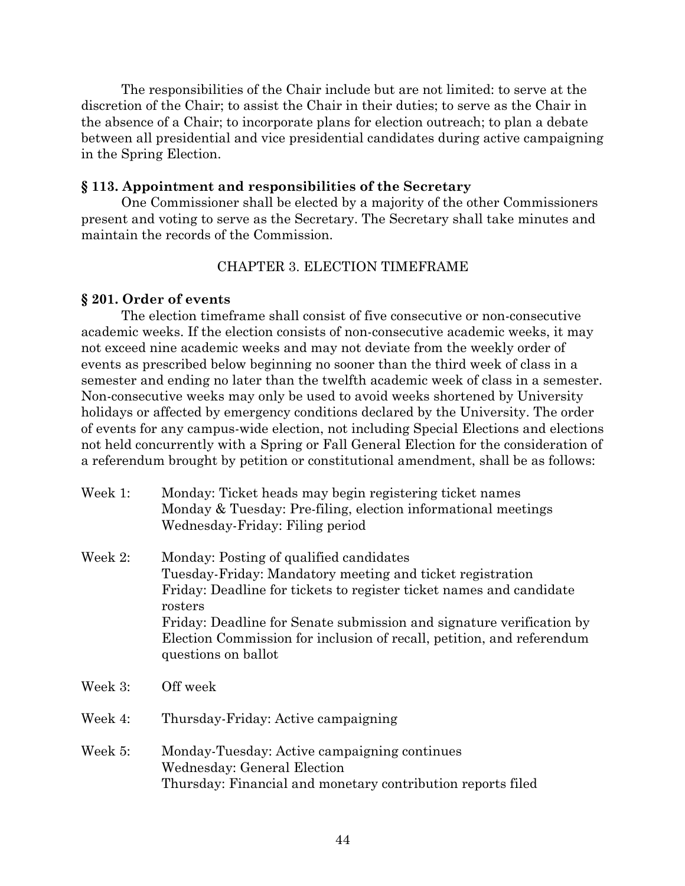The responsibilities of the Chair include but are not limited: to serve at the discretion of the Chair; to assist the Chair in their duties; to serve as the Chair in the absence of a Chair; to incorporate plans for election outreach; to plan a debate between all presidential and vice presidential candidates during active campaigning in the Spring Election.

**§ 113. Appointment and responsibilities of the Secretary**

One Commissioner shall be elected by a majority of the other Commissioners present and voting to serve as the Secretary. The Secretary shall take minutes and maintain the records of the Commission.

## CHAPTER 3. ELECTION TIMEFRAME

**§ 201. Order of events**

The election timeframe shall consist of five consecutive or non-consecutive academic weeks. If the election consists of non-consecutive academic weeks, it may not exceed nine academic weeks and may not deviate from the weekly order of events as prescribed below beginning no sooner than the third week of class in a semester and ending no later than the twelfth academic week of class in a semester. Non-consecutive weeks may only be used to avoid weeks shortened by University holidays or affected by emergency conditions declared by the University. The order of events for any campus-wide election, not including Special Elections and elections not held concurrently with a Spring or Fall General Election for the consideration of a referendum brought by petition or constitutional amendment, shall be as follows:

Week 1:
- Monday: Ticket heads may begin registering ticket names
- Monday & Tuesday: Pre-filing, election informational meetings
- Wednesday-Friday: Filing period

Week 2:
- Monday: Posting of qualified candidates
- Tuesday-Friday: Mandatory meeting and ticket registration
- Friday: Deadline for tickets to register ticket names and candidate rosters
- Friday: Deadline for Senate submission and signature verification by Election Commission for inclusion of recall, petition, and referendum questions on ballot

Week 3:
- Off week

Week 4:
- Thursday-Friday: Active campaigning

Week 5:
- Monday-Tuesday: Active campaigning continues
- Wednesday: General Election
- Thursday: Financial and monetary contribution reports filed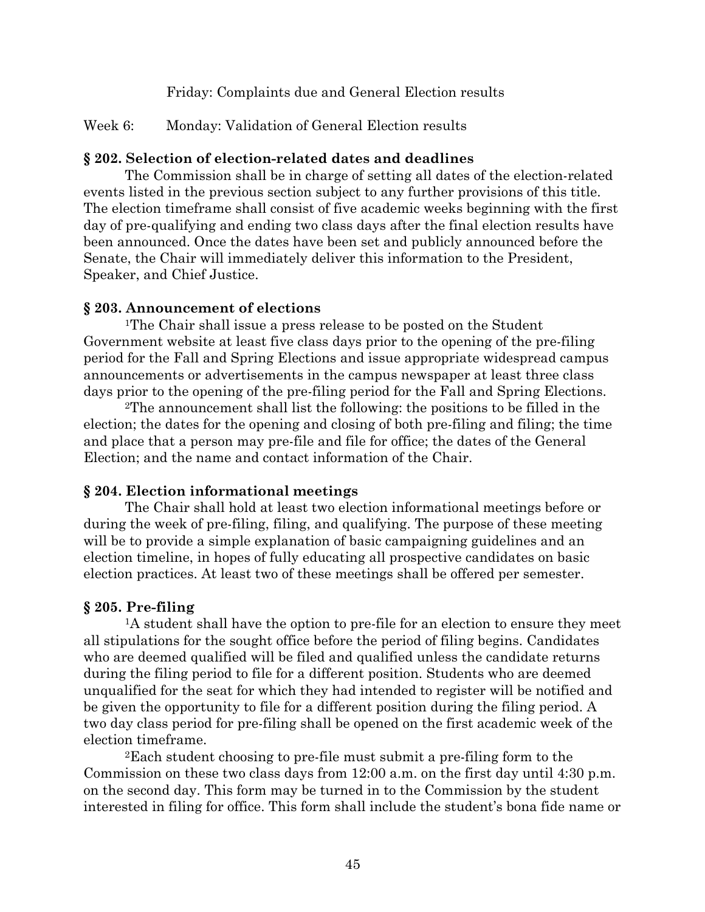Friday: Complaints due and General Election results

Week 6: Monday: Validation of General Election results

**§ 202. Selection of election-related dates and deadlines**

The Commission shall be in charge of setting all dates of the election-related events listed in the previous section subject to any further provisions of this title. The election timeframe shall consist of five academic weeks beginning with the first day of pre-qualifying and ending two class days after the final election results have been announced. Once the dates have been set and publicly announced before the Senate, the Chair will immediately deliver this information to the President, Speaker, and Chief Justice.

**§ 203. Announcement of elections**

[1]The Chair shall issue a press release to be posted on the Student Government website at least five class days prior to the opening of the pre-filing period for the Fall and Spring Elections and issue appropriate widespread campus announcements or advertisements in the campus newspaper at least three class days prior to the opening of the pre-filing period for the Fall and Spring Elections.

[2]The announcement shall list the following: the positions to be filled in the election; the dates for the opening and closing of both pre-filing and filing; the time and place that a person may pre-file and file for office; the dates of the General Election; and the name and contact information of the Chair.

**§ 204. Election informational meetings**

The Chair shall hold at least two election informational meetings before or during the week of pre-filing, filing, and qualifying. The purpose of these meeting will be to provide a simple explanation of basic campaigning guidelines and an election timeline, in hopes of fully educating all prospective candidates on basic election practices. At least two of these meetings shall be offered per semester.

**§ 205. Pre-filing**

[1]A student shall have the option to pre-file for an election to ensure they meet all stipulations for the sought office before the period of filing begins. Candidates who are deemed qualified will be filed and qualified unless the candidate returns during the filing period to file for a different position. Students who are deemed unqualified for the seat for which they had intended to register will be notified and be given the opportunity to file for a different position during the filing period. A two day class period for pre-filing shall be opened on the first academic week of the election timeframe.

[2]Each student choosing to pre-file must submit a pre-filing form to the Commission on these two class days from 12:00 a.m. on the first day until 4:30 p.m. on the second day. This form may be turned in to the Commission by the student interested in filing for office. This form shall include the student's bona fide name or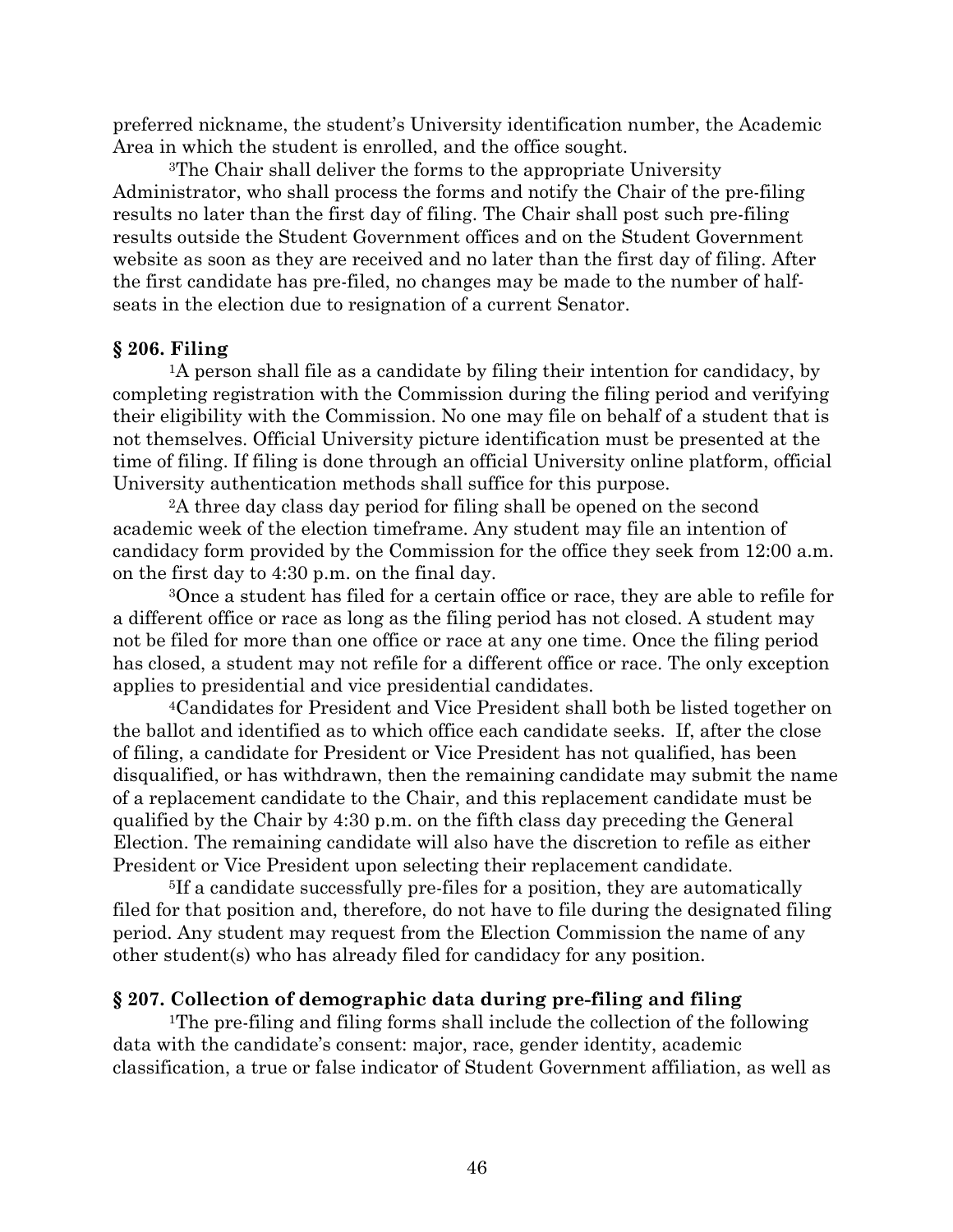preferred nickname, the student's University identification number, the Academic Area in which the student is enrolled, and the office sought.

[3]The Chair shall deliver the forms to the appropriate University Administrator, who shall process the forms and notify the Chair of the pre-filing results no later than the first day of filing. The Chair shall post such pre-filing results outside the Student Government offices and on the Student Government website as soon as they are received and no later than the first day of filing. After the first candidate has pre-filed, no changes may be made to the number of half-seats in the election due to resignation of a current Senator.

### § 206. Filing

[1]A person shall file as a candidate by filing their intention for candidacy, by completing registration with the Commission during the filing period and verifying their eligibility with the Commission. No one may file on behalf of a student that is not themselves. Official University picture identification must be presented at the time of filing. If filing is done through an official University online platform, official University authentication methods shall suffice for this purpose.

[2]A three day class day period for filing shall be opened on the second academic week of the election timeframe. Any student may file an intention of candidacy form provided by the Commission for the office they seek from 12:00 a.m. on the first day to 4:30 p.m. on the final day.

[3]Once a student has filed for a certain office or race, they are able to refile for a different office or race as long as the filing period has not closed. A student may not be filed for more than one office or race at any one time. Once the filing period has closed, a student may not refile for a different office or race. The only exception applies to presidential and vice presidential candidates.

[4]Candidates for President and Vice President shall both be listed together on the ballot and identified as to which office each candidate seeks. If, after the close of filing, a candidate for President or Vice President has not qualified, has been disqualified, or has withdrawn, then the remaining candidate may submit the name of a replacement candidate to the Chair, and this replacement candidate must be qualified by the Chair by 4:30 p.m. on the fifth class day preceding the General Election. The remaining candidate will also have the discretion to refile as either President or Vice President upon selecting their replacement candidate.

[5]If a candidate successfully pre-files for a position, they are automatically filed for that position and, therefore, do not have to file during the designated filing period. Any student may request from the Election Commission the name of any other student(s) who has already filed for candidacy for any position.

### § 207. Collection of demographic data during pre-filing and filing

[1]The pre-filing and filing forms shall include the collection of the following data with the candidate's consent: major, race, gender identity, academic classification, a true or false indicator of Student Government affiliation, as well as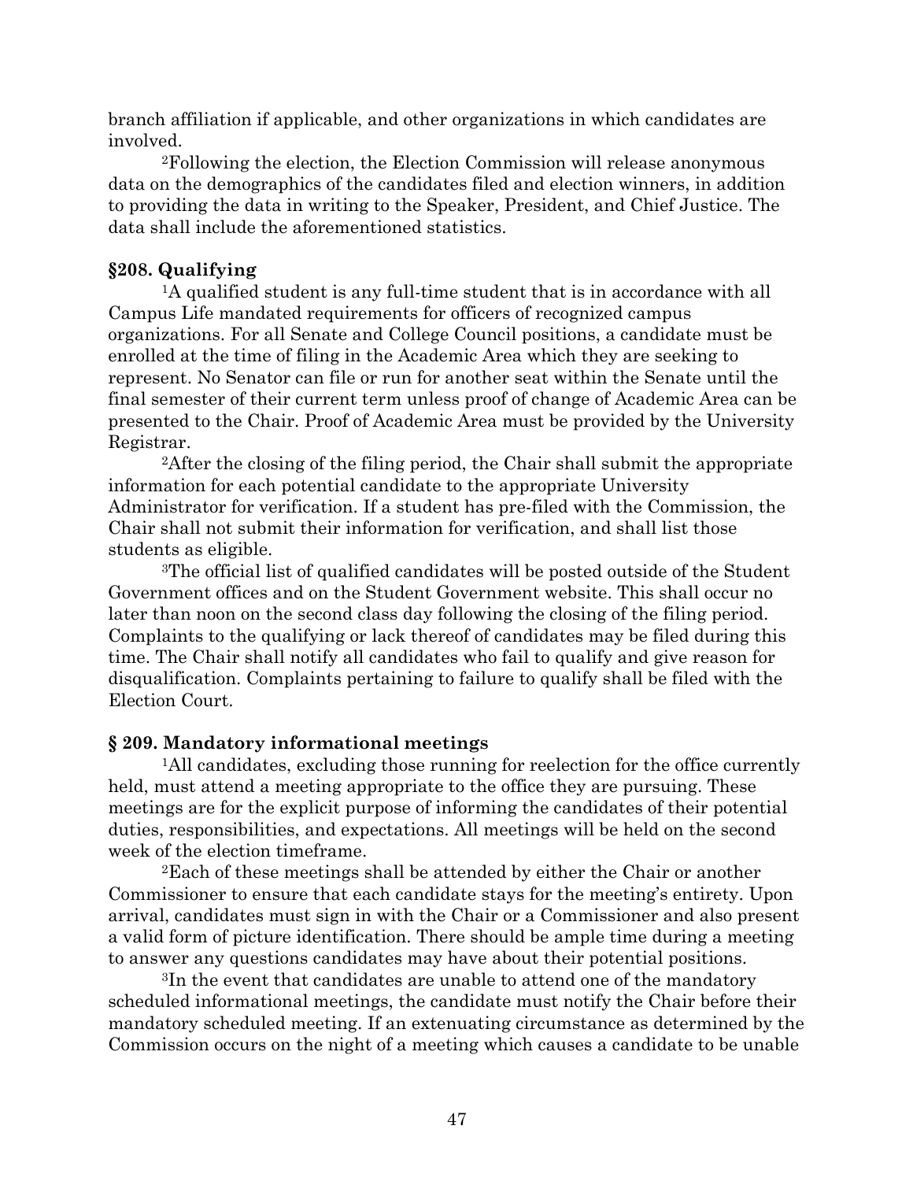branch affiliation if applicable, and other organizations in which candidates are involved.

[2]Following the election, the Election Commission will release anonymous data on the demographics of the candidates filed and election winners, in addition to providing the data in writing to the Speaker, President, and Chief Justice. The data shall include the aforementioned statistics.

### §208. Qualifying

[1]A qualified student is any full-time student that is in accordance with all Campus Life mandated requirements for officers of recognized campus organizations. For all Senate and College Council positions, a candidate must be enrolled at the time of filing in the Academic Area which they are seeking to represent. No Senator can file or run for another seat within the Senate until the final semester of their current term unless proof of change of Academic Area can be presented to the Chair. Proof of Academic Area must be provided by the University Registrar.

[2]After the closing of the filing period, the Chair shall submit the appropriate information for each potential candidate to the appropriate University Administrator for verification. If a student has pre-filed with the Commission, the Chair shall not submit their information for verification, and shall list those students as eligible.

[3]The official list of qualified candidates will be posted outside of the Student Government offices and on the Student Government website. This shall occur no later than noon on the second class day following the closing of the filing period. Complaints to the qualifying or lack thereof of candidates may be filed during this time. The Chair shall notify all candidates who fail to qualify and give reason for disqualification. Complaints pertaining to failure to qualify shall be filed with the Election Court.

### § 209. Mandatory informational meetings

[1]All candidates, excluding those running for reelection for the office currently held, must attend a meeting appropriate to the office they are pursuing. These meetings are for the explicit purpose of informing the candidates of their potential duties, responsibilities, and expectations. All meetings will be held on the second week of the election timeframe.

[2]Each of these meetings shall be attended by either the Chair or another Commissioner to ensure that each candidate stays for the meeting's entirety. Upon arrival, candidates must sign in with the Chair or a Commissioner and also present a valid form of picture identification. There should be ample time during a meeting to answer any questions candidates may have about their potential positions.

[3]In the event that candidates are unable to attend one of the mandatory scheduled informational meetings, the candidate must notify the Chair before their mandatory scheduled meeting. If an extenuating circumstance as determined by the Commission occurs on the night of a meeting which causes a candidate to be unable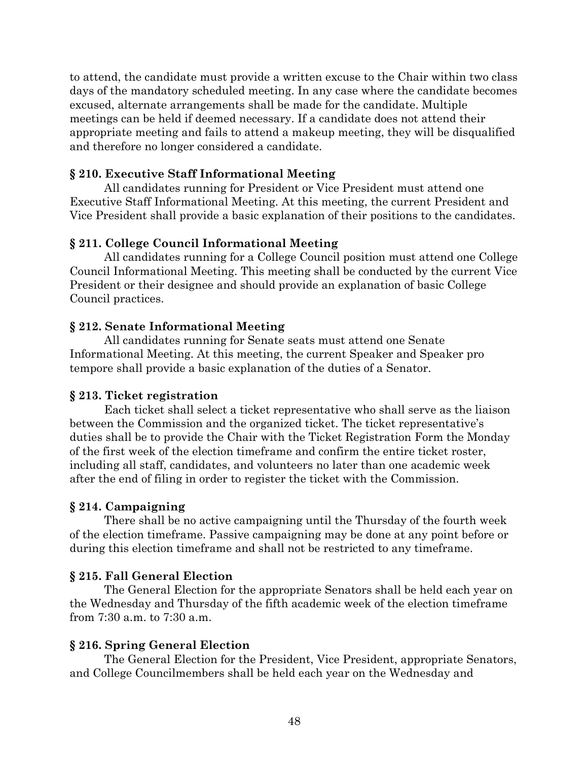to attend, the candidate must provide a written excuse to the Chair within two class days of the mandatory scheduled meeting. In any case where the candidate becomes excused, alternate arrangements shall be made for the candidate. Multiple meetings can be held if deemed necessary. If a candidate does not attend their appropriate meeting and fails to attend a makeup meeting, they will be disqualified and therefore no longer considered a candidate.

### § 210. Executive Staff Informational Meeting

All candidates running for President or Vice President must attend one Executive Staff Informational Meeting. At this meeting, the current President and Vice President shall provide a basic explanation of their positions to the candidates.

### § 211. College Council Informational Meeting

All candidates running for a College Council position must attend one College Council Informational Meeting. This meeting shall be conducted by the current Vice President or their designee and should provide an explanation of basic College Council practices.

### § 212. Senate Informational Meeting

All candidates running for Senate seats must attend one Senate Informational Meeting. At this meeting, the current Speaker and Speaker pro tempore shall provide a basic explanation of the duties of a Senator.

### § 213. Ticket registration

Each ticket shall select a ticket representative who shall serve as the liaison between the Commission and the organized ticket. The ticket representative's duties shall be to provide the Chair with the Ticket Registration Form the Monday of the first week of the election timeframe and confirm the entire ticket roster, including all staff, candidates, and volunteers no later than one academic week after the end of filing in order to register the ticket with the Commission.

### § 214. Campaigning

There shall be no active campaigning until the Thursday of the fourth week of the election timeframe. Passive campaigning may be done at any point before or during this election timeframe and shall not be restricted to any timeframe.

### § 215. Fall General Election

The General Election for the appropriate Senators shall be held each year on the Wednesday and Thursday of the fifth academic week of the election timeframe from 7:30 a.m. to 7:30 a.m.

### § 216. Spring General Election

The General Election for the President, Vice President, appropriate Senators, and College Councilmembers shall be held each year on the Wednesday and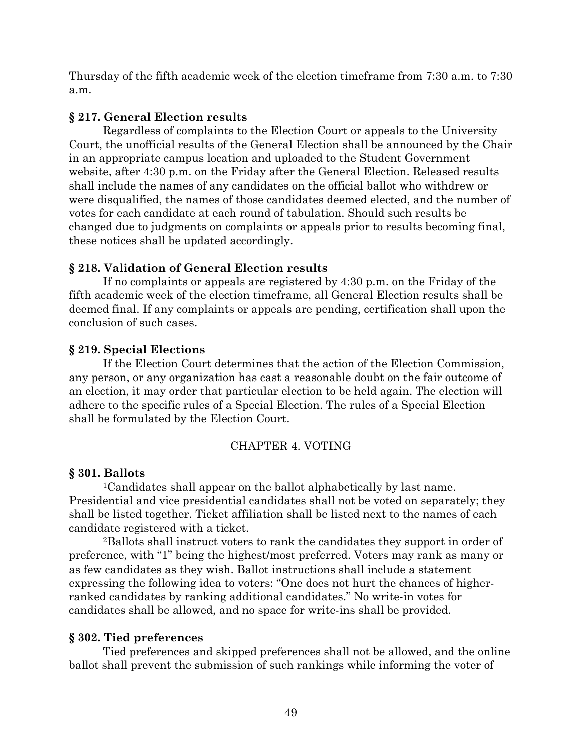Thursday of the fifth academic week of the election timeframe from 7:30 a.m. to 7:30 a.m.

### § 217. General Election results

Regardless of complaints to the Election Court or appeals to the University Court, the unofficial results of the General Election shall be announced by the Chair in an appropriate campus location and uploaded to the Student Government website, after 4:30 p.m. on the Friday after the General Election. Released results shall include the names of any candidates on the official ballot who withdrew or were disqualified, the names of those candidates deemed elected, and the number of votes for each candidate at each round of tabulation. Should such results be changed due to judgments on complaints or appeals prior to results becoming final, these notices shall be updated accordingly.

### § 218. Validation of General Election results

If no complaints or appeals are registered by 4:30 p.m. on the Friday of the fifth academic week of the election timeframe, all General Election results shall be deemed final. If any complaints or appeals are pending, certification shall upon the conclusion of such cases.

### § 219. Special Elections

If the Election Court determines that the action of the Election Commission, any person, or any organization has cast a reasonable doubt on the fair outcome of an election, it may order that particular election to be held again. The election will adhere to the specific rules of a Special Election. The rules of a Special Election shall be formulated by the Election Court.

## CHAPTER 4. VOTING

### § 301. Ballots

[1]Candidates shall appear on the ballot alphabetically by last name. Presidential and vice presidential candidates shall not be voted on separately; they shall be listed together. Ticket affiliation shall be listed next to the names of each candidate registered with a ticket.

[2]Ballots shall instruct voters to rank the candidates they support in order of preference, with "1" being the highest/most preferred. Voters may rank as many or as few candidates as they wish. Ballot instructions shall include a statement expressing the following idea to voters: "One does not hurt the chances of higher-ranked candidates by ranking additional candidates." No write-in votes for candidates shall be allowed, and no space for write-ins shall be provided.

### § 302. Tied preferences

Tied preferences and skipped preferences shall not be allowed, and the online ballot shall prevent the submission of such rankings while informing the voter of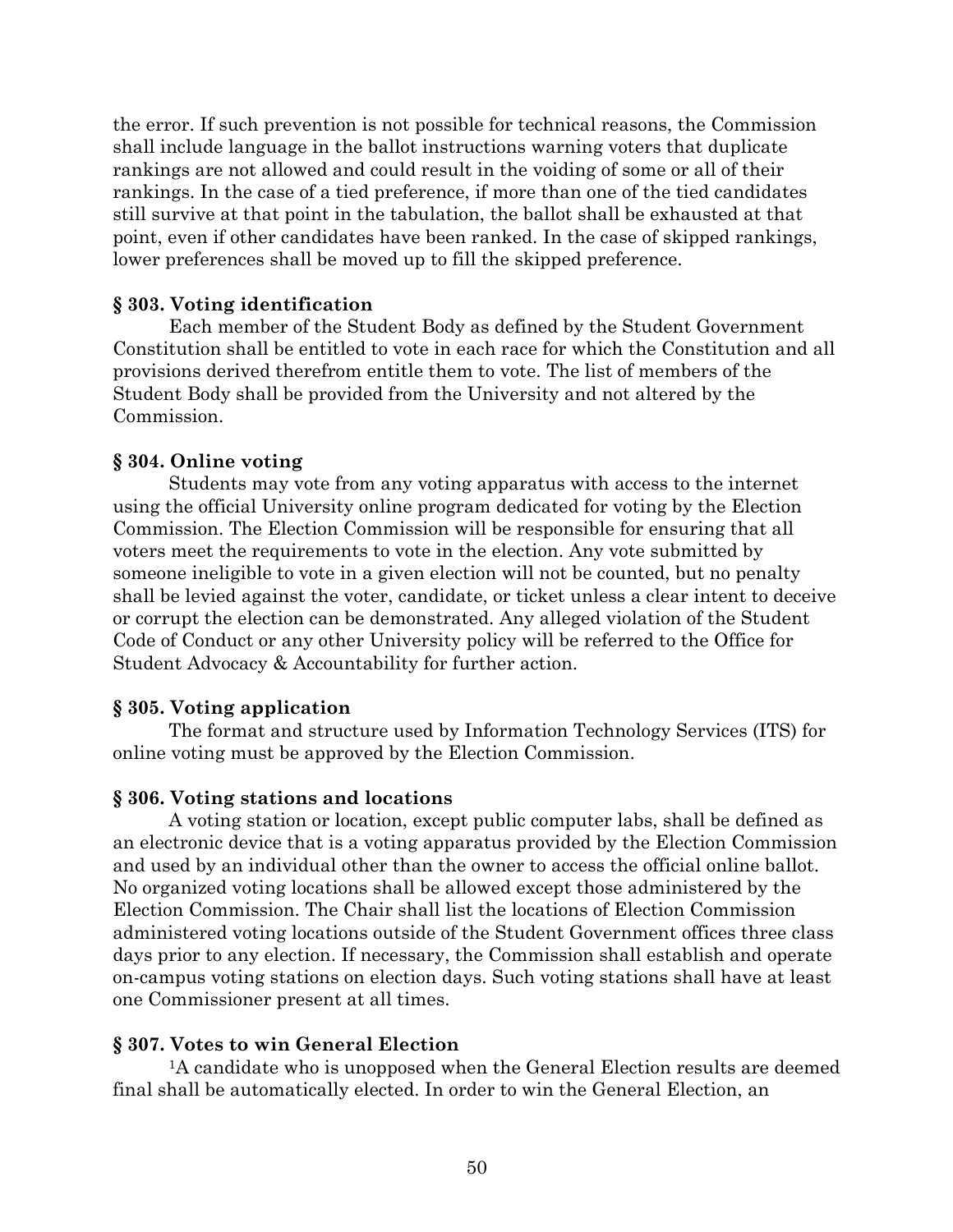the error. If such prevention is not possible for technical reasons, the Commission shall include language in the ballot instructions warning voters that duplicate rankings are not allowed and could result in the voiding of some or all of their rankings. In the case of a tied preference, if more than one of the tied candidates still survive at that point in the tabulation, the ballot shall be exhausted at that point, even if other candidates have been ranked. In the case of skipped rankings, lower preferences shall be moved up to fill the skipped preference.

### § 303. Voting identification

Each member of the Student Body as defined by the Student Government Constitution shall be entitled to vote in each race for which the Constitution and all provisions derived therefrom entitle them to vote. The list of members of the Student Body shall be provided from the University and not altered by the Commission.

### § 304. Online voting

Students may vote from any voting apparatus with access to the internet using the official University online program dedicated for voting by the Election Commission. The Election Commission will be responsible for ensuring that all voters meet the requirements to vote in the election. Any vote submitted by someone ineligible to vote in a given election will not be counted, but no penalty shall be levied against the voter, candidate, or ticket unless a clear intent to deceive or corrupt the election can be demonstrated. Any alleged violation of the Student Code of Conduct or any other University policy will be referred to the Office for Student Advocacy & Accountability for further action.

### § 305. Voting application

The format and structure used by Information Technology Services (ITS) for online voting must be approved by the Election Commission.

### § 306. Voting stations and locations

A voting station or location, except public computer labs, shall be defined as an electronic device that is a voting apparatus provided by the Election Commission and used by an individual other than the owner to access the official online ballot. No organized voting locations shall be allowed except those administered by the Election Commission. The Chair shall list the locations of Election Commission administered voting locations outside of the Student Government offices three class days prior to any election. If necessary, the Commission shall establish and operate on-campus voting stations on election days. Such voting stations shall have at least one Commissioner present at all times.

### § 307. Votes to win General Election

[1]A candidate who is unopposed when the General Election results are deemed final shall be automatically elected. In order to win the General Election, an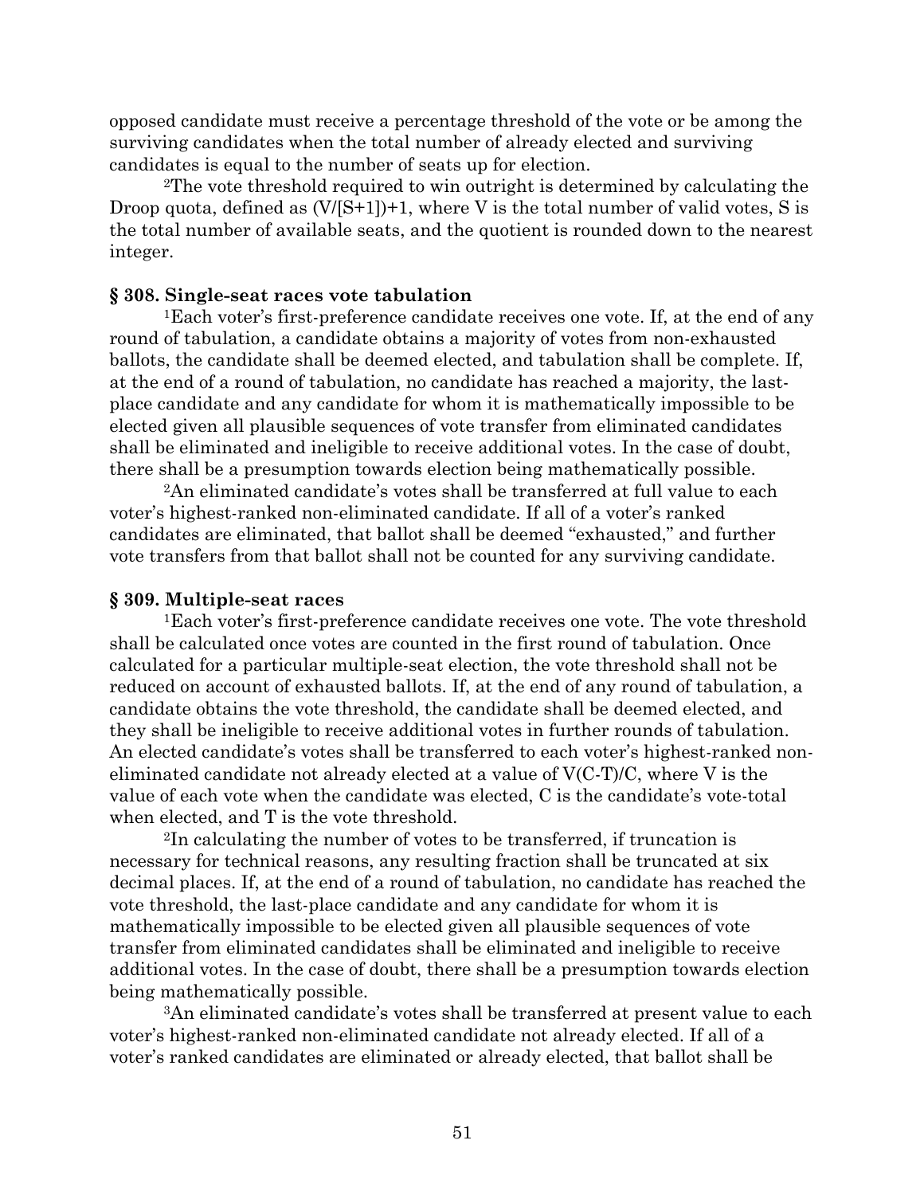opposed candidate must receive a percentage threshold of the vote or be among the surviving candidates when the total number of already elected and surviving candidates is equal to the number of seats up for election.

[2]The vote threshold required to win outright is determined by calculating the Droop quota, defined as $(V/[S+1])+1$, where V is the total number of valid votes, S is the total number of available seats, and the quotient is rounded down to the nearest integer.

### § 308. Single-seat races vote tabulation

[1]Each voter's first-preference candidate receives one vote. If, at the end of any round of tabulation, a candidate obtains a majority of votes from non-exhausted ballots, the candidate shall be deemed elected, and tabulation shall be complete. If, at the end of a round of tabulation, no candidate has reached a majority, the last-place candidate and any candidate for whom it is mathematically impossible to be elected given all plausible sequences of vote transfer from eliminated candidates shall be eliminated and ineligible to receive additional votes. In the case of doubt, there shall be a presumption towards election being mathematically possible.

[2]An eliminated candidate's votes shall be transferred at full value to each voter's highest-ranked non-eliminated candidate. If all of a voter's ranked candidates are eliminated, that ballot shall be deemed "exhausted," and further vote transfers from that ballot shall not be counted for any surviving candidate.

### § 309. Multiple-seat races

[1]Each voter's first-preference candidate receives one vote. The vote threshold shall be calculated once votes are counted in the first round of tabulation. Once calculated for a particular multiple-seat election, the vote threshold shall not be reduced on account of exhausted ballots. If, at the end of any round of tabulation, a candidate obtains the vote threshold, the candidate shall be deemed elected, and they shall be ineligible to receive additional votes in further rounds of tabulation. An elected candidate's votes shall be transferred to each voter's highest-ranked non-eliminated candidate not already elected at a value of $V(C-T)/C$, where V is the value of each vote when the candidate was elected, C is the candidate's vote-total when elected, and T is the vote threshold.

[2]In calculating the number of votes to be transferred, if truncation is necessary for technical reasons, any resulting fraction shall be truncated at six decimal places. If, at the end of a round of tabulation, no candidate has reached the vote threshold, the last-place candidate and any candidate for whom it is mathematically impossible to be elected given all plausible sequences of vote transfer from eliminated candidates shall be eliminated and ineligible to receive additional votes. In the case of doubt, there shall be a presumption towards election being mathematically possible.

[3]An eliminated candidate's votes shall be transferred at present value to each voter's highest-ranked non-eliminated candidate not already elected. If all of a voter's ranked candidates are eliminated or already elected, that ballot shall be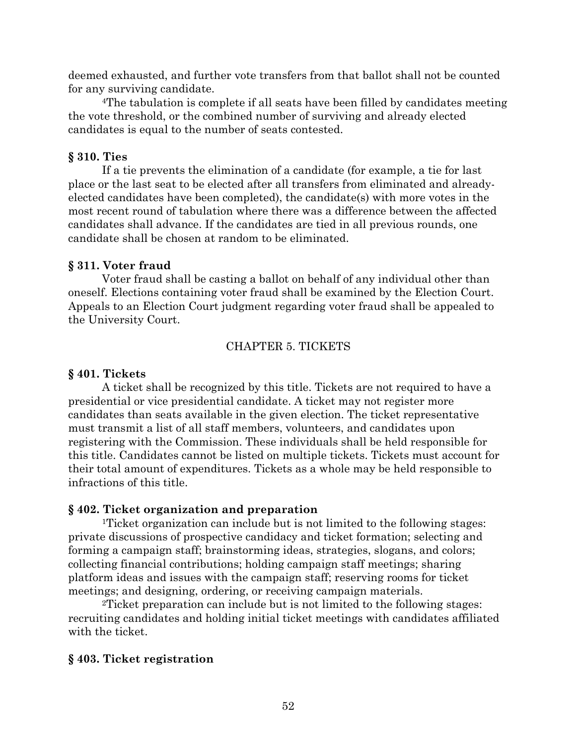deemed exhausted, and further vote transfers from that ballot shall not be counted for any surviving candidate.

[4]The tabulation is complete if all seats have been filled by candidates meeting the vote threshold, or the combined number of surviving and already elected candidates is equal to the number of seats contested.

**§ 310. Ties**

If a tie prevents the elimination of a candidate (for example, a tie for last place or the last seat to be elected after all transfers from eliminated and already-elected candidates have been completed), the candidate(s) with more votes in the most recent round of tabulation where there was a difference between the affected candidates shall advance. If the candidates are tied in all previous rounds, one candidate shall be chosen at random to be eliminated.

**§ 311. Voter fraud**

Voter fraud shall be casting a ballot on behalf of any individual other than oneself. Elections containing voter fraud shall be examined by the Election Court. Appeals to an Election Court judgment regarding voter fraud shall be appealed to the University Court.

CHAPTER 5. TICKETS

**§ 401. Tickets**

A ticket shall be recognized by this title. Tickets are not required to have a presidential or vice presidential candidate. A ticket may not register more candidates than seats available in the given election. The ticket representative must transmit a list of all staff members, volunteers, and candidates upon registering with the Commission. These individuals shall be held responsible for this title. Candidates cannot be listed on multiple tickets. Tickets must account for their total amount of expenditures. Tickets as a whole may be held responsible to infractions of this title.

**§ 402. Ticket organization and preparation**

[1]Ticket organization can include but is not limited to the following stages: private discussions of prospective candidacy and ticket formation; selecting and forming a campaign staff; brainstorming ideas, strategies, slogans, and colors; collecting financial contributions; holding campaign staff meetings; sharing platform ideas and issues with the campaign staff; reserving rooms for ticket meetings; and designing, ordering, or receiving campaign materials.

[2]Ticket preparation can include but is not limited to the following stages: recruiting candidates and holding initial ticket meetings with candidates affiliated with the ticket.

**§ 403. Ticket registration**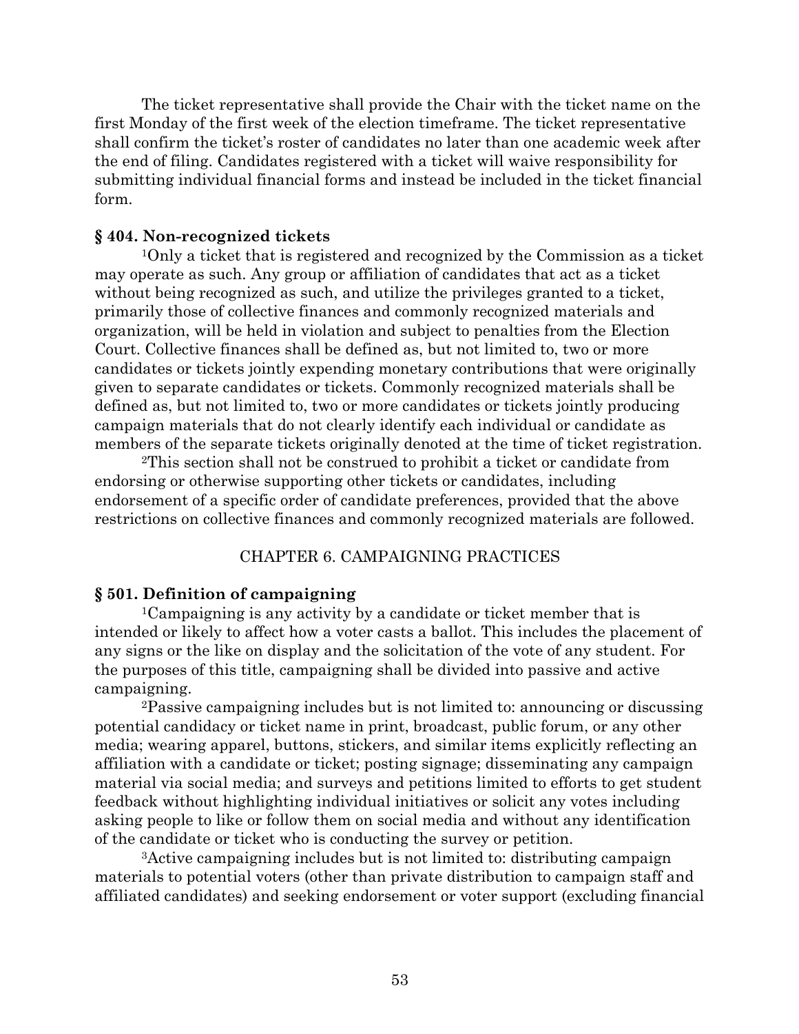The ticket representative shall provide the Chair with the ticket name on the first Monday of the first week of the election timeframe. The ticket representative shall confirm the ticket's roster of candidates no later than one academic week after the end of filing. Candidates registered with a ticket will waive responsibility for submitting individual financial forms and instead be included in the ticket financial form.

**§ 404. Non-recognized tickets**

[1]Only a ticket that is registered and recognized by the Commission as a ticket may operate as such. Any group or affiliation of candidates that act as a ticket without being recognized as such, and utilize the privileges granted to a ticket, primarily those of collective finances and commonly recognized materials and organization, will be held in violation and subject to penalties from the Election Court. Collective finances shall be defined as, but not limited to, two or more candidates or tickets jointly expending monetary contributions that were originally given to separate candidates or tickets. Commonly recognized materials shall be defined as, but not limited to, two or more candidates or tickets jointly producing campaign materials that do not clearly identify each individual or candidate as members of the separate tickets originally denoted at the time of ticket registration.

[2]This section shall not be construed to prohibit a ticket or candidate from endorsing or otherwise supporting other tickets or candidates, including endorsement of a specific order of candidate preferences, provided that the above restrictions on collective finances and commonly recognized materials are followed.

CHAPTER 6. CAMPAIGNING PRACTICES

**§ 501. Definition of campaigning**

[1]Campaigning is any activity by a candidate or ticket member that is intended or likely to affect how a voter casts a ballot. This includes the placement of any signs or the like on display and the solicitation of the vote of any student. For the purposes of this title, campaigning shall be divided into passive and active campaigning.

[2]Passive campaigning includes but is not limited to: announcing or discussing potential candidacy or ticket name in print, broadcast, public forum, or any other media; wearing apparel, buttons, stickers, and similar items explicitly reflecting an affiliation with a candidate or ticket; posting signage; disseminating any campaign material via social media; and surveys and petitions limited to efforts to get student feedback without highlighting individual initiatives or solicit any votes including asking people to like or follow them on social media and without any identification of the candidate or ticket who is conducting the survey or petition.

[3]Active campaigning includes but is not limited to: distributing campaign materials to potential voters (other than private distribution to campaign staff and affiliated candidates) and seeking endorsement or voter support (excluding financial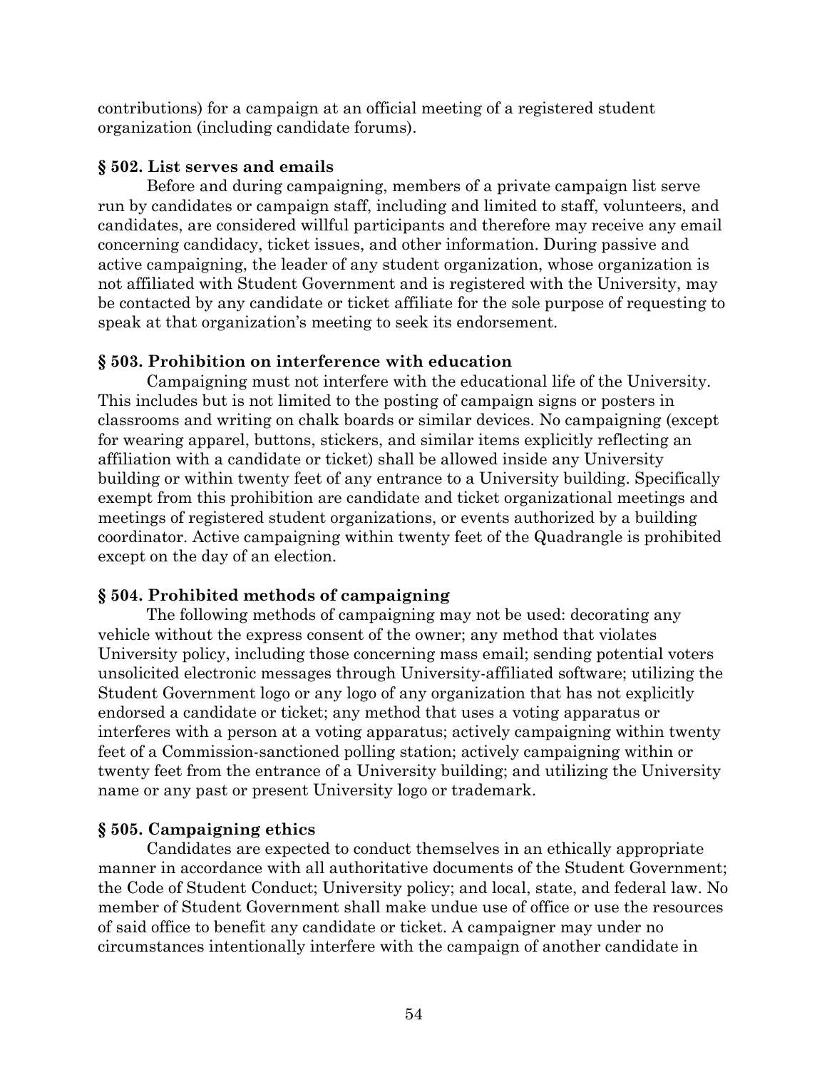contributions) for a campaign at an official meeting of a registered student organization (including candidate forums).

### § 502. List serves and emails

Before and during campaigning, members of a private campaign list serve run by candidates or campaign staff, including and limited to staff, volunteers, and candidates, are considered willful participants and therefore may receive any email concerning candidacy, ticket issues, and other information. During passive and active campaigning, the leader of any student organization, whose organization is not affiliated with Student Government and is registered with the University, may be contacted by any candidate or ticket affiliate for the sole purpose of requesting to speak at that organization's meeting to seek its endorsement.

### § 503. Prohibition on interference with education

Campaigning must not interfere with the educational life of the University. This includes but is not limited to the posting of campaign signs or posters in classrooms and writing on chalk boards or similar devices. No campaigning (except for wearing apparel, buttons, stickers, and similar items explicitly reflecting an affiliation with a candidate or ticket) shall be allowed inside any University building or within twenty feet of any entrance to a University building. Specifically exempt from this prohibition are candidate and ticket organizational meetings and meetings of registered student organizations, or events authorized by a building coordinator. Active campaigning within twenty feet of the Quadrangle is prohibited except on the day of an election.

### § 504. Prohibited methods of campaigning

The following methods of campaigning may not be used: decorating any vehicle without the express consent of the owner; any method that violates University policy, including those concerning mass email; sending potential voters unsolicited electronic messages through University-affiliated software; utilizing the Student Government logo or any logo of any organization that has not explicitly endorsed a candidate or ticket; any method that uses a voting apparatus or interferes with a person at a voting apparatus; actively campaigning within twenty feet of a Commission-sanctioned polling station; actively campaigning within or twenty feet from the entrance of a University building; and utilizing the University name or any past or present University logo or trademark.

### § 505. Campaigning ethics

Candidates are expected to conduct themselves in an ethically appropriate manner in accordance with all authoritative documents of the Student Government; the Code of Student Conduct; University policy; and local, state, and federal law. No member of Student Government shall make undue use of office or use the resources of said office to benefit any candidate or ticket. A campaigner may under no circumstances intentionally interfere with the campaign of another candidate in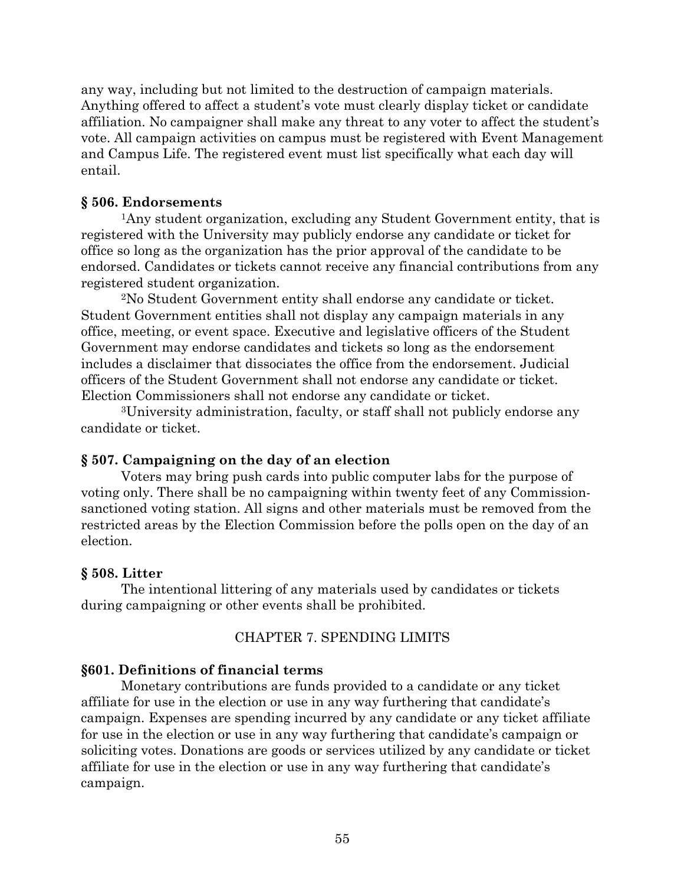any way, including but not limited to the destruction of campaign materials. Anything offered to affect a student's vote must clearly display ticket or candidate affiliation. No campaigner shall make any threat to any voter to affect the student's vote. All campaign activities on campus must be registered with Event Management and Campus Life. The registered event must list specifically what each day will entail.

### § 506. Endorsements

[1]Any student organization, excluding any Student Government entity, that is registered with the University may publicly endorse any candidate or ticket for office so long as the organization has the prior approval of the candidate to be endorsed. Candidates or tickets cannot receive any financial contributions from any registered student organization.

[2]No Student Government entity shall endorse any candidate or ticket. Student Government entities shall not display any campaign materials in any office, meeting, or event space. Executive and legislative officers of the Student Government may endorse candidates and tickets so long as the endorsement includes a disclaimer that dissociates the office from the endorsement. Judicial officers of the Student Government shall not endorse any candidate or ticket. Election Commissioners shall not endorse any candidate or ticket.

[3]University administration, faculty, or staff shall not publicly endorse any candidate or ticket.

### § 507. Campaigning on the day of an election

Voters may bring push cards into public computer labs for the purpose of voting only. There shall be no campaigning within twenty feet of any Commission-sanctioned voting station. All signs and other materials must be removed from the restricted areas by the Election Commission before the polls open on the day of an election.

### § 508. Litter

The intentional littering of any materials used by candidates or tickets during campaigning or other events shall be prohibited.

## CHAPTER 7. SPENDING LIMITS

### §601. Definitions of financial terms

Monetary contributions are funds provided to a candidate or any ticket affiliate for use in the election or use in any way furthering that candidate's campaign. Expenses are spending incurred by any candidate or any ticket affiliate for use in the election or use in any way furthering that candidate's campaign or soliciting votes. Donations are goods or services utilized by any candidate or ticket affiliate for use in the election or use in any way furthering that candidate's campaign.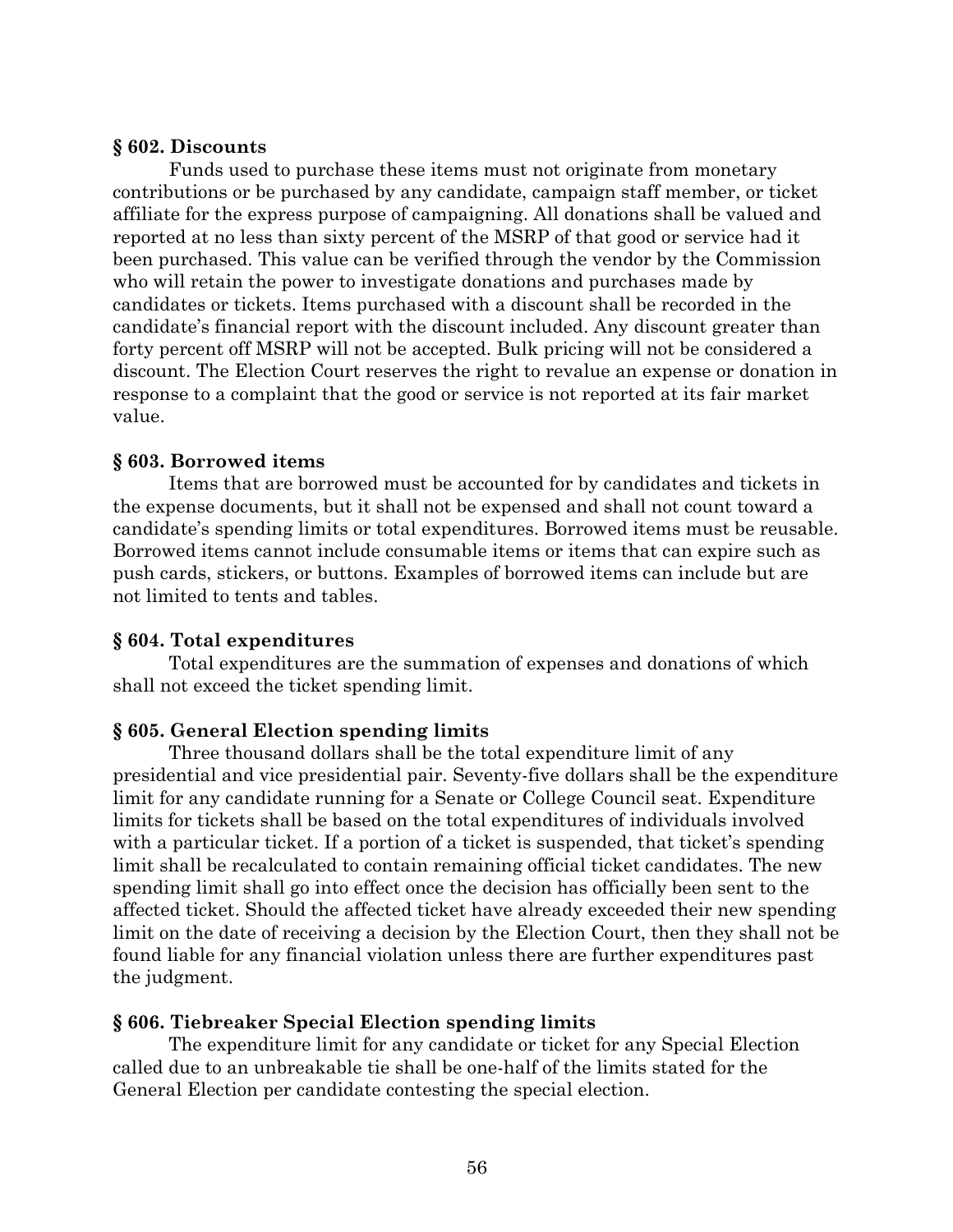**§ 602. Discounts**

Funds used to purchase these items must not originate from monetary contributions or be purchased by any candidate, campaign staff member, or ticket affiliate for the express purpose of campaigning. All donations shall be valued and reported at no less than sixty percent of the MSRP of that good or service had it been purchased. This value can be verified through the vendor by the Commission who will retain the power to investigate donations and purchases made by candidates or tickets. Items purchased with a discount shall be recorded in the candidate's financial report with the discount included. Any discount greater than forty percent off MSRP will not be accepted. Bulk pricing will not be considered a discount. The Election Court reserves the right to revalue an expense or donation in response to a complaint that the good or service is not reported at its fair market value.

**§ 603. Borrowed items**

Items that are borrowed must be accounted for by candidates and tickets in the expense documents, but it shall not be expensed and shall not count toward a candidate's spending limits or total expenditures. Borrowed items must be reusable. Borrowed items cannot include consumable items or items that can expire such as push cards, stickers, or buttons. Examples of borrowed items can include but are not limited to tents and tables.

**§ 604. Total expenditures**

Total expenditures are the summation of expenses and donations of which shall not exceed the ticket spending limit.

**§ 605. General Election spending limits**

Three thousand dollars shall be the total expenditure limit of any presidential and vice presidential pair. Seventy-five dollars shall be the expenditure limit for any candidate running for a Senate or College Council seat. Expenditure limits for tickets shall be based on the total expenditures of individuals involved with a particular ticket. If a portion of a ticket is suspended, that ticket's spending limit shall be recalculated to contain remaining official ticket candidates. The new spending limit shall go into effect once the decision has officially been sent to the affected ticket. Should the affected ticket have already exceeded their new spending limit on the date of receiving a decision by the Election Court, then they shall not be found liable for any financial violation unless there are further expenditures past the judgment.

**§ 606. Tiebreaker Special Election spending limits**

The expenditure limit for any candidate or ticket for any Special Election called due to an unbreakable tie shall be one-half of the limits stated for the General Election per candidate contesting the special election.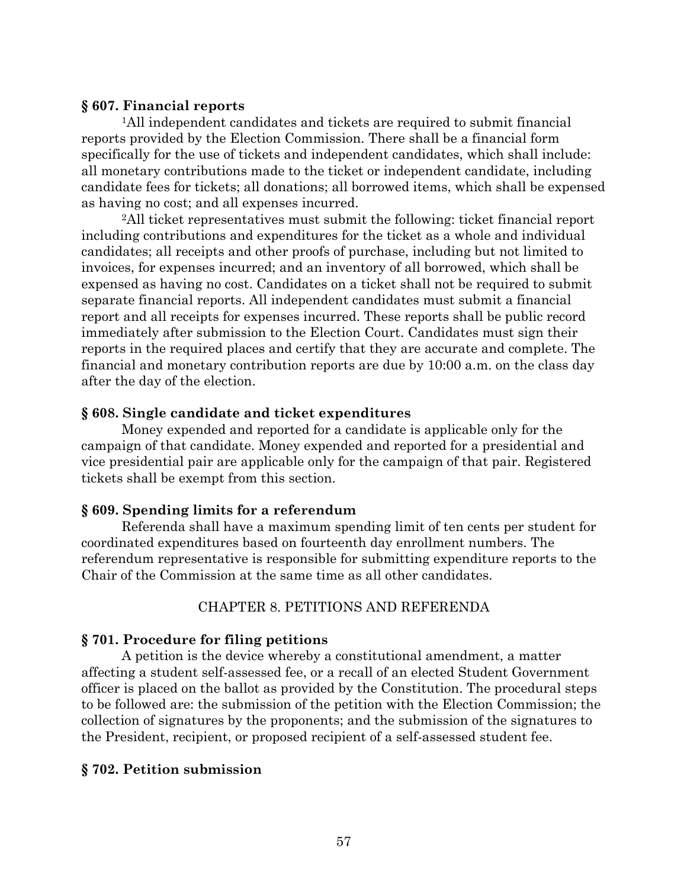**§ 607. Financial reports**

[1]All independent candidates and tickets are required to submit financial reports provided by the Election Commission. There shall be a financial form specifically for the use of tickets and independent candidates, which shall include: all monetary contributions made to the ticket or independent candidate, including candidate fees for tickets; all donations; all borrowed items, which shall be expensed as having no cost; and all expenses incurred.

[2]All ticket representatives must submit the following: ticket financial report including contributions and expenditures for the ticket as a whole and individual candidates; all receipts and other proofs of purchase, including but not limited to invoices, for expenses incurred; and an inventory of all borrowed, which shall be expensed as having no cost. Candidates on a ticket shall not be required to submit separate financial reports. All independent candidates must submit a financial report and all receipts for expenses incurred. These reports shall be public record immediately after submission to the Election Court. Candidates must sign their reports in the required places and certify that they are accurate and complete. The financial and monetary contribution reports are due by 10:00 a.m. on the class day after the day of the election.

**§ 608. Single candidate and ticket expenditures**

Money expended and reported for a candidate is applicable only for the campaign of that candidate. Money expended and reported for a presidential and vice presidential pair are applicable only for the campaign of that pair. Registered tickets shall be exempt from this section.

**§ 609. Spending limits for a referendum**

Referenda shall have a maximum spending limit of ten cents per student for coordinated expenditures based on fourteenth day enrollment numbers. The referendum representative is responsible for submitting expenditure reports to the Chair of the Commission at the same time as all other candidates.

## CHAPTER 8. PETITIONS AND REFERENDA

**§ 701. Procedure for filing petitions**

A petition is the device whereby a constitutional amendment, a matter affecting a student self-assessed fee, or a recall of an elected Student Government officer is placed on the ballot as provided by the Constitution. The procedural steps to be followed are: the submission of the petition with the Election Commission; the collection of signatures by the proponents; and the submission of the signatures to the President, recipient, or proposed recipient of a self-assessed student fee.

**§ 702. Petition submission**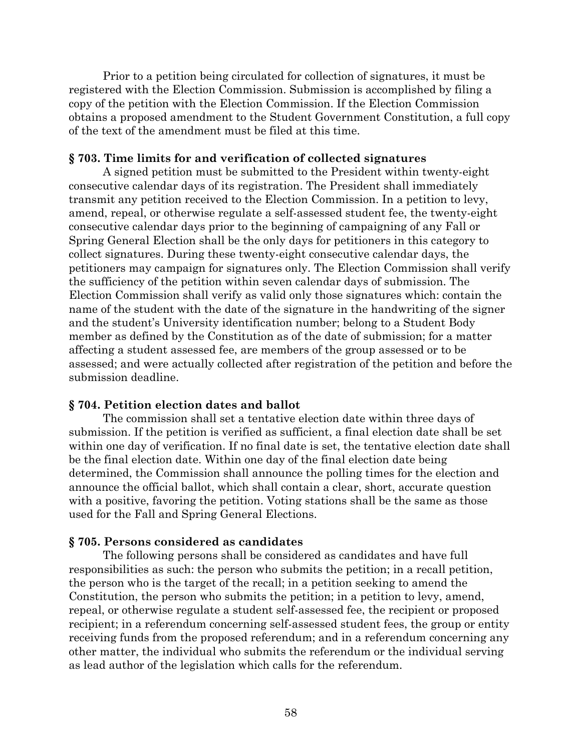Prior to a petition being circulated for collection of signatures, it must be registered with the Election Commission. Submission is accomplished by filing a copy of the petition with the Election Commission. If the Election Commission obtains a proposed amendment to the Student Government Constitution, a full copy of the text of the amendment must be filed at this time.

### § 703. Time limits for and verification of collected signatures

A signed petition must be submitted to the President within twenty-eight consecutive calendar days of its registration. The President shall immediately transmit any petition received to the Election Commission. In a petition to levy, amend, repeal, or otherwise regulate a self-assessed student fee, the twenty-eight consecutive calendar days prior to the beginning of campaigning of any Fall or Spring General Election shall be the only days for petitioners in this category to collect signatures. During these twenty-eight consecutive calendar days, the petitioners may campaign for signatures only. The Election Commission shall verify the sufficiency of the petition within seven calendar days of submission. The Election Commission shall verify as valid only those signatures which: contain the name of the student with the date of the signature in the handwriting of the signer and the student's University identification number; belong to a Student Body member as defined by the Constitution as of the date of submission; for a matter affecting a student assessed fee, are members of the group assessed or to be assessed; and were actually collected after registration of the petition and before the submission deadline.

### § 704. Petition election dates and ballot

The commission shall set a tentative election date within three days of submission. If the petition is verified as sufficient, a final election date shall be set within one day of verification. If no final date is set, the tentative election date shall be the final election date. Within one day of the final election date being determined, the Commission shall announce the polling times for the election and announce the official ballot, which shall contain a clear, short, accurate question with a positive, favoring the petition. Voting stations shall be the same as those used for the Fall and Spring General Elections.

### § 705. Persons considered as candidates

The following persons shall be considered as candidates and have full responsibilities as such: the person who submits the petition; in a recall petition, the person who is the target of the recall; in a petition seeking to amend the Constitution, the person who submits the petition; in a petition to levy, amend, repeal, or otherwise regulate a student self-assessed fee, the recipient or proposed recipient; in a referendum concerning self-assessed student fees, the group or entity receiving funds from the proposed referendum; and in a referendum concerning any other matter, the individual who submits the referendum or the individual serving as lead author of the legislation which calls for the referendum.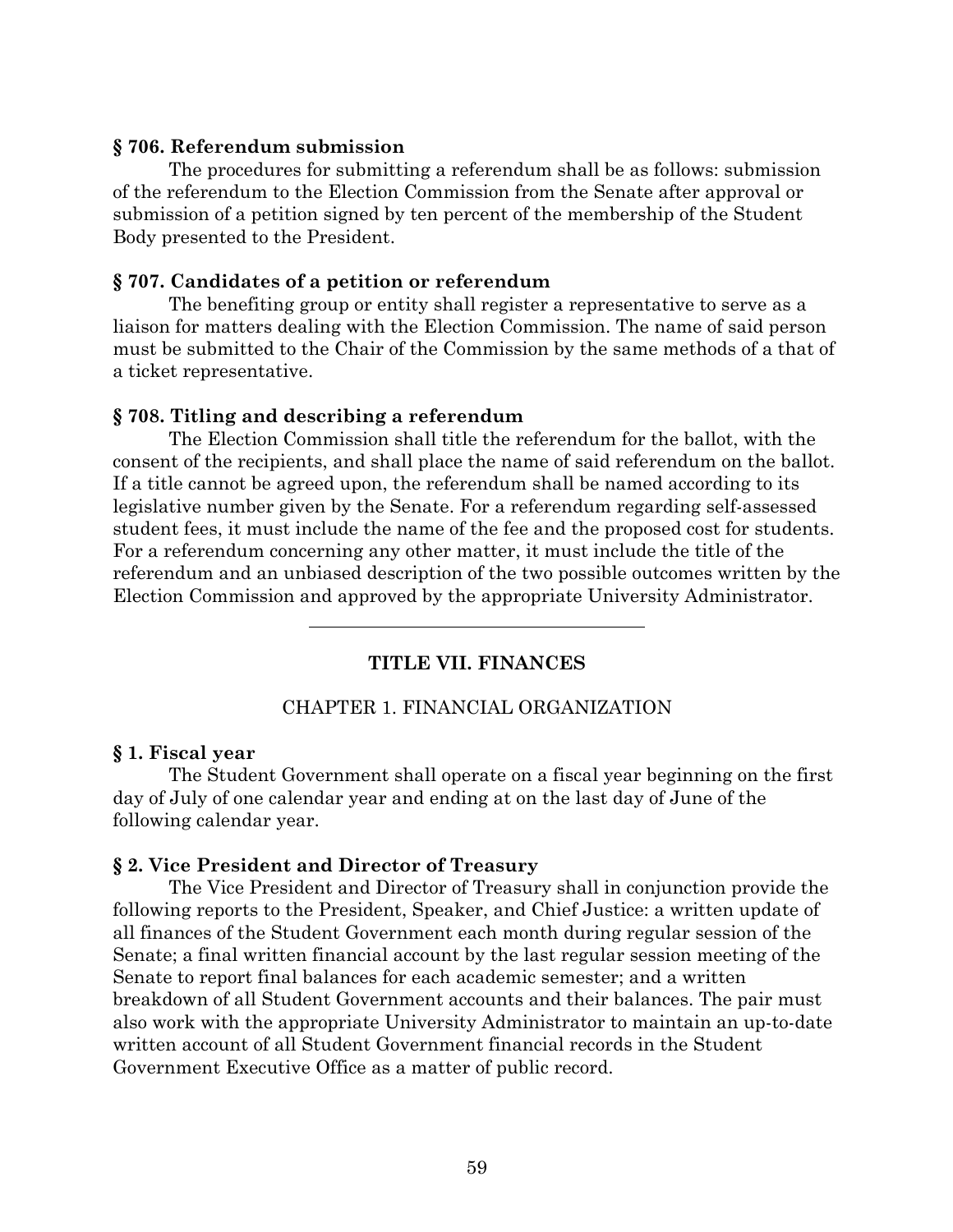### § 706. Referendum submission

The procedures for submitting a referendum shall be as follows: submission of the referendum to the Election Commission from the Senate after approval or submission of a petition signed by ten percent of the membership of the Student Body presented to the President.

### § 707. Candidates of a petition or referendum

The benefiting group or entity shall register a representative to serve as a liaison for matters dealing with the Election Commission. The name of said person must be submitted to the Chair of the Commission by the same methods of a that of a ticket representative.

### § 708. Titling and describing a referendum

The Election Commission shall title the referendum for the ballot, with the consent of the recipients, and shall place the name of said referendum on the ballot. If a title cannot be agreed upon, the referendum shall be named according to its legislative number given by the Senate. For a referendum regarding self-assessed student fees, it must include the name of the fee and the proposed cost for students. For a referendum concerning any other matter, it must include the title of the referendum and an unbiased description of the two possible outcomes written by the Election Commission and approved by the appropriate University Administrator.

---

# TITLE VII. FINANCES

## CHAPTER 1. FINANCIAL ORGANIZATION

### § 1. Fiscal year

The Student Government shall operate on a fiscal year beginning on the first day of July of one calendar year and ending at on the last day of June of the following calendar year.

### § 2. Vice President and Director of Treasury

The Vice President and Director of Treasury shall in conjunction provide the following reports to the President, Speaker, and Chief Justice: a written update of all finances of the Student Government each month during regular session of the Senate; a final written financial account by the last regular session meeting of the Senate to report final balances for each academic semester; and a written breakdown of all Student Government accounts and their balances. The pair must also work with the appropriate University Administrator to maintain an up-to-date written account of all Student Government financial records in the Student Government Executive Office as a matter of public record.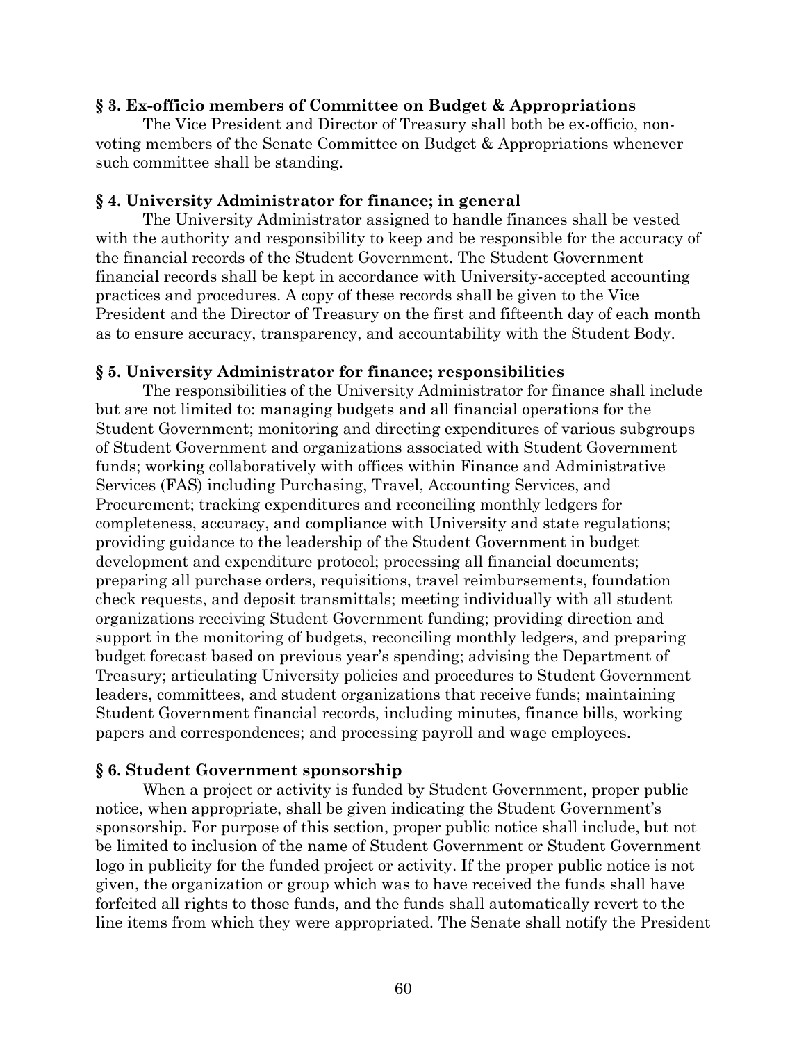### § 3. Ex-officio members of Committee on Budget & Appropriations

The Vice President and Director of Treasury shall both be ex-officio, non-voting members of the Senate Committee on Budget & Appropriations whenever such committee shall be standing.

### § 4. University Administrator for finance; in general

The University Administrator assigned to handle finances shall be vested with the authority and responsibility to keep and be responsible for the accuracy of the financial records of the Student Government. The Student Government financial records shall be kept in accordance with University-accepted accounting practices and procedures. A copy of these records shall be given to the Vice President and the Director of Treasury on the first and fifteenth day of each month as to ensure accuracy, transparency, and accountability with the Student Body.

### § 5. University Administrator for finance; responsibilities

The responsibilities of the University Administrator for finance shall include but are not limited to: managing budgets and all financial operations for the Student Government; monitoring and directing expenditures of various subgroups of Student Government and organizations associated with Student Government funds; working collaboratively with offices within Finance and Administrative Services (FAS) including Purchasing, Travel, Accounting Services, and Procurement; tracking expenditures and reconciling monthly ledgers for completeness, accuracy, and compliance with University and state regulations; providing guidance to the leadership of the Student Government in budget development and expenditure protocol; processing all financial documents; preparing all purchase orders, requisitions, travel reimbursements, foundation check requests, and deposit transmittals; meeting individually with all student organizations receiving Student Government funding; providing direction and support in the monitoring of budgets, reconciling monthly ledgers, and preparing budget forecast based on previous year's spending; advising the Department of Treasury; articulating University policies and procedures to Student Government leaders, committees, and student organizations that receive funds; maintaining Student Government financial records, including minutes, finance bills, working papers and correspondences; and processing payroll and wage employees.

### § 6. Student Government sponsorship

When a project or activity is funded by Student Government, proper public notice, when appropriate, shall be given indicating the Student Government's sponsorship. For purpose of this section, proper public notice shall include, but not be limited to inclusion of the name of Student Government or Student Government logo in publicity for the funded project or activity. If the proper public notice is not given, the organization or group which was to have received the funds shall have forfeited all rights to those funds, and the funds shall automatically revert to the line items from which they were appropriated. The Senate shall notify the President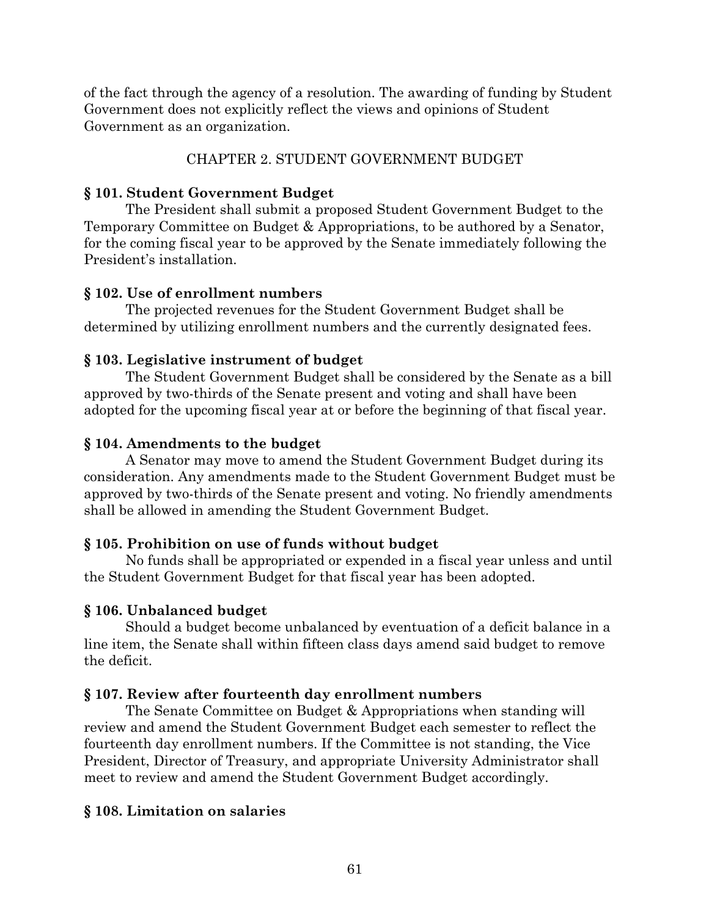of the fact through the agency of a resolution. The awarding of funding by Student Government does not explicitly reflect the views and opinions of Student Government as an organization.

## CHAPTER 2. STUDENT GOVERNMENT BUDGET

### § 101. Student Government Budget

The President shall submit a proposed Student Government Budget to the Temporary Committee on Budget & Appropriations, to be authored by a Senator, for the coming fiscal year to be approved by the Senate immediately following the President's installation.

### § 102. Use of enrollment numbers

The projected revenues for the Student Government Budget shall be determined by utilizing enrollment numbers and the currently designated fees.

### § 103. Legislative instrument of budget

The Student Government Budget shall be considered by the Senate as a bill approved by two-thirds of the Senate present and voting and shall have been adopted for the upcoming fiscal year at or before the beginning of that fiscal year.

### § 104. Amendments to the budget

A Senator may move to amend the Student Government Budget during its consideration. Any amendments made to the Student Government Budget must be approved by two-thirds of the Senate present and voting. No friendly amendments shall be allowed in amending the Student Government Budget.

### § 105. Prohibition on use of funds without budget

No funds shall be appropriated or expended in a fiscal year unless and until the Student Government Budget for that fiscal year has been adopted.

### § 106. Unbalanced budget

Should a budget become unbalanced by eventuation of a deficit balance in a line item, the Senate shall within fifteen class days amend said budget to remove the deficit.

### § 107. Review after fourteenth day enrollment numbers

The Senate Committee on Budget & Appropriations when standing will review and amend the Student Government Budget each semester to reflect the fourteenth day enrollment numbers. If the Committee is not standing, the Vice President, Director of Treasury, and appropriate University Administrator shall meet to review and amend the Student Government Budget accordingly.

### § 108. Limitation on salaries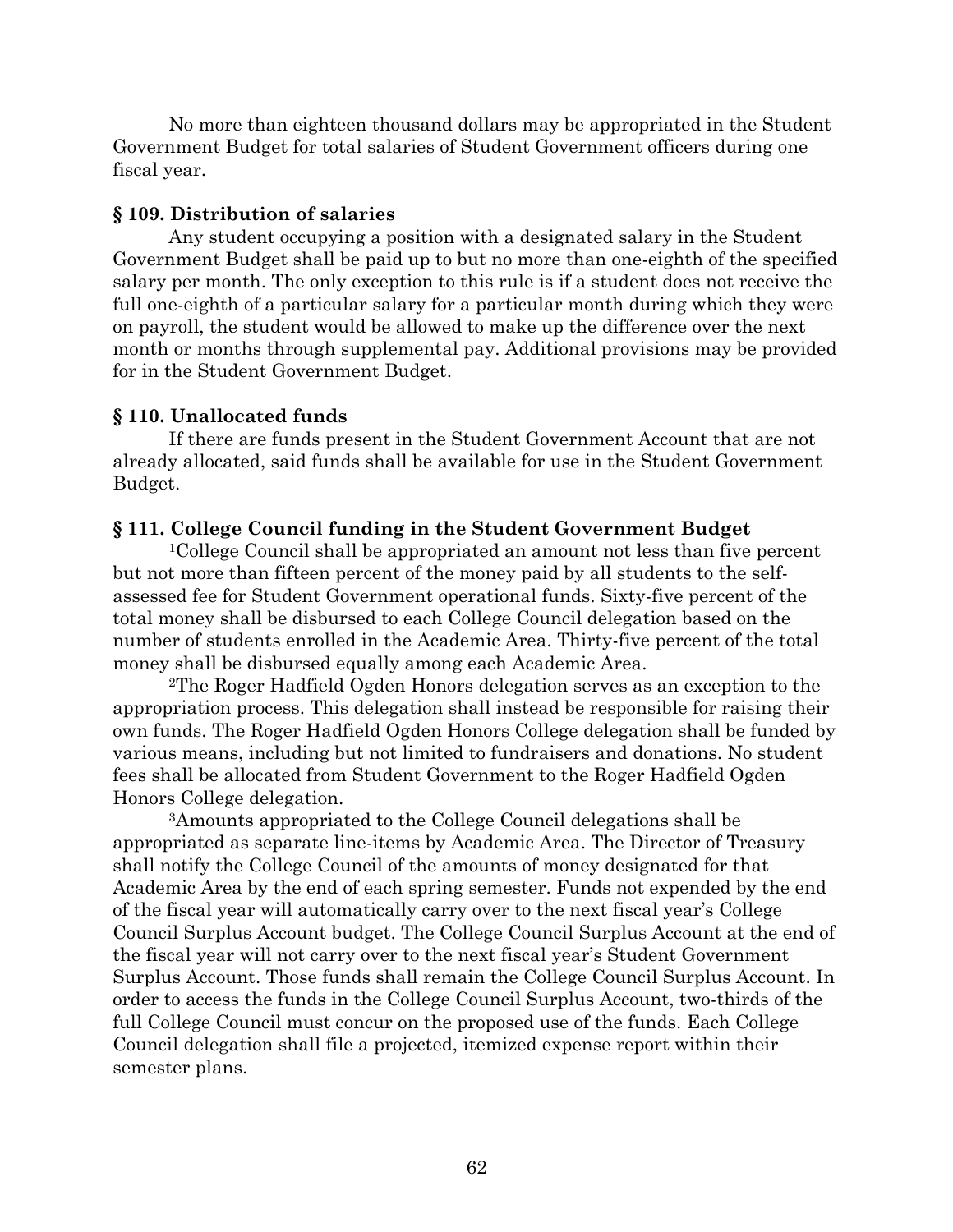No more than eighteen thousand dollars may be appropriated in the Student Government Budget for total salaries of Student Government officers during one fiscal year.

**§ 109. Distribution of salaries**

Any student occupying a position with a designated salary in the Student Government Budget shall be paid up to but no more than one-eighth of the specified salary per month. The only exception to this rule is if a student does not receive the full one-eighth of a particular salary for a particular month during which they were on payroll, the student would be allowed to make up the difference over the next month or months through supplemental pay. Additional provisions may be provided for in the Student Government Budget.

**§ 110. Unallocated funds**

If there are funds present in the Student Government Account that are not already allocated, said funds shall be available for use in the Student Government Budget.

**§ 111. College Council funding in the Student Government Budget**

[1]College Council shall be appropriated an amount not less than five percent but not more than fifteen percent of the money paid by all students to the self-assessed fee for Student Government operational funds. Sixty-five percent of the total money shall be disbursed to each College Council delegation based on the number of students enrolled in the Academic Area. Thirty-five percent of the total money shall be disbursed equally among each Academic Area.

[2]The Roger Hadfield Ogden Honors delegation serves as an exception to the appropriation process. This delegation shall instead be responsible for raising their own funds. The Roger Hadfield Ogden Honors College delegation shall be funded by various means, including but not limited to fundraisers and donations. No student fees shall be allocated from Student Government to the Roger Hadfield Ogden Honors College delegation.

[3]Amounts appropriated to the College Council delegations shall be appropriated as separate line-items by Academic Area. The Director of Treasury shall notify the College Council of the amounts of money designated for that Academic Area by the end of each spring semester. Funds not expended by the end of the fiscal year will automatically carry over to the next fiscal year's College Council Surplus Account budget. The College Council Surplus Account at the end of the fiscal year will not carry over to the next fiscal year's Student Government Surplus Account. Those funds shall remain the College Council Surplus Account. In order to access the funds in the College Council Surplus Account, two-thirds of the full College Council must concur on the proposed use of the funds. Each College Council delegation shall file a projected, itemized expense report within their semester plans.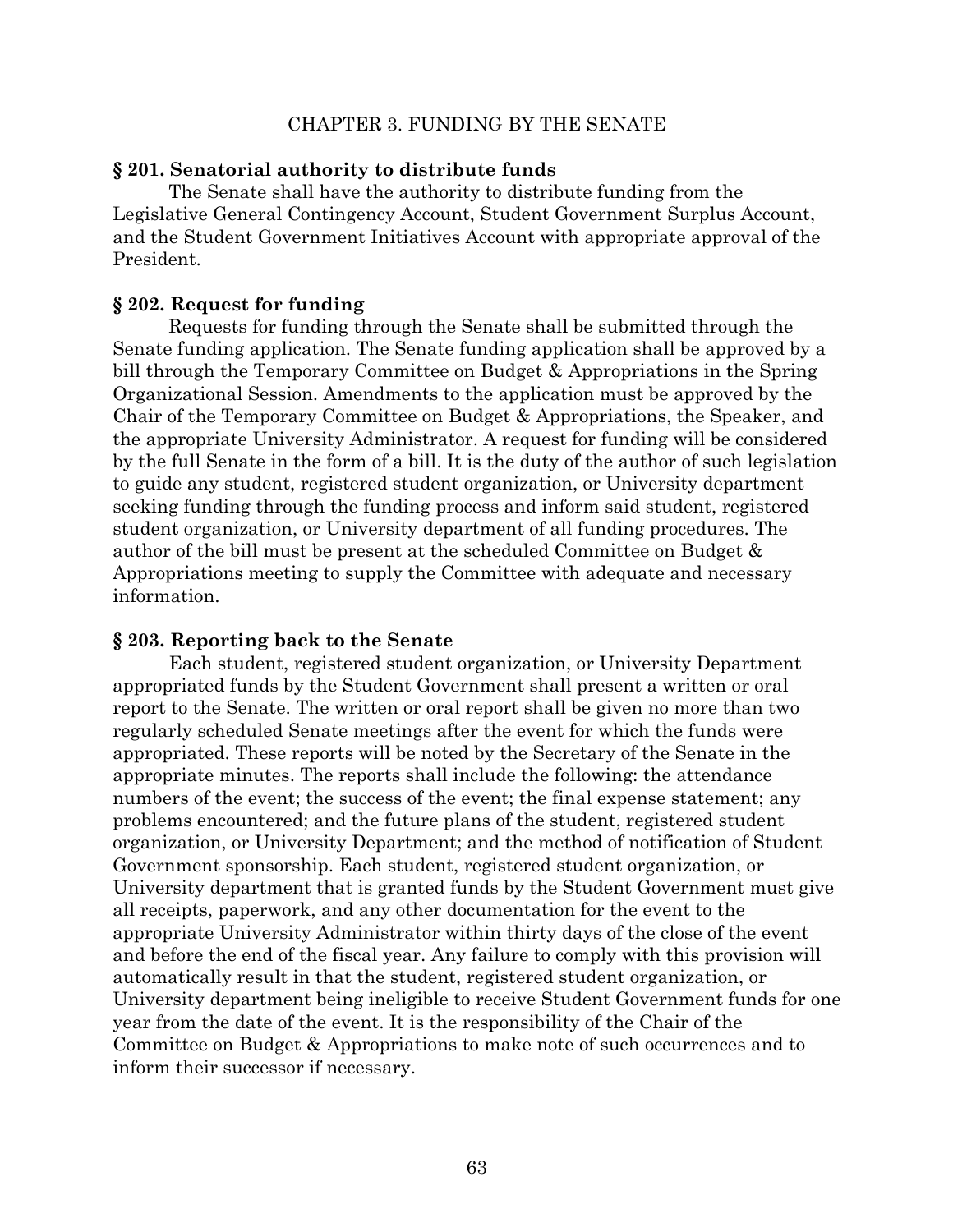## CHAPTER 3. FUNDING BY THE SENATE

**§ 201. Senatorial authority to distribute funds**

The Senate shall have the authority to distribute funding from the Legislative General Contingency Account, Student Government Surplus Account, and the Student Government Initiatives Account with appropriate approval of the President.

**§ 202. Request for funding**

Requests for funding through the Senate shall be submitted through the Senate funding application. The Senate funding application shall be approved by a bill through the Temporary Committee on Budget & Appropriations in the Spring Organizational Session. Amendments to the application must be approved by the Chair of the Temporary Committee on Budget & Appropriations, the Speaker, and the appropriate University Administrator. A request for funding will be considered by the full Senate in the form of a bill. It is the duty of the author of such legislation to guide any student, registered student organization, or University department seeking funding through the funding process and inform said student, registered student organization, or University department of all funding procedures. The author of the bill must be present at the scheduled Committee on Budget & Appropriations meeting to supply the Committee with adequate and necessary information.

**§ 203. Reporting back to the Senate**

Each student, registered student organization, or University Department appropriated funds by the Student Government shall present a written or oral report to the Senate. The written or oral report shall be given no more than two regularly scheduled Senate meetings after the event for which the funds were appropriated. These reports will be noted by the Secretary of the Senate in the appropriate minutes. The reports shall include the following: the attendance numbers of the event; the success of the event; the final expense statement; any problems encountered; and the future plans of the student, registered student organization, or University Department; and the method of notification of Student Government sponsorship. Each student, registered student organization, or University department that is granted funds by the Student Government must give all receipts, paperwork, and any other documentation for the event to the appropriate University Administrator within thirty days of the close of the event and before the end of the fiscal year. Any failure to comply with this provision will automatically result in that the student, registered student organization, or University department being ineligible to receive Student Government funds for one year from the date of the event. It is the responsibility of the Chair of the Committee on Budget & Appropriations to make note of such occurrences and to inform their successor if necessary.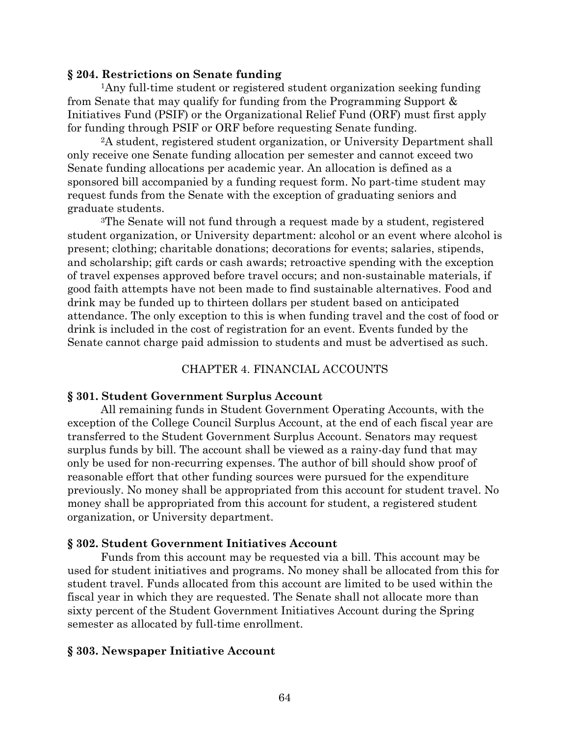**§ 204. Restrictions on Senate funding**

[1]Any full-time student or registered student organization seeking funding from Senate that may qualify for funding from the Programming Support & Initiatives Fund (PSIF) or the Organizational Relief Fund (ORF) must first apply for funding through PSIF or ORF before requesting Senate funding.

[2]A student, registered student organization, or University Department shall only receive one Senate funding allocation per semester and cannot exceed two Senate funding allocations per academic year. An allocation is defined as a sponsored bill accompanied by a funding request form. No part-time student may request funds from the Senate with the exception of graduating seniors and graduate students.

[3]The Senate will not fund through a request made by a student, registered student organization, or University department: alcohol or an event where alcohol is present; clothing; charitable donations; decorations for events; salaries, stipends, and scholarship; gift cards or cash awards; retroactive spending with the exception of travel expenses approved before travel occurs; and non-sustainable materials, if good faith attempts have not been made to find sustainable alternatives. Food and drink may be funded up to thirteen dollars per student based on anticipated attendance. The only exception to this is when funding travel and the cost of food or drink is included in the cost of registration for an event. Events funded by the Senate cannot charge paid admission to students and must be advertised as such.

## CHAPTER 4. FINANCIAL ACCOUNTS

**§ 301. Student Government Surplus Account**

All remaining funds in Student Government Operating Accounts, with the exception of the College Council Surplus Account, at the end of each fiscal year are transferred to the Student Government Surplus Account. Senators may request surplus funds by bill. The account shall be viewed as a rainy-day fund that may only be used for non-recurring expenses. The author of bill should show proof of reasonable effort that other funding sources were pursued for the expenditure previously. No money shall be appropriated from this account for student travel. No money shall be appropriated from this account for student, a registered student organization, or University department.

**§ 302. Student Government Initiatives Account**

Funds from this account may be requested via a bill. This account may be used for student initiatives and programs. No money shall be allocated from this for student travel. Funds allocated from this account are limited to be used within the fiscal year in which they are requested. The Senate shall not allocate more than sixty percent of the Student Government Initiatives Account during the Spring semester as allocated by full-time enrollment.

**§ 303. Newspaper Initiative Account**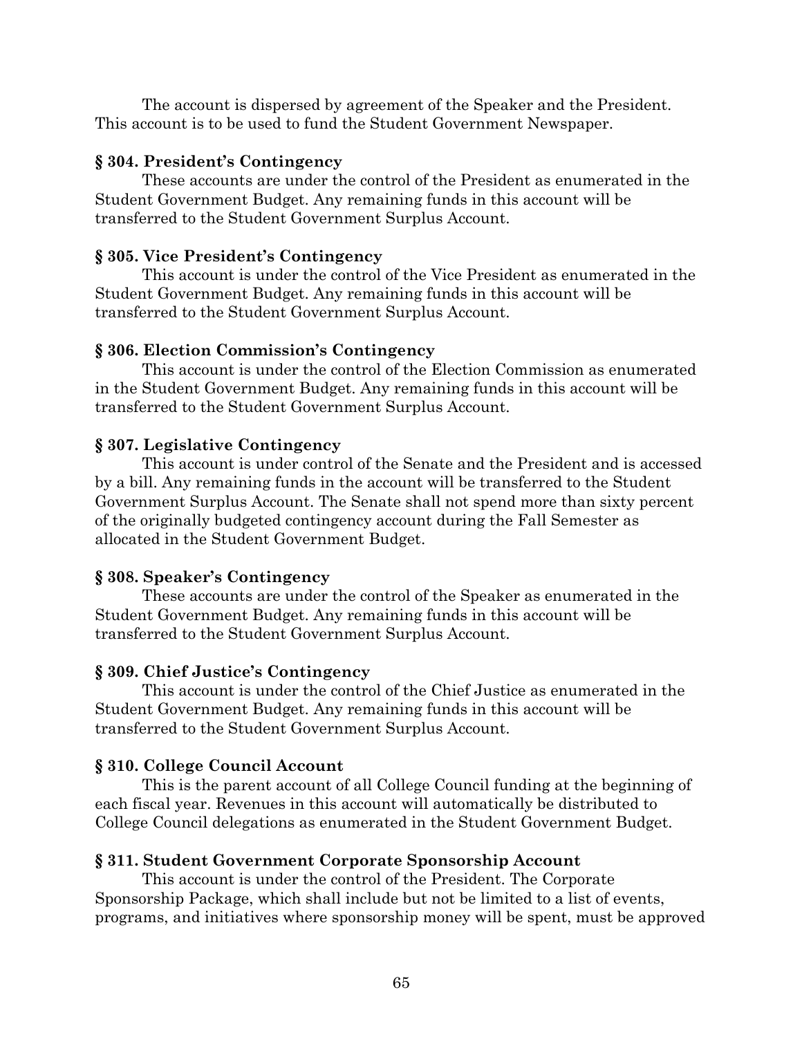The account is dispersed by agreement of the Speaker and the President. This account is to be used to fund the Student Government Newspaper.

**§ 304. President's Contingency**

These accounts are under the control of the President as enumerated in the Student Government Budget. Any remaining funds in this account will be transferred to the Student Government Surplus Account.

**§ 305. Vice President's Contingency**

This account is under the control of the Vice President as enumerated in the Student Government Budget. Any remaining funds in this account will be transferred to the Student Government Surplus Account.

**§ 306. Election Commission's Contingency**

This account is under the control of the Election Commission as enumerated in the Student Government Budget. Any remaining funds in this account will be transferred to the Student Government Surplus Account.

**§ 307. Legislative Contingency**

This account is under control of the Senate and the President and is accessed by a bill. Any remaining funds in the account will be transferred to the Student Government Surplus Account. The Senate shall not spend more than sixty percent of the originally budgeted contingency account during the Fall Semester as allocated in the Student Government Budget.

**§ 308. Speaker's Contingency**

These accounts are under the control of the Speaker as enumerated in the Student Government Budget. Any remaining funds in this account will be transferred to the Student Government Surplus Account.

**§ 309. Chief Justice's Contingency**

This account is under the control of the Chief Justice as enumerated in the Student Government Budget. Any remaining funds in this account will be transferred to the Student Government Surplus Account.

**§ 310. College Council Account**

This is the parent account of all College Council funding at the beginning of each fiscal year. Revenues in this account will automatically be distributed to College Council delegations as enumerated in the Student Government Budget.

**§ 311. Student Government Corporate Sponsorship Account**

This account is under the control of the President. The Corporate Sponsorship Package, which shall include but not be limited to a list of events, programs, and initiatives where sponsorship money will be spent, must be approved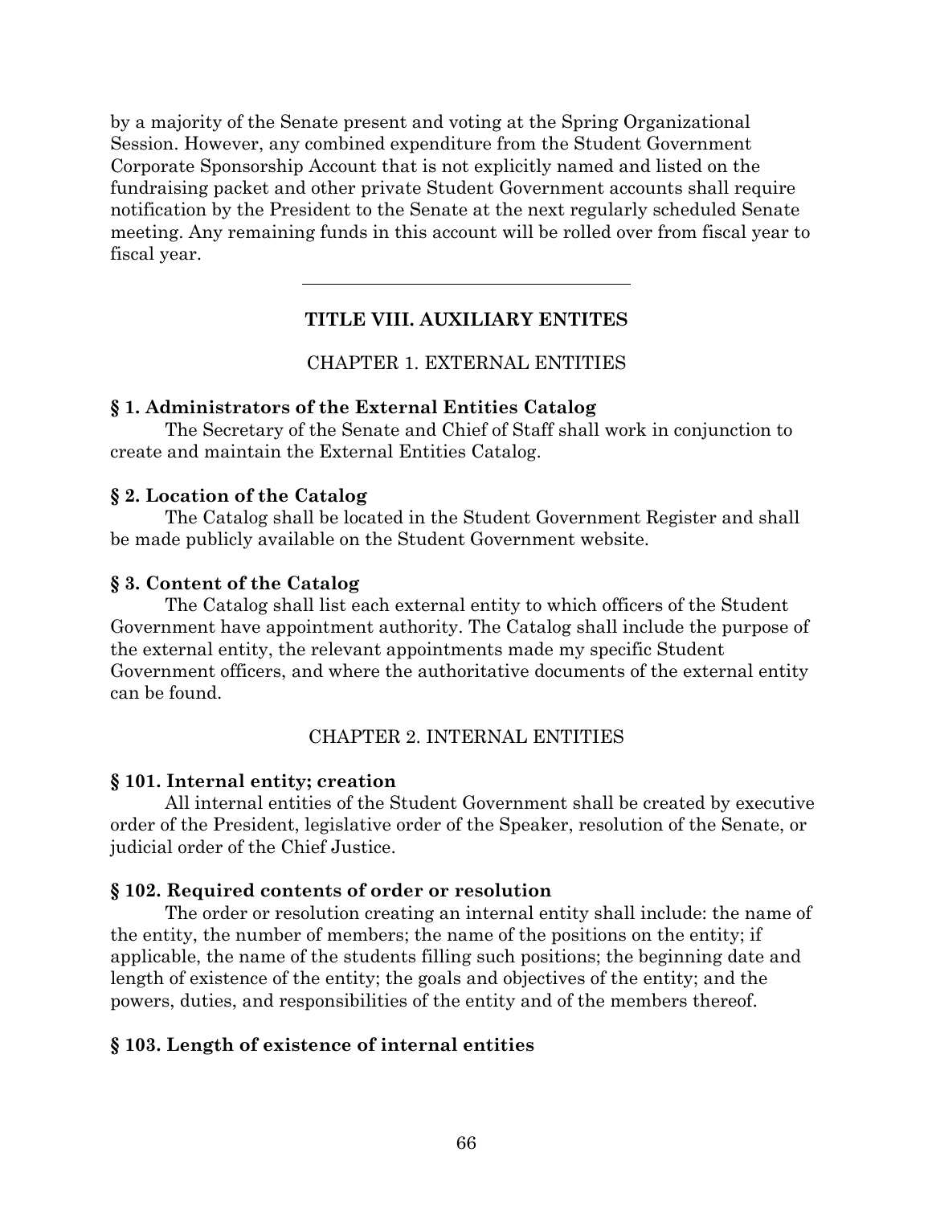by a majority of the Senate present and voting at the Spring Organizational Session. However, any combined expenditure from the Student Government Corporate Sponsorship Account that is not explicitly named and listed on the fundraising packet and other private Student Government accounts shall require notification by the President to the Senate at the next regularly scheduled Senate meeting. Any remaining funds in this account will be rolled over from fiscal year to fiscal year.

---

## TITLE VIII. AUXILIARY ENTITES

### CHAPTER 1. EXTERNAL ENTITIES

**§ 1. Administrators of the External Entities Catalog**

The Secretary of the Senate and Chief of Staff shall work in conjunction to create and maintain the External Entities Catalog.

**§ 2. Location of the Catalog**

The Catalog shall be located in the Student Government Register and shall be made publicly available on the Student Government website.

**§ 3. Content of the Catalog**

The Catalog shall list each external entity to which officers of the Student Government have appointment authority. The Catalog shall include the purpose of the external entity, the relevant appointments made my specific Student Government officers, and where the authoritative documents of the external entity can be found.

### CHAPTER 2. INTERNAL ENTITIES

**§ 101. Internal entity; creation**

All internal entities of the Student Government shall be created by executive order of the President, legislative order of the Speaker, resolution of the Senate, or judicial order of the Chief Justice.

**§ 102. Required contents of order or resolution**

The order or resolution creating an internal entity shall include: the name of the entity, the number of members; the name of the positions on the entity; if applicable, the name of the students filling such positions; the beginning date and length of existence of the entity; the goals and objectives of the entity; and the powers, duties, and responsibilities of the entity and of the members thereof.

**§ 103. Length of existence of internal entities**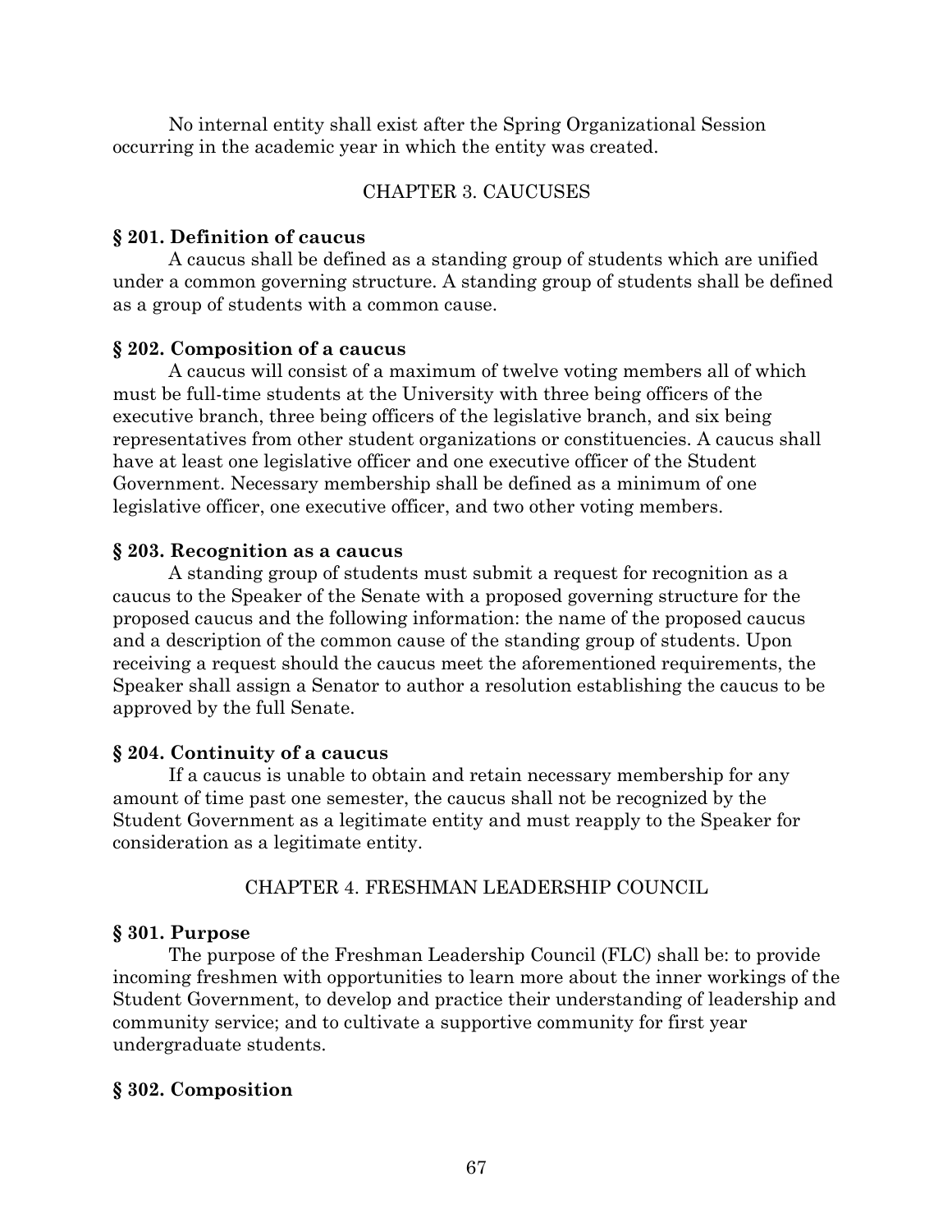No internal entity shall exist after the Spring Organizational Session occurring in the academic year in which the entity was created.

## CHAPTER 3. CAUCUSES

**§ 201. Definition of caucus**

A caucus shall be defined as a standing group of students which are unified under a common governing structure. A standing group of students shall be defined as a group of students with a common cause.

**§ 202. Composition of a caucus**

A caucus will consist of a maximum of twelve voting members all of which must be full-time students at the University with three being officers of the executive branch, three being officers of the legislative branch, and six being representatives from other student organizations or constituencies. A caucus shall have at least one legislative officer and one executive officer of the Student Government. Necessary membership shall be defined as a minimum of one legislative officer, one executive officer, and two other voting members.

**§ 203. Recognition as a caucus**

A standing group of students must submit a request for recognition as a caucus to the Speaker of the Senate with a proposed governing structure for the proposed caucus and the following information: the name of the proposed caucus and a description of the common cause of the standing group of students. Upon receiving a request should the caucus meet the aforementioned requirements, the Speaker shall assign a Senator to author a resolution establishing the caucus to be approved by the full Senate.

**§ 204. Continuity of a caucus**

If a caucus is unable to obtain and retain necessary membership for any amount of time past one semester, the caucus shall not be recognized by the Student Government as a legitimate entity and must reapply to the Speaker for consideration as a legitimate entity.

## CHAPTER 4. FRESHMAN LEADERSHIP COUNCIL

**§ 301. Purpose**

The purpose of the Freshman Leadership Council (FLC) shall be: to provide incoming freshmen with opportunities to learn more about the inner workings of the Student Government, to develop and practice their understanding of leadership and community service; and to cultivate a supportive community for first year undergraduate students.

**§ 302. Composition**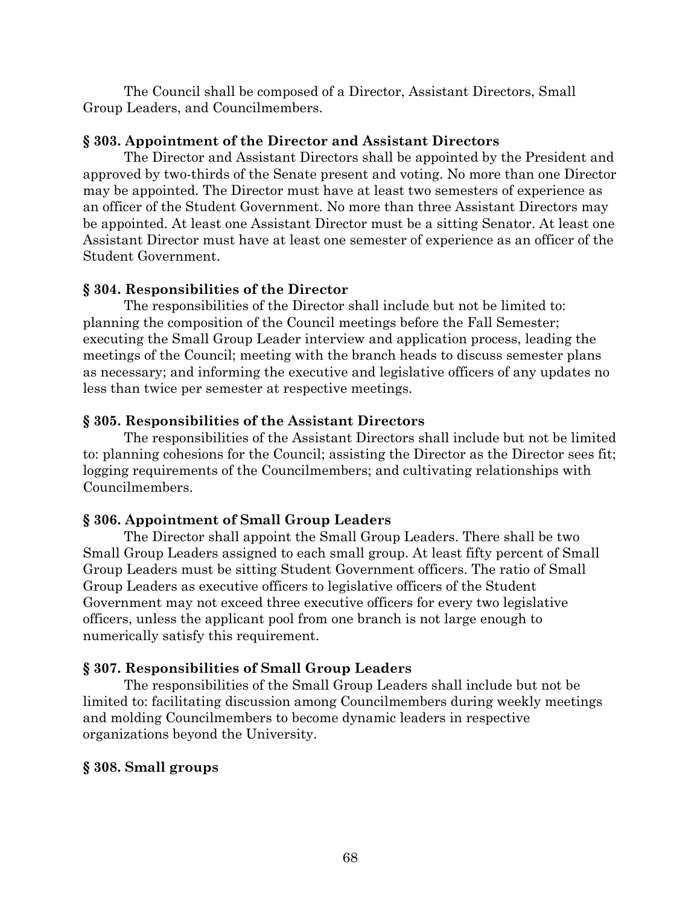The Council shall be composed of a Director, Assistant Directors, Small Group Leaders, and Councilmembers.

### § 303. Appointment of the Director and Assistant Directors

The Director and Assistant Directors shall be appointed by the President and approved by two-thirds of the Senate present and voting. No more than one Director may be appointed. The Director must have at least two semesters of experience as an officer of the Student Government. No more than three Assistant Directors may be appointed. At least one Assistant Director must be a sitting Senator. At least one Assistant Director must have at least one semester of experience as an officer of the Student Government.

### § 304. Responsibilities of the Director

The responsibilities of the Director shall include but not be limited to: planning the composition of the Council meetings before the Fall Semester; executing the Small Group Leader interview and application process, leading the meetings of the Council; meeting with the branch heads to discuss semester plans as necessary; and informing the executive and legislative officers of any updates no less than twice per semester at respective meetings.

### § 305. Responsibilities of the Assistant Directors

The responsibilities of the Assistant Directors shall include but not be limited to: planning cohesions for the Council; assisting the Director as the Director sees fit; logging requirements of the Councilmembers; and cultivating relationships with Councilmembers.

### § 306. Appointment of Small Group Leaders

The Director shall appoint the Small Group Leaders. There shall be two Small Group Leaders assigned to each small group. At least fifty percent of Small Group Leaders must be sitting Student Government officers. The ratio of Small Group Leaders as executive officers to legislative officers of the Student Government may not exceed three executive officers for every two legislative officers, unless the applicant pool from one branch is not large enough to numerically satisfy this requirement.

### § 307. Responsibilities of Small Group Leaders

The responsibilities of the Small Group Leaders shall include but not be limited to: facilitating discussion among Councilmembers during weekly meetings and molding Councilmembers to become dynamic leaders in respective organizations beyond the University.

### § 308. Small groups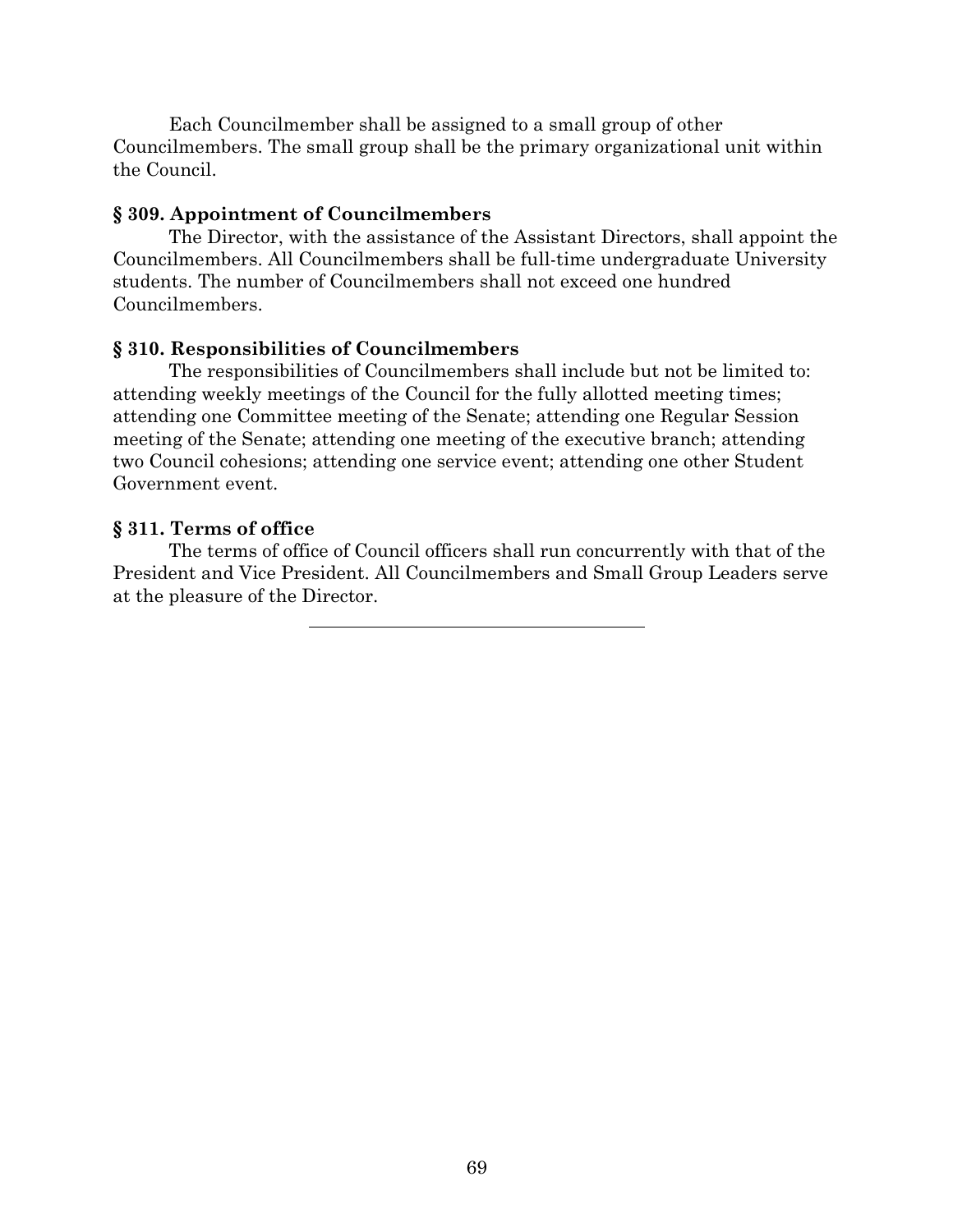Each Councilmember shall be assigned to a small group of other Councilmembers. The small group shall be the primary organizational unit within the Council.

### § 309. Appointment of Councilmembers

The Director, with the assistance of the Assistant Directors, shall appoint the Councilmembers. All Councilmembers shall be full-time undergraduate University students. The number of Councilmembers shall not exceed one hundred Councilmembers.

### § 310. Responsibilities of Councilmembers

The responsibilities of Councilmembers shall include but not be limited to: attending weekly meetings of the Council for the fully allotted meeting times; attending one Committee meeting of the Senate; attending one Regular Session meeting of the Senate; attending one meeting of the executive branch; attending two Council cohesions; attending one service event; attending one other Student Government event.

### § 311. Terms of office

The terms of office of Council officers shall run concurrently with that of the President and Vice President. All Councilmembers and Small Group Leaders serve at the pleasure of the Director.

---